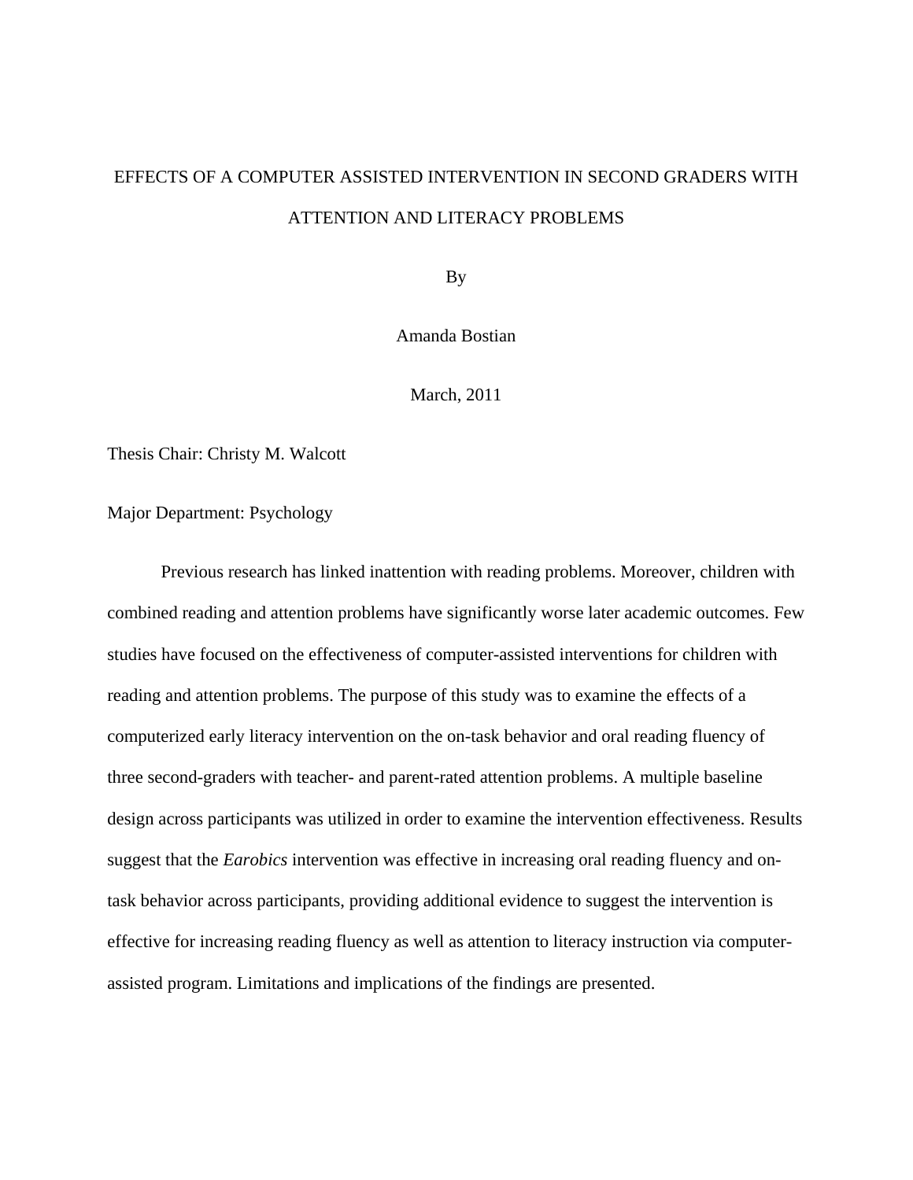# EFFECTS OF A COMPUTER ASSISTED INTERVENTION IN SECOND GRADERS WITH ATTENTION AND LITERACY PROBLEMS

By

Amanda Bostian

March, 2011

Thesis Chair: Christy M. Walcott

Major Department: Psychology

Previous research has linked inattention with reading problems. Moreover, children with combined reading and attention problems have significantly worse later academic outcomes. Few studies have focused on the effectiveness of computer-assisted interventions for children with reading and attention problems. The purpose of this study was to examine the effects of a computerized early literacy intervention on the on-task behavior and oral reading fluency of three second-graders with teacher- and parent-rated attention problems. A multiple baseline design across participants was utilized in order to examine the intervention effectiveness. Results suggest that the *Earobics* intervention was effective in increasing oral reading fluency and on-task behavior across participants, providing additional evidence to suggest the intervention is effective for increasing reading fluency as well as attention to literacy instruction via computer-assisted program. Limitations and implications of the findings are presented.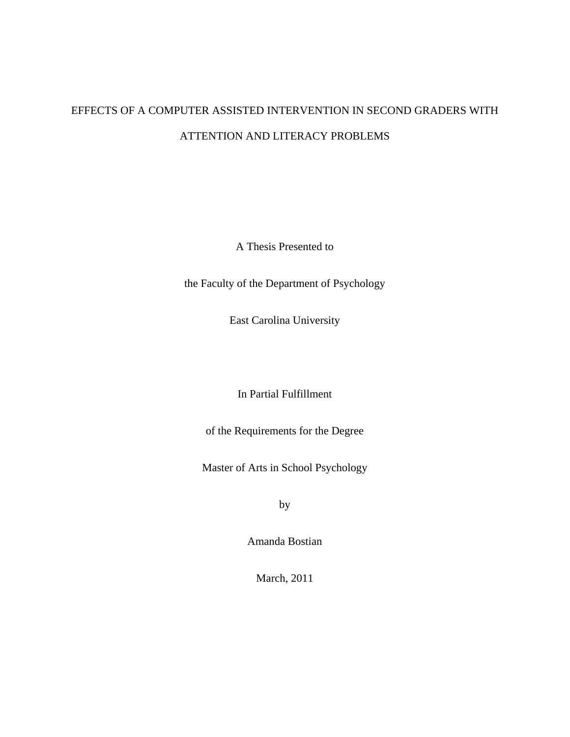# EFFECTS OF A COMPUTER ASSISTED INTERVENTION IN SECOND GRADERS WITH ATTENTION AND LITERACY PROBLEMS

A Thesis Presented to

the Faculty of the Department of Psychology

East Carolina University

In Partial Fulfillment

of the Requirements for the Degree

Master of Arts in School Psychology

by

Amanda Bostian

March, 2011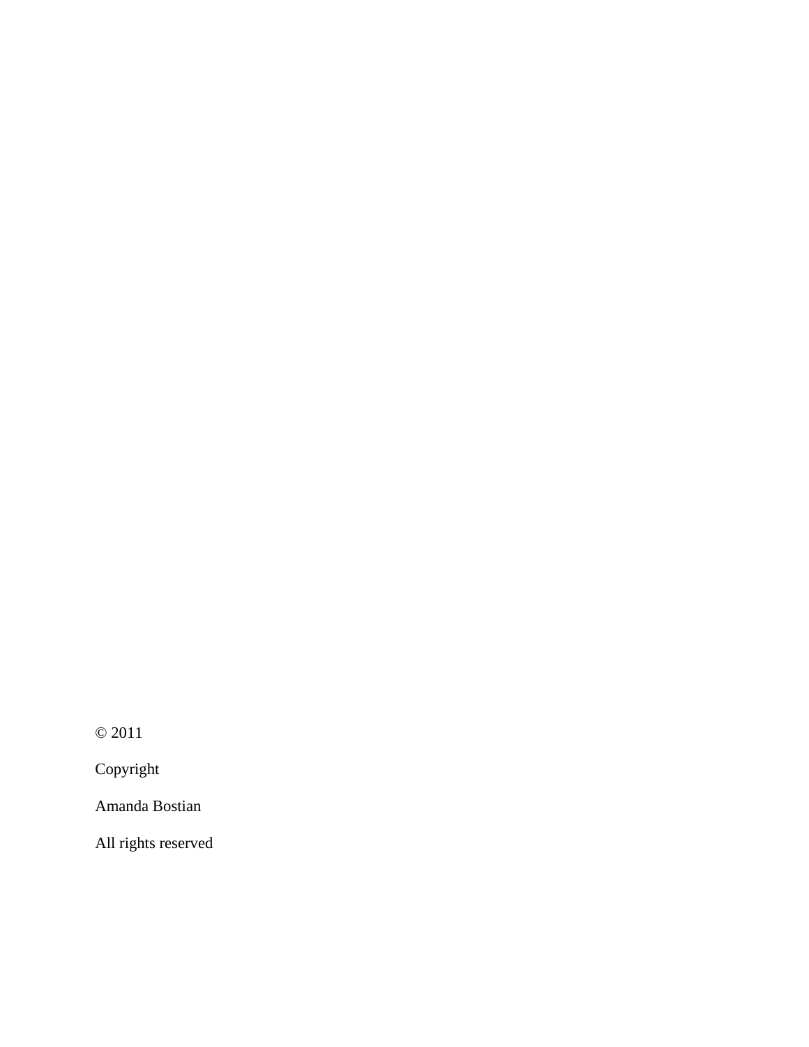© 2011

Copyright

Amanda Bostian

All rights reserved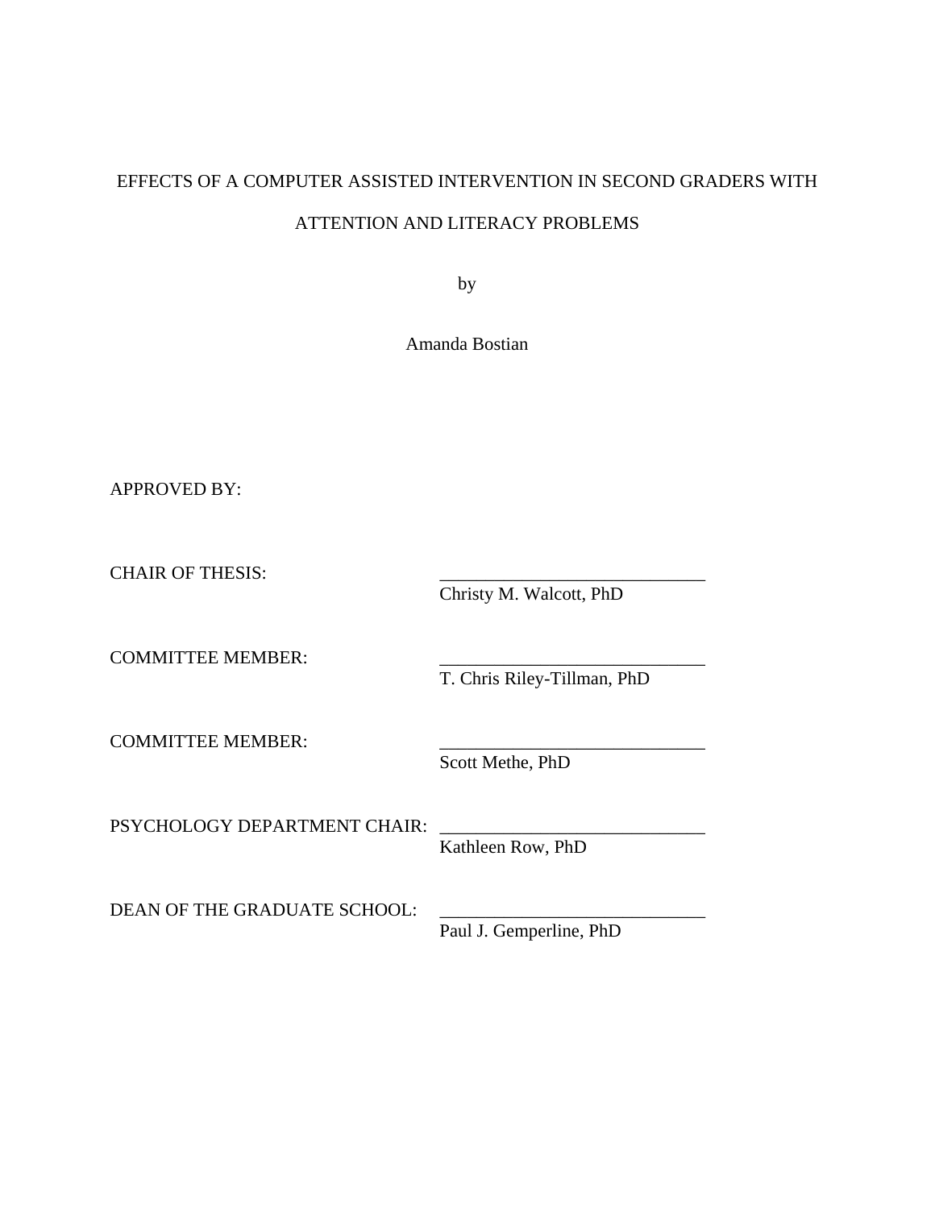EFFECTS OF A COMPUTER ASSISTED INTERVENTION IN SECOND GRADERS WITH ATTENTION AND LITERACY PROBLEMS

by

Amanda Bostian

APPROVED BY:

CHAIR OF THESIS: ______________________________
Christy M. Walcott, PhD

COMMITTEE MEMBER: ______________________________
T. Chris Riley-Tillman, PhD

COMMITTEE MEMBER: ______________________________
Scott Methe, PhD

PSYCHOLOGY DEPARTMENT CHAIR: ______________________________
Kathleen Row, PhD

DEAN OF THE GRADUATE SCHOOL: ______________________________
Paul J. Gemperline, PhD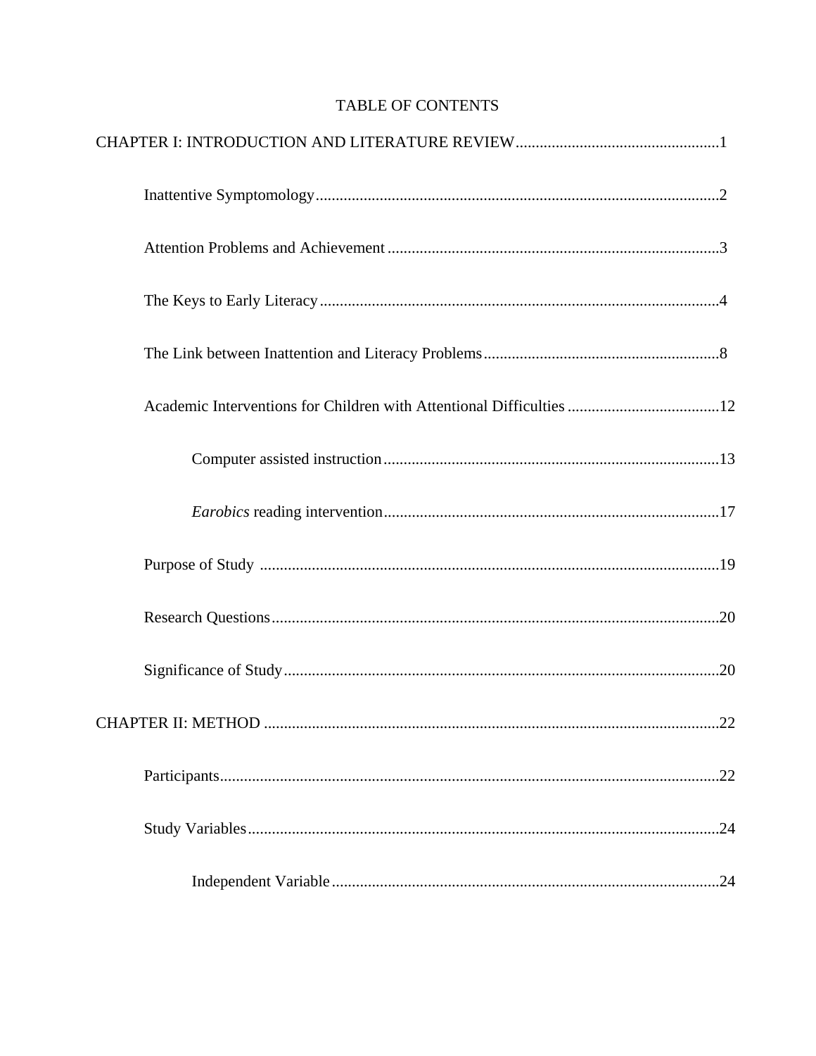# TABLE OF CONTENTS

CHAPTER I: INTRODUCTION AND LITERATURE REVIEW....................................................1

Inattentive Symptomology....................................................................................................2

Attention Problems and Achievement..................................................................................3

The Keys to Early Literacy...................................................................................................4

The Link between Inattention and Literacy Problems..........................................................8

Academic Interventions for Children with Attentional Difficulties......................................12

Computer assisted instruction....................................................................................13

*Earobics* reading intervention....................................................................................17

Purpose of Study ..................................................................................................................19

Research Questions...............................................................................................................20

Significance of Study............................................................................................................20

CHAPTER II: METHOD .................................................................................................................22

Participants............................................................................................................................22

Study Variables.....................................................................................................................24

Independent Variable.................................................................................................24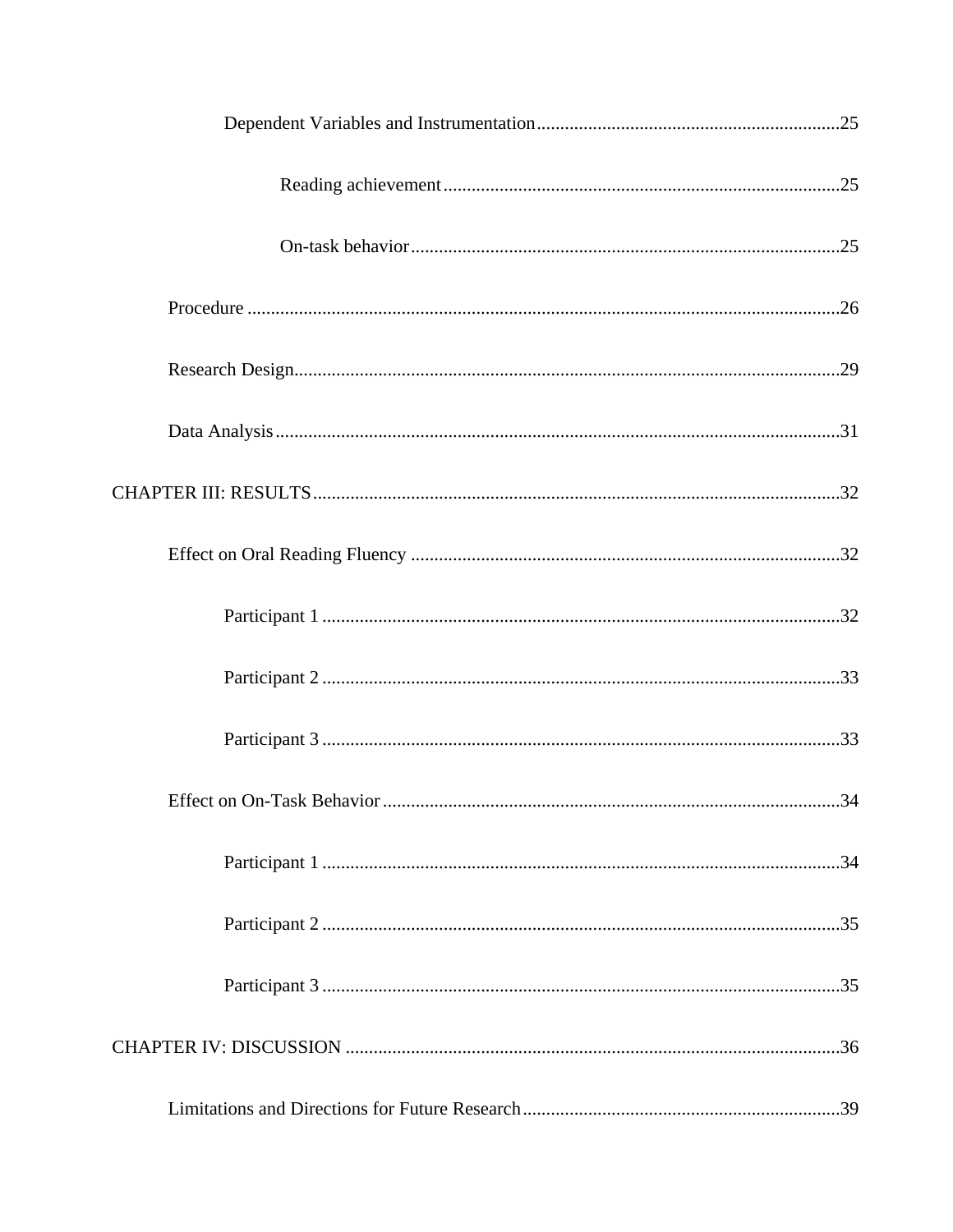Dependent Variables and Instrumentation ..... 25

Reading achievement ..... 25

On-task behavior ..... 25

Procedure ..... 26

Research Design ..... 29

Data Analysis ..... 31

CHAPTER III: RESULTS ..... 32

Effect on Oral Reading Fluency ..... 32

Participant 1 ..... 32

Participant 2 ..... 33

Participant 3 ..... 33

Effect on On-Task Behavior ..... 34

Participant 1 ..... 34

Participant 2 ..... 35

Participant 3 ..... 35

CHAPTER IV: DISCUSSION ..... 36

Limitations and Directions for Future Research ..... 39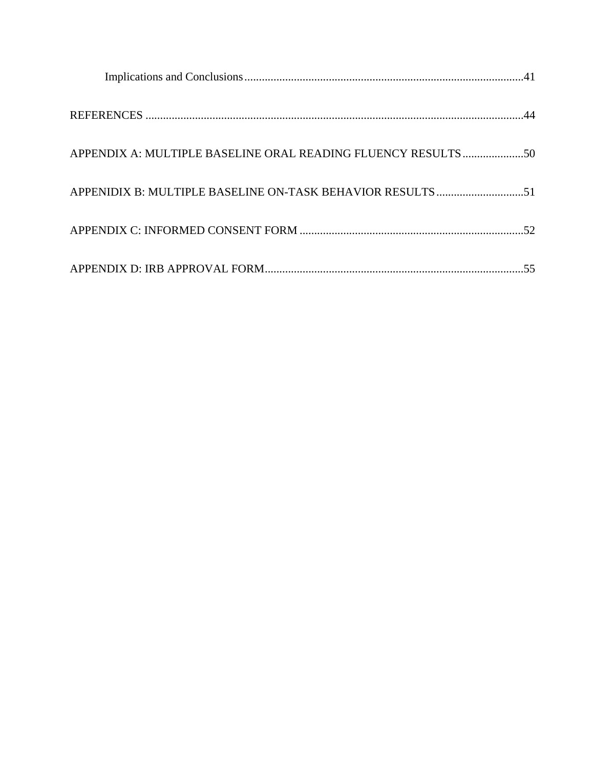Implications and Conclusions ........................................................................................41

REFERENCES ..................................................................................................................44

APPENDIX A: MULTIPLE BASELINE ORAL READING FLUENCY RESULTS .....................50

APPENIDIX B: MULTIPLE BASELINE ON-TASK BEHAVIOR RESULTS ..............................51

APPENDIX C: INFORMED CONSENT FORM .............................................................................52

APPENDIX D: IRB APPROVAL FORM.........................................................................................55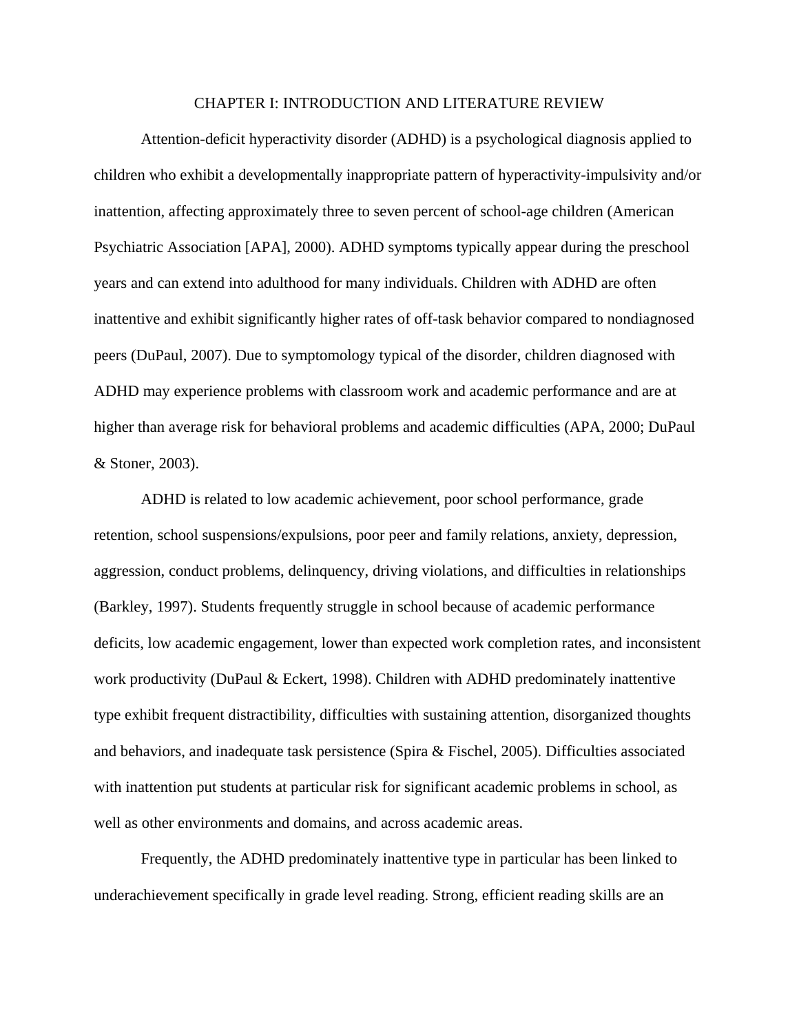# CHAPTER I: INTRODUCTION AND LITERATURE REVIEW

Attention-deficit hyperactivity disorder (ADHD) is a psychological diagnosis applied to children who exhibit a developmentally inappropriate pattern of hyperactivity-impulsivity and/or inattention, affecting approximately three to seven percent of school-age children (American Psychiatric Association [APA], 2000). ADHD symptoms typically appear during the preschool years and can extend into adulthood for many individuals. Children with ADHD are often inattentive and exhibit significantly higher rates of off-task behavior compared to nondiagnosed peers (DuPaul, 2007). Due to symptomology typical of the disorder, children diagnosed with ADHD may experience problems with classroom work and academic performance and are at higher than average risk for behavioral problems and academic difficulties (APA, 2000; DuPaul & Stoner, 2003).

ADHD is related to low academic achievement, poor school performance, grade retention, school suspensions/expulsions, poor peer and family relations, anxiety, depression, aggression, conduct problems, delinquency, driving violations, and difficulties in relationships (Barkley, 1997). Students frequently struggle in school because of academic performance deficits, low academic engagement, lower than expected work completion rates, and inconsistent work productivity (DuPaul & Eckert, 1998). Children with ADHD predominately inattentive type exhibit frequent distractibility, difficulties with sustaining attention, disorganized thoughts and behaviors, and inadequate task persistence (Spira & Fischel, 2005). Difficulties associated with inattention put students at particular risk for significant academic problems in school, as well as other environments and domains, and across academic areas.

Frequently, the ADHD predominately inattentive type in particular has been linked to underachievement specifically in grade level reading. Strong, efficient reading skills are an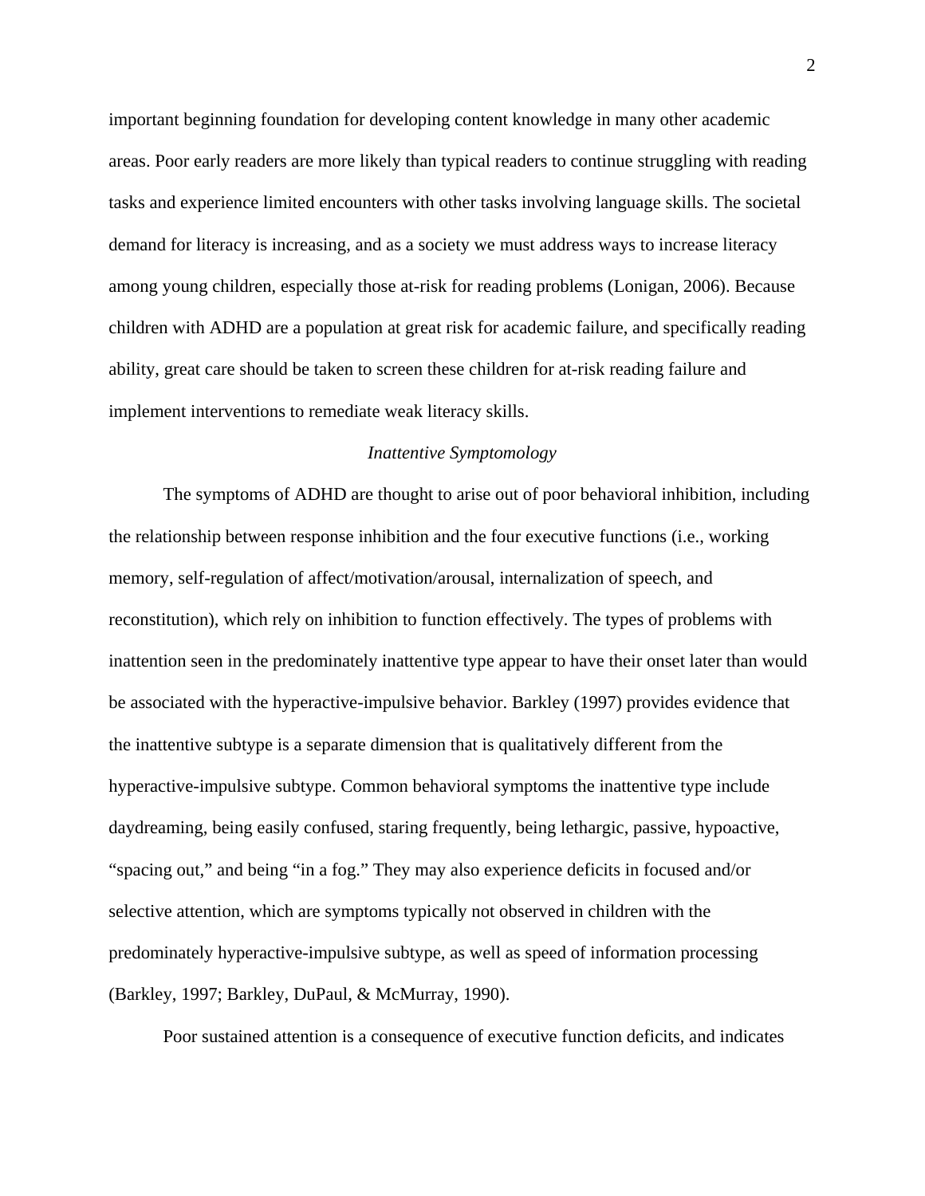important beginning foundation for developing content knowledge in many other academic areas. Poor early readers are more likely than typical readers to continue struggling with reading tasks and experience limited encounters with other tasks involving language skills. The societal demand for literacy is increasing, and as a society we must address ways to increase literacy among young children, especially those at-risk for reading problems (Lonigan, 2006). Because children with ADHD are a population at great risk for academic failure, and specifically reading ability, great care should be taken to screen these children for at-risk reading failure and implement interventions to remediate weak literacy skills.

### *Inattentive Symptomology*

The symptoms of ADHD are thought to arise out of poor behavioral inhibition, including the relationship between response inhibition and the four executive functions (i.e., working memory, self-regulation of affect/motivation/arousal, internalization of speech, and reconstitution), which rely on inhibition to function effectively. The types of problems with inattention seen in the predominately inattentive type appear to have their onset later than would be associated with the hyperactive-impulsive behavior. Barkley (1997) provides evidence that the inattentive subtype is a separate dimension that is qualitatively different from the hyperactive-impulsive subtype. Common behavioral symptoms the inattentive type include daydreaming, being easily confused, staring frequently, being lethargic, passive, hypoactive, "spacing out," and being "in a fog." They may also experience deficits in focused and/or selective attention, which are symptoms typically not observed in children with the predominately hyperactive-impulsive subtype, as well as speed of information processing (Barkley, 1997; Barkley, DuPaul, & McMurray, 1990).

Poor sustained attention is a consequence of executive function deficits, and indicates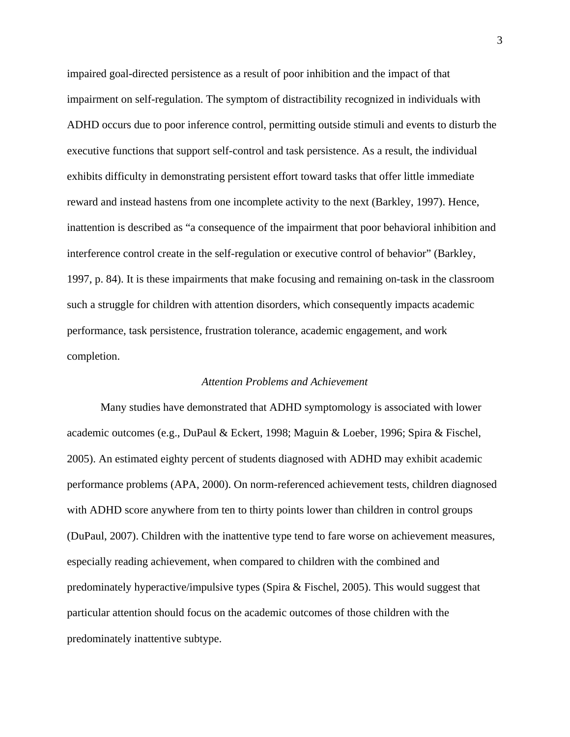impaired goal-directed persistence as a result of poor inhibition and the impact of that impairment on self-regulation. The symptom of distractibility recognized in individuals with ADHD occurs due to poor inference control, permitting outside stimuli and events to disturb the executive functions that support self-control and task persistence. As a result, the individual exhibits difficulty in demonstrating persistent effort toward tasks that offer little immediate reward and instead hastens from one incomplete activity to the next (Barkley, 1997). Hence, inattention is described as "a consequence of the impairment that poor behavioral inhibition and interference control create in the self-regulation or executive control of behavior" (Barkley, 1997, p. 84). It is these impairments that make focusing and remaining on-task in the classroom such a struggle for children with attention disorders, which consequently impacts academic performance, task persistence, frustration tolerance, academic engagement, and work completion.

### *Attention Problems and Achievement*

Many studies have demonstrated that ADHD symptomology is associated with lower academic outcomes (e.g., DuPaul & Eckert, 1998; Maguin & Loeber, 1996; Spira & Fischel, 2005). An estimated eighty percent of students diagnosed with ADHD may exhibit academic performance problems (APA, 2000). On norm-referenced achievement tests, children diagnosed with ADHD score anywhere from ten to thirty points lower than children in control groups (DuPaul, 2007). Children with the inattentive type tend to fare worse on achievement measures, especially reading achievement, when compared to children with the combined and predominately hyperactive/impulsive types (Spira & Fischel, 2005). This would suggest that particular attention should focus on the academic outcomes of those children with the predominately inattentive subtype.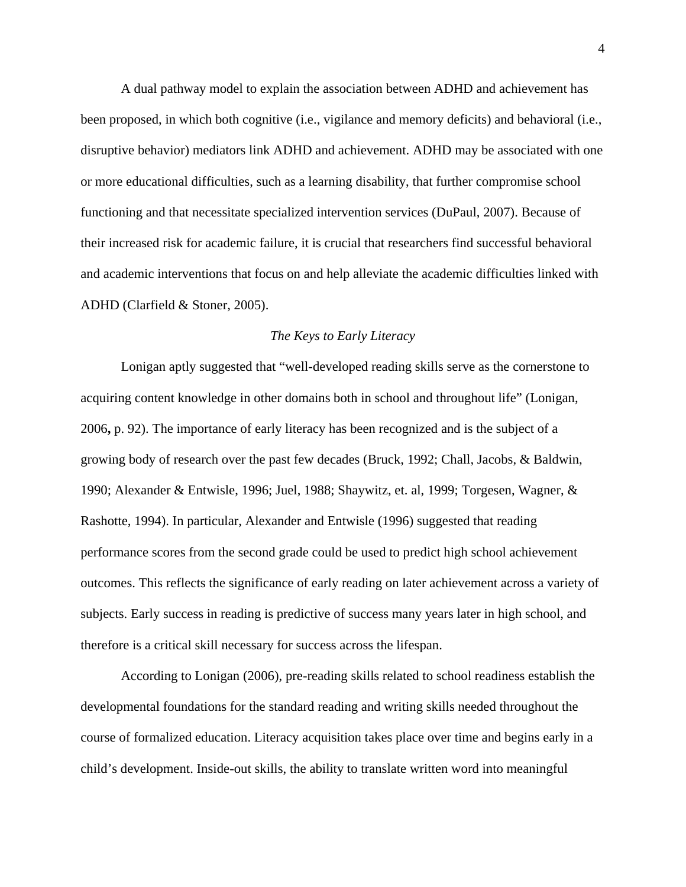A dual pathway model to explain the association between ADHD and achievement has been proposed, in which both cognitive (i.e., vigilance and memory deficits) and behavioral (i.e., disruptive behavior) mediators link ADHD and achievement. ADHD may be associated with one or more educational difficulties, such as a learning disability, that further compromise school functioning and that necessitate specialized intervention services (DuPaul, 2007). Because of their increased risk for academic failure, it is crucial that researchers find successful behavioral and academic interventions that focus on and help alleviate the academic difficulties linked with ADHD (Clarfield & Stoner, 2005).

### *The Keys to Early Literacy*

Lonigan aptly suggested that "well-developed reading skills serve as the cornerstone to acquiring content knowledge in other domains both in school and throughout life" (Lonigan, 2006**,** p. 92). The importance of early literacy has been recognized and is the subject of a growing body of research over the past few decades (Bruck, 1992; Chall, Jacobs, & Baldwin, 1990; Alexander & Entwisle, 1996; Juel, 1988; Shaywitz, et. al, 1999; Torgesen, Wagner, & Rashotte, 1994). In particular, Alexander and Entwisle (1996) suggested that reading performance scores from the second grade could be used to predict high school achievement outcomes. This reflects the significance of early reading on later achievement across a variety of subjects. Early success in reading is predictive of success many years later in high school, and therefore is a critical skill necessary for success across the lifespan.

According to Lonigan (2006), pre-reading skills related to school readiness establish the developmental foundations for the standard reading and writing skills needed throughout the course of formalized education. Literacy acquisition takes place over time and begins early in a child's development. Inside-out skills, the ability to translate written word into meaningful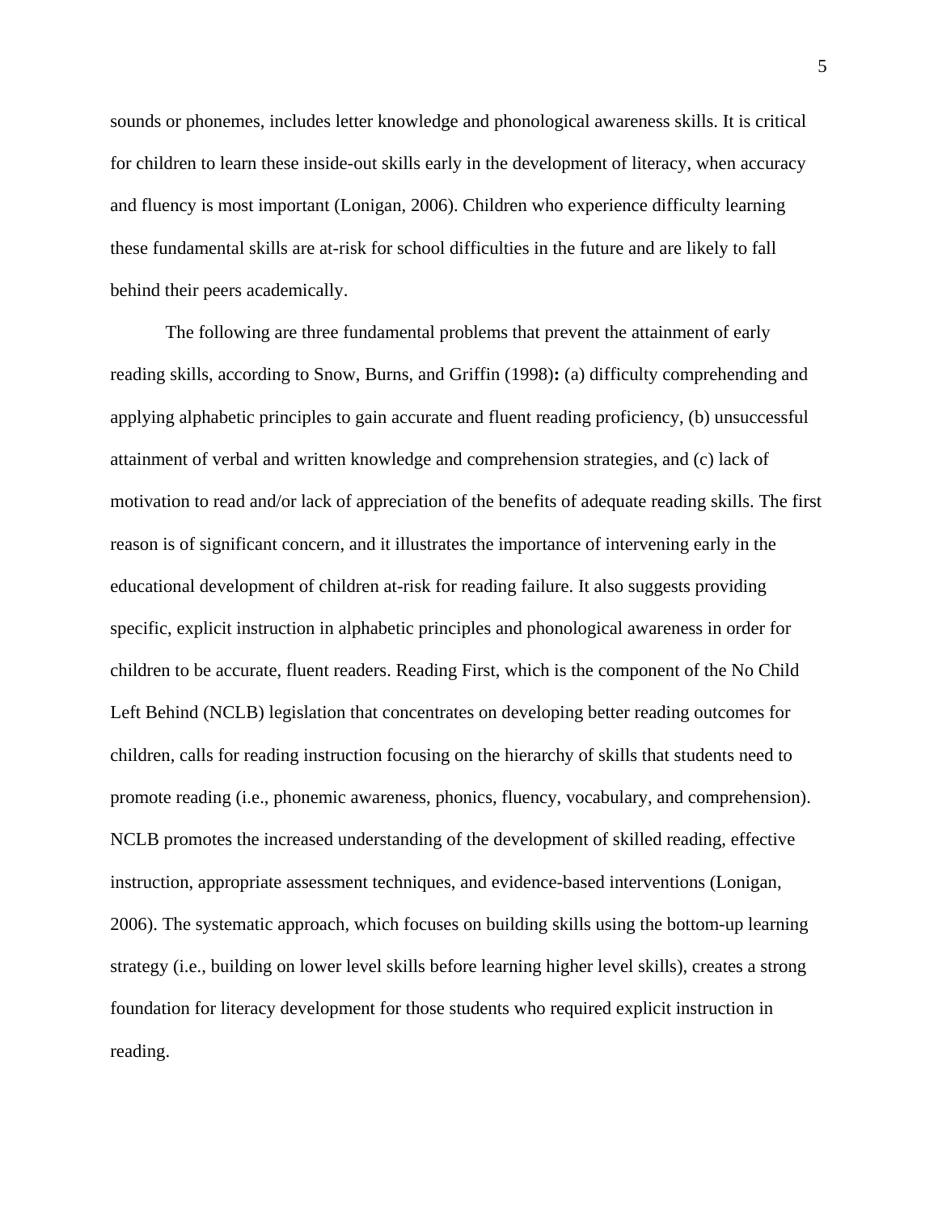sounds or phonemes, includes letter knowledge and phonological awareness skills. It is critical for children to learn these inside-out skills early in the development of literacy, when accuracy and fluency is most important (Lonigan, 2006). Children who experience difficulty learning these fundamental skills are at-risk for school difficulties in the future and are likely to fall behind their peers academically.

The following are three fundamental problems that prevent the attainment of early reading skills, according to Snow, Burns, and Griffin (1998)**:** (a) difficulty comprehending and applying alphabetic principles to gain accurate and fluent reading proficiency, (b) unsuccessful attainment of verbal and written knowledge and comprehension strategies, and (c) lack of motivation to read and/or lack of appreciation of the benefits of adequate reading skills. The first reason is of significant concern, and it illustrates the importance of intervening early in the educational development of children at-risk for reading failure. It also suggests providing specific, explicit instruction in alphabetic principles and phonological awareness in order for children to be accurate, fluent readers. Reading First, which is the component of the No Child Left Behind (NCLB) legislation that concentrates on developing better reading outcomes for children, calls for reading instruction focusing on the hierarchy of skills that students need to promote reading (i.e., phonemic awareness, phonics, fluency, vocabulary, and comprehension). NCLB promotes the increased understanding of the development of skilled reading, effective instruction, appropriate assessment techniques, and evidence-based interventions (Lonigan, 2006). The systematic approach, which focuses on building skills using the bottom-up learning strategy (i.e., building on lower level skills before learning higher level skills), creates a strong foundation for literacy development for those students who required explicit instruction in reading.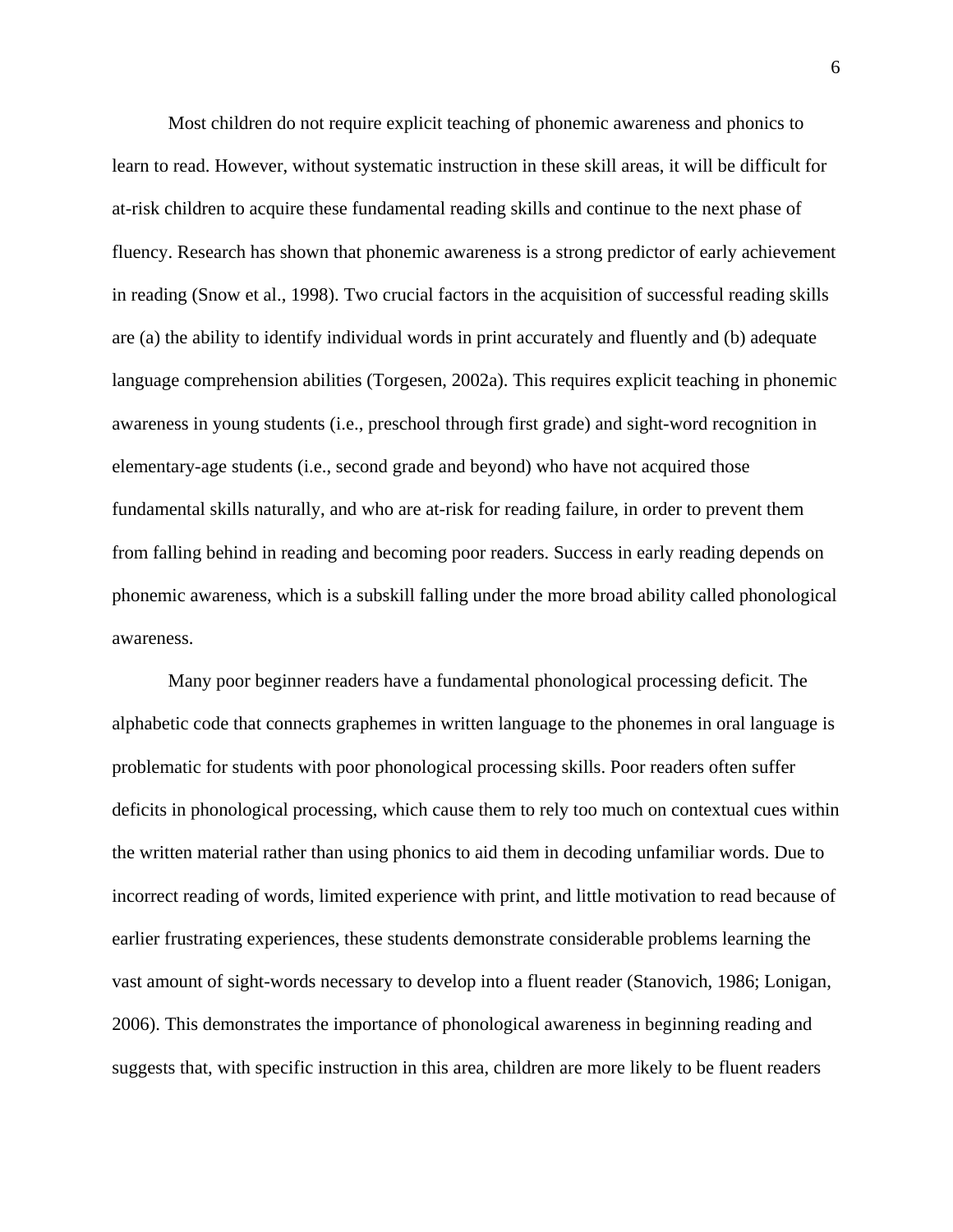Most children do not require explicit teaching of phonemic awareness and phonics to learn to read. However, without systematic instruction in these skill areas, it will be difficult for at-risk children to acquire these fundamental reading skills and continue to the next phase of fluency. Research has shown that phonemic awareness is a strong predictor of early achievement in reading (Snow et al., 1998). Two crucial factors in the acquisition of successful reading skills are (a) the ability to identify individual words in print accurately and fluently and (b) adequate language comprehension abilities (Torgesen, 2002a). This requires explicit teaching in phonemic awareness in young students (i.e., preschool through first grade) and sight-word recognition in elementary-age students (i.e., second grade and beyond) who have not acquired those fundamental skills naturally, and who are at-risk for reading failure, in order to prevent them from falling behind in reading and becoming poor readers. Success in early reading depends on phonemic awareness, which is a subskill falling under the more broad ability called phonological awareness.

Many poor beginner readers have a fundamental phonological processing deficit. The alphabetic code that connects graphemes in written language to the phonemes in oral language is problematic for students with poor phonological processing skills. Poor readers often suffer deficits in phonological processing, which cause them to rely too much on contextual cues within the written material rather than using phonics to aid them in decoding unfamiliar words. Due to incorrect reading of words, limited experience with print, and little motivation to read because of earlier frustrating experiences, these students demonstrate considerable problems learning the vast amount of sight-words necessary to develop into a fluent reader (Stanovich, 1986; Lonigan, 2006). This demonstrates the importance of phonological awareness in beginning reading and suggests that, with specific instruction in this area, children are more likely to be fluent readers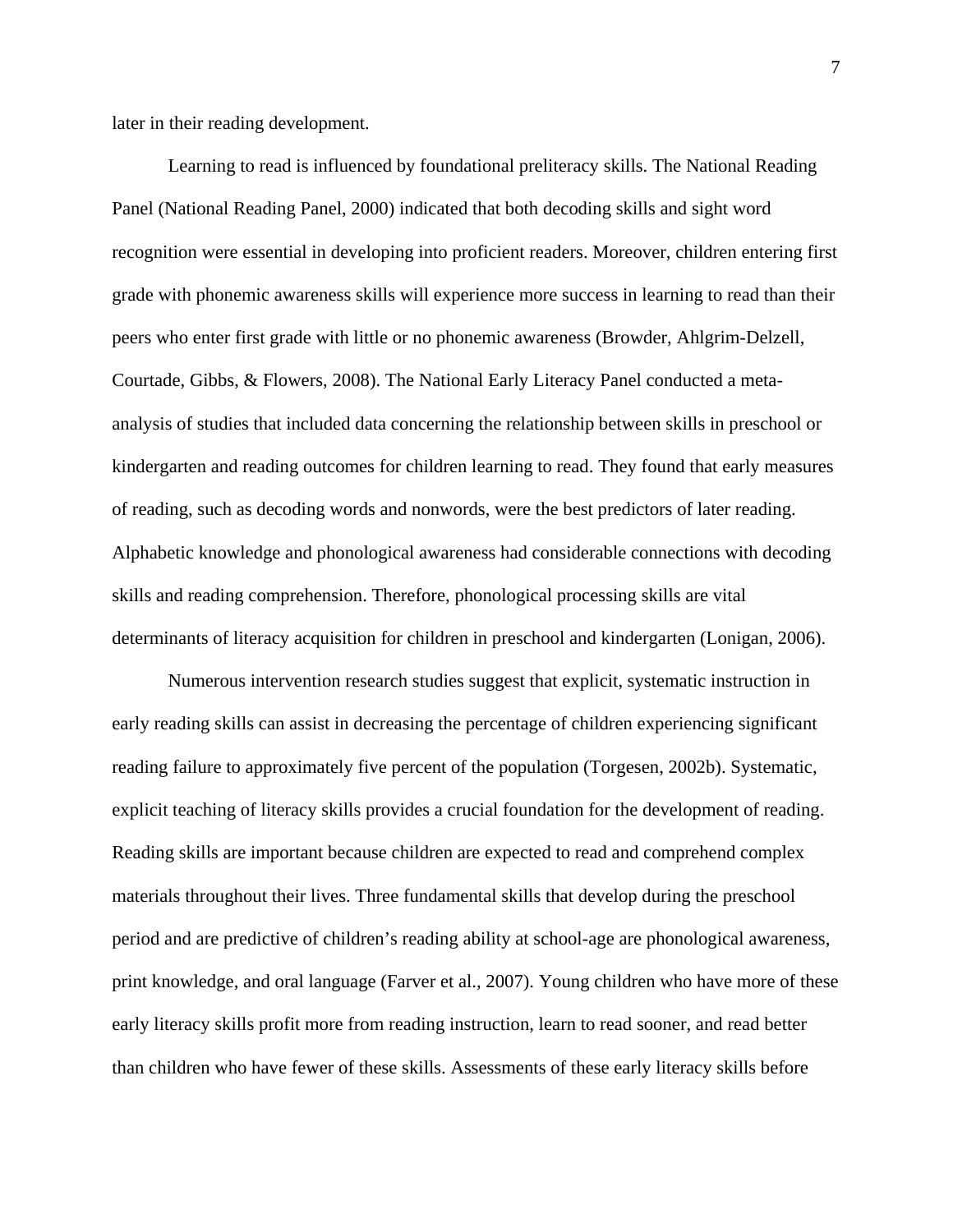later in their reading development.

Learning to read is influenced by foundational preliteracy skills. The National Reading Panel (National Reading Panel, 2000) indicated that both decoding skills and sight word recognition were essential in developing into proficient readers. Moreover, children entering first grade with phonemic awareness skills will experience more success in learning to read than their peers who enter first grade with little or no phonemic awareness (Browder, Ahlgrim-Delzell, Courtade, Gibbs, & Flowers, 2008). The National Early Literacy Panel conducted a meta-analysis of studies that included data concerning the relationship between skills in preschool or kindergarten and reading outcomes for children learning to read. They found that early measures of reading, such as decoding words and nonwords, were the best predictors of later reading. Alphabetic knowledge and phonological awareness had considerable connections with decoding skills and reading comprehension. Therefore, phonological processing skills are vital determinants of literacy acquisition for children in preschool and kindergarten (Lonigan, 2006).

Numerous intervention research studies suggest that explicit, systematic instruction in early reading skills can assist in decreasing the percentage of children experiencing significant reading failure to approximately five percent of the population (Torgesen, 2002b). Systematic, explicit teaching of literacy skills provides a crucial foundation for the development of reading. Reading skills are important because children are expected to read and comprehend complex materials throughout their lives. Three fundamental skills that develop during the preschool period and are predictive of children's reading ability at school-age are phonological awareness, print knowledge, and oral language (Farver et al., 2007). Young children who have more of these early literacy skills profit more from reading instruction, learn to read sooner, and read better than children who have fewer of these skills. Assessments of these early literacy skills before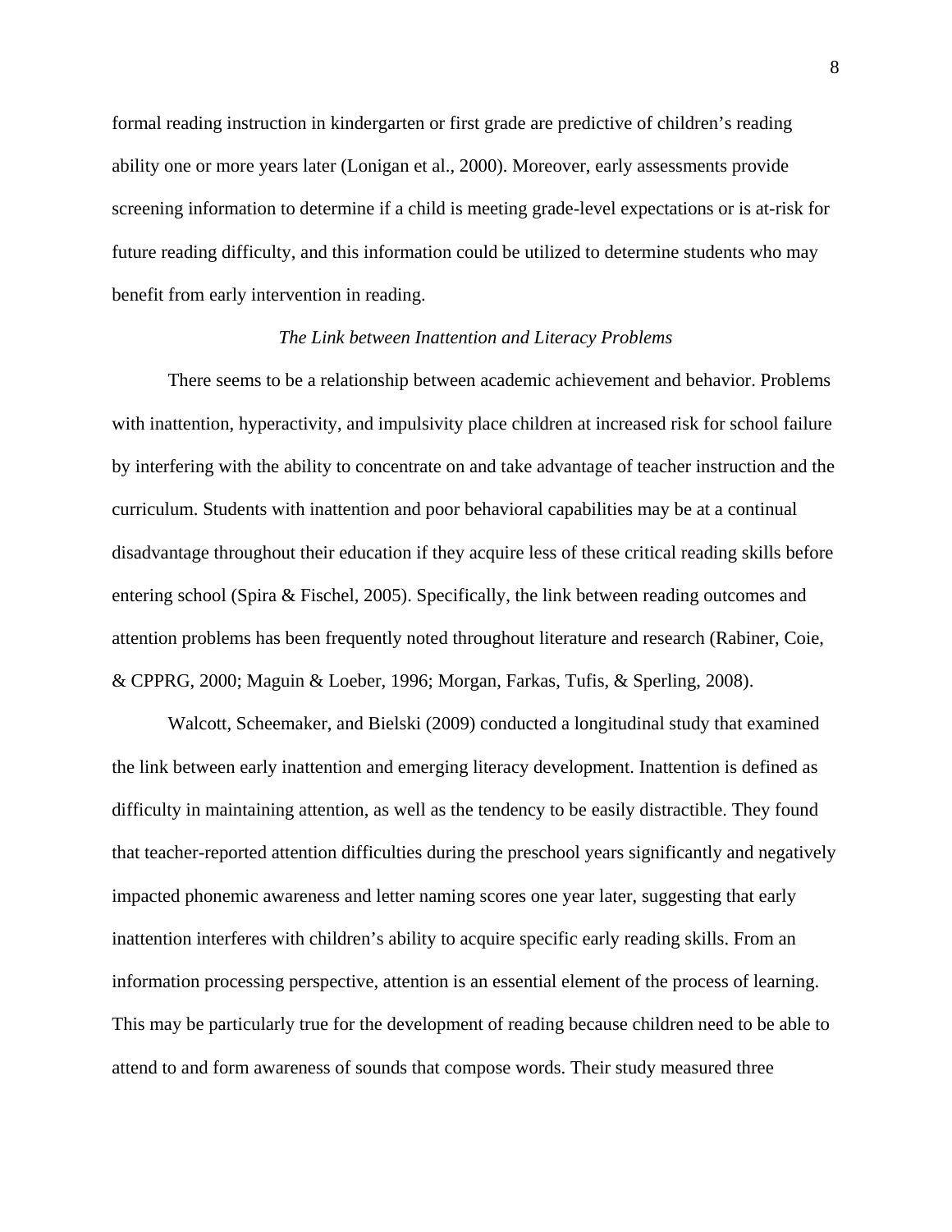formal reading instruction in kindergarten or first grade are predictive of children's reading ability one or more years later (Lonigan et al., 2000). Moreover, early assessments provide screening information to determine if a child is meeting grade-level expectations or is at-risk for future reading difficulty, and this information could be utilized to determine students who may benefit from early intervention in reading.

### *The Link between Inattention and Literacy Problems*

There seems to be a relationship between academic achievement and behavior. Problems with inattention, hyperactivity, and impulsivity place children at increased risk for school failure by interfering with the ability to concentrate on and take advantage of teacher instruction and the curriculum. Students with inattention and poor behavioral capabilities may be at a continual disadvantage throughout their education if they acquire less of these critical reading skills before entering school (Spira & Fischel, 2005). Specifically, the link between reading outcomes and attention problems has been frequently noted throughout literature and research (Rabiner, Coie, & CPPRG, 2000; Maguin & Loeber, 1996; Morgan, Farkas, Tufis, & Sperling, 2008).

Walcott, Scheemaker, and Bielski (2009) conducted a longitudinal study that examined the link between early inattention and emerging literacy development. Inattention is defined as difficulty in maintaining attention, as well as the tendency to be easily distractible. They found that teacher-reported attention difficulties during the preschool years significantly and negatively impacted phonemic awareness and letter naming scores one year later, suggesting that early inattention interferes with children's ability to acquire specific early reading skills. From an information processing perspective, attention is an essential element of the process of learning. This may be particularly true for the development of reading because children need to be able to attend to and form awareness of sounds that compose words. Their study measured three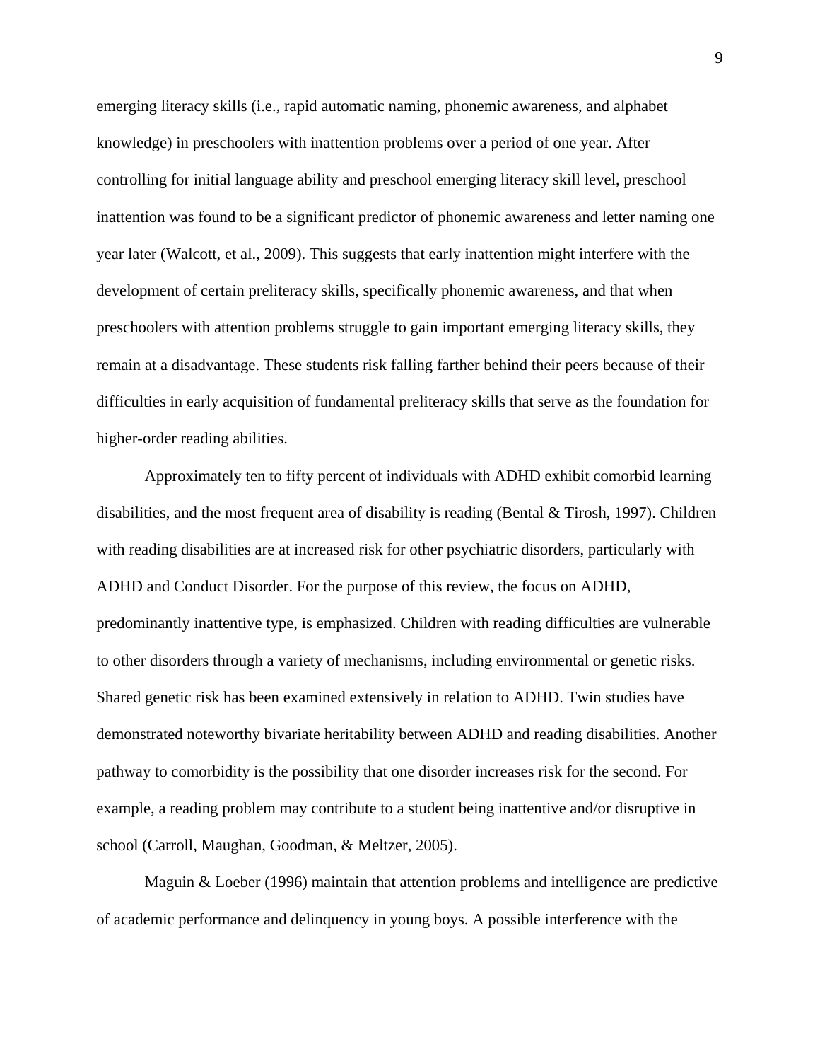emerging literacy skills (i.e., rapid automatic naming, phonemic awareness, and alphabet knowledge) in preschoolers with inattention problems over a period of one year. After controlling for initial language ability and preschool emerging literacy skill level, preschool inattention was found to be a significant predictor of phonemic awareness and letter naming one year later (Walcott, et al., 2009). This suggests that early inattention might interfere with the development of certain preliteracy skills, specifically phonemic awareness, and that when preschoolers with attention problems struggle to gain important emerging literacy skills, they remain at a disadvantage. These students risk falling farther behind their peers because of their difficulties in early acquisition of fundamental preliteracy skills that serve as the foundation for higher-order reading abilities.

Approximately ten to fifty percent of individuals with ADHD exhibit comorbid learning disabilities, and the most frequent area of disability is reading (Bental & Tirosh, 1997). Children with reading disabilities are at increased risk for other psychiatric disorders, particularly with ADHD and Conduct Disorder. For the purpose of this review, the focus on ADHD, predominantly inattentive type, is emphasized. Children with reading difficulties are vulnerable to other disorders through a variety of mechanisms, including environmental or genetic risks. Shared genetic risk has been examined extensively in relation to ADHD. Twin studies have demonstrated noteworthy bivariate heritability between ADHD and reading disabilities. Another pathway to comorbidity is the possibility that one disorder increases risk for the second. For example, a reading problem may contribute to a student being inattentive and/or disruptive in school (Carroll, Maughan, Goodman, & Meltzer, 2005).

Maguin & Loeber (1996) maintain that attention problems and intelligence are predictive of academic performance and delinquency in young boys. A possible interference with the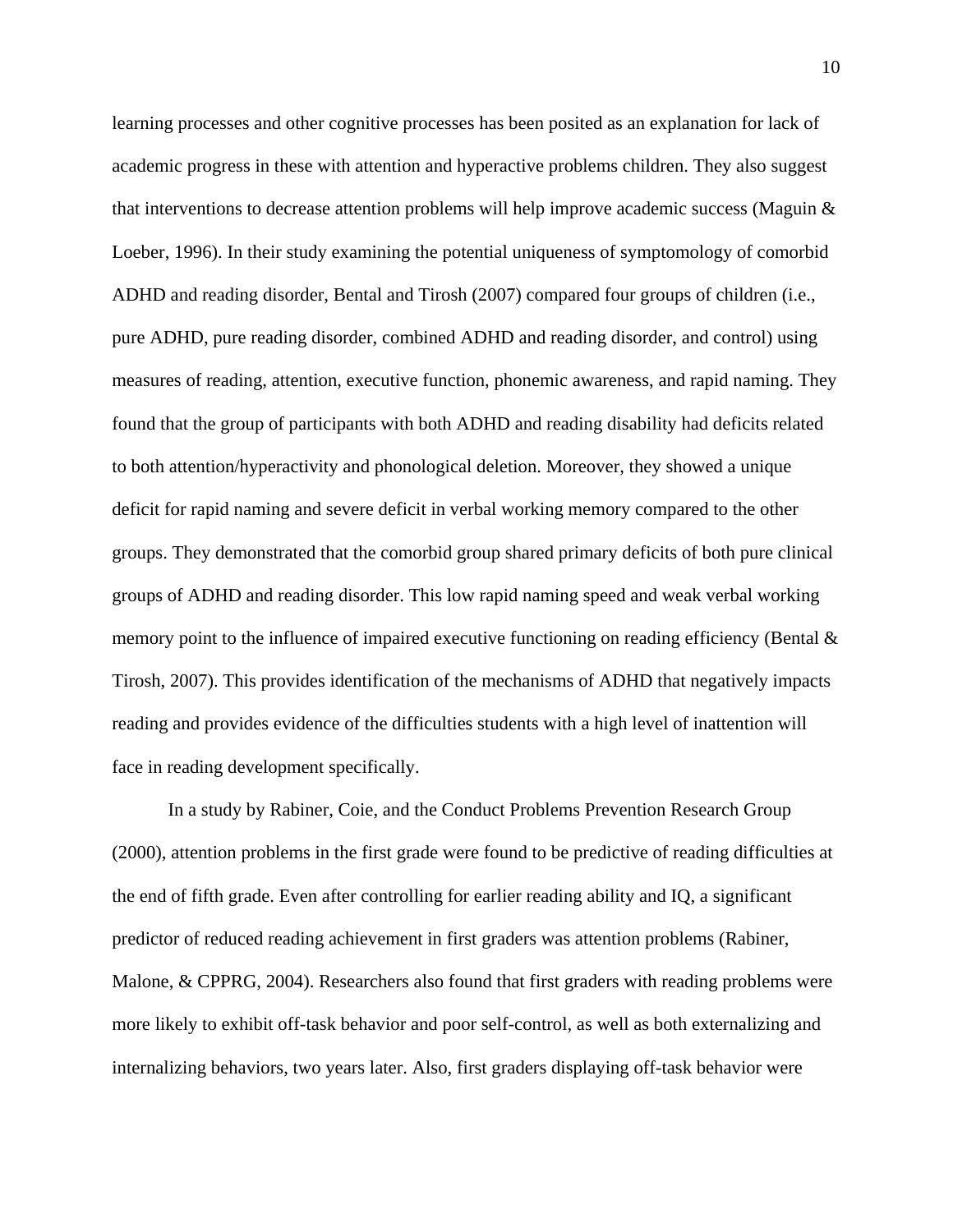learning processes and other cognitive processes has been posited as an explanation for lack of academic progress in these with attention and hyperactive problems children. They also suggest that interventions to decrease attention problems will help improve academic success (Maguin & Loeber, 1996). In their study examining the potential uniqueness of symptomology of comorbid ADHD and reading disorder, Bental and Tirosh (2007) compared four groups of children (i.e., pure ADHD, pure reading disorder, combined ADHD and reading disorder, and control) using measures of reading, attention, executive function, phonemic awareness, and rapid naming. They found that the group of participants with both ADHD and reading disability had deficits related to both attention/hyperactivity and phonological deletion. Moreover, they showed a unique deficit for rapid naming and severe deficit in verbal working memory compared to the other groups. They demonstrated that the comorbid group shared primary deficits of both pure clinical groups of ADHD and reading disorder. This low rapid naming speed and weak verbal working memory point to the influence of impaired executive functioning on reading efficiency (Bental & Tirosh, 2007). This provides identification of the mechanisms of ADHD that negatively impacts reading and provides evidence of the difficulties students with a high level of inattention will face in reading development specifically.

In a study by Rabiner, Coie, and the Conduct Problems Prevention Research Group (2000), attention problems in the first grade were found to be predictive of reading difficulties at the end of fifth grade. Even after controlling for earlier reading ability and IQ, a significant predictor of reduced reading achievement in first graders was attention problems (Rabiner, Malone, & CPPRG, 2004). Researchers also found that first graders with reading problems were more likely to exhibit off-task behavior and poor self-control, as well as both externalizing and internalizing behaviors, two years later. Also, first graders displaying off-task behavior were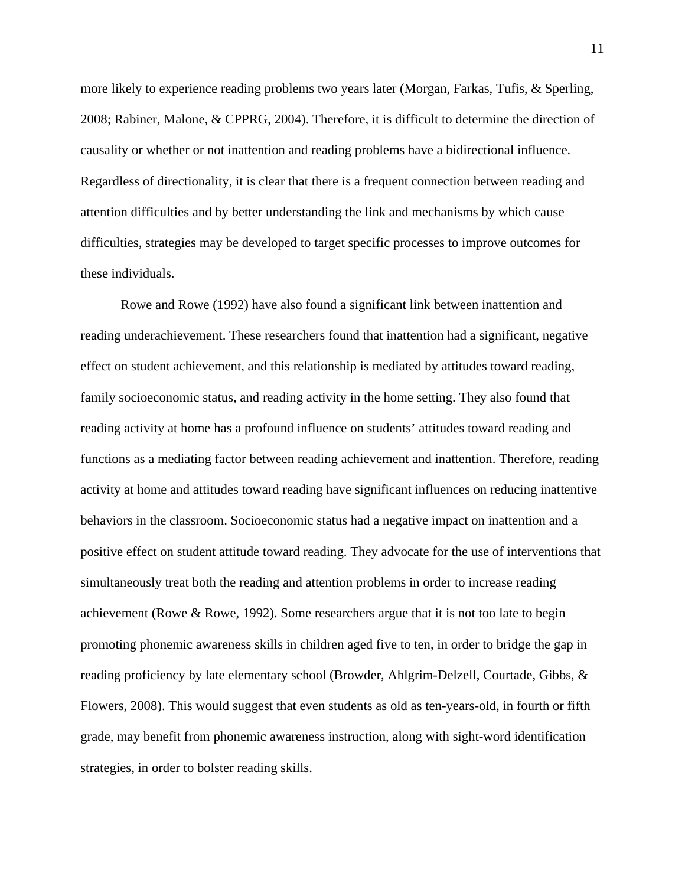more likely to experience reading problems two years later (Morgan, Farkas, Tufis, & Sperling, 2008; Rabiner, Malone, & CPPRG, 2004). Therefore, it is difficult to determine the direction of causality or whether or not inattention and reading problems have a bidirectional influence. Regardless of directionality, it is clear that there is a frequent connection between reading and attention difficulties and by better understanding the link and mechanisms by which cause difficulties, strategies may be developed to target specific processes to improve outcomes for these individuals.

Rowe and Rowe (1992) have also found a significant link between inattention and reading underachievement. These researchers found that inattention had a significant, negative effect on student achievement, and this relationship is mediated by attitudes toward reading, family socioeconomic status, and reading activity in the home setting. They also found that reading activity at home has a profound influence on students' attitudes toward reading and functions as a mediating factor between reading achievement and inattention. Therefore, reading activity at home and attitudes toward reading have significant influences on reducing inattentive behaviors in the classroom. Socioeconomic status had a negative impact on inattention and a positive effect on student attitude toward reading. They advocate for the use of interventions that simultaneously treat both the reading and attention problems in order to increase reading achievement (Rowe & Rowe, 1992). Some researchers argue that it is not too late to begin promoting phonemic awareness skills in children aged five to ten, in order to bridge the gap in reading proficiency by late elementary school (Browder, Ahlgrim-Delzell, Courtade, Gibbs, & Flowers, 2008). This would suggest that even students as old as ten-years-old, in fourth or fifth grade, may benefit from phonemic awareness instruction, along with sight-word identification strategies, in order to bolster reading skills.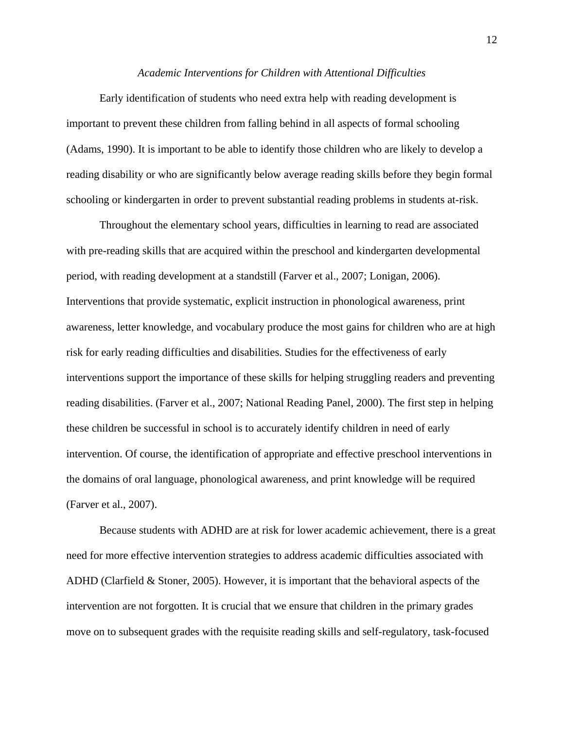*Academic Interventions for Children with Attentional Difficulties*

Early identification of students who need extra help with reading development is important to prevent these children from falling behind in all aspects of formal schooling (Adams, 1990). It is important to be able to identify those children who are likely to develop a reading disability or who are significantly below average reading skills before they begin formal schooling or kindergarten in order to prevent substantial reading problems in students at-risk.

Throughout the elementary school years, difficulties in learning to read are associated with pre-reading skills that are acquired within the preschool and kindergarten developmental period, with reading development at a standstill (Farver et al., 2007; Lonigan, 2006). Interventions that provide systematic, explicit instruction in phonological awareness, print awareness, letter knowledge, and vocabulary produce the most gains for children who are at high risk for early reading difficulties and disabilities. Studies for the effectiveness of early interventions support the importance of these skills for helping struggling readers and preventing reading disabilities. (Farver et al., 2007; National Reading Panel, 2000). The first step in helping these children be successful in school is to accurately identify children in need of early intervention. Of course, the identification of appropriate and effective preschool interventions in the domains of oral language, phonological awareness, and print knowledge will be required (Farver et al., 2007).

Because students with ADHD are at risk for lower academic achievement, there is a great need for more effective intervention strategies to address academic difficulties associated with ADHD (Clarfield & Stoner, 2005). However, it is important that the behavioral aspects of the intervention are not forgotten. It is crucial that we ensure that children in the primary grades move on to subsequent grades with the requisite reading skills and self-regulatory, task-focused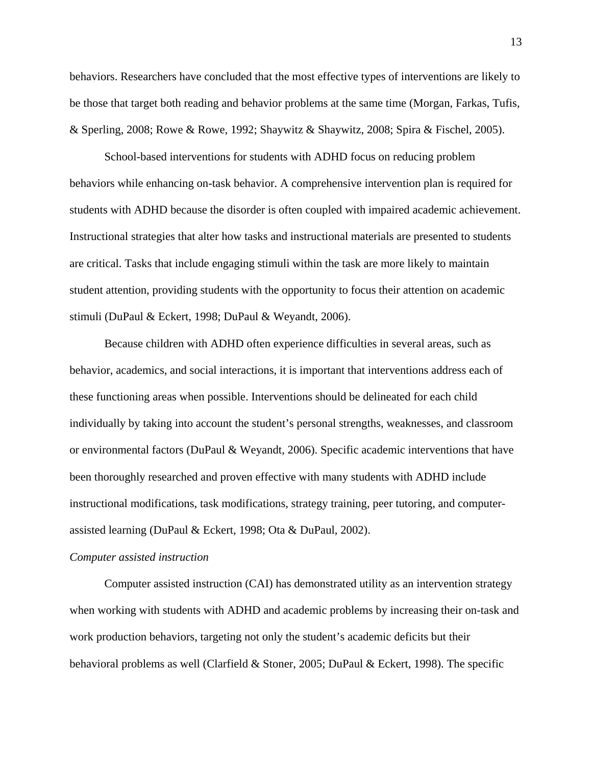behaviors. Researchers have concluded that the most effective types of interventions are likely to be those that target both reading and behavior problems at the same time (Morgan, Farkas, Tufis, & Sperling, 2008; Rowe & Rowe, 1992; Shaywitz & Shaywitz, 2008; Spira & Fischel, 2005).

School-based interventions for students with ADHD focus on reducing problem behaviors while enhancing on-task behavior. A comprehensive intervention plan is required for students with ADHD because the disorder is often coupled with impaired academic achievement. Instructional strategies that alter how tasks and instructional materials are presented to students are critical. Tasks that include engaging stimuli within the task are more likely to maintain student attention, providing students with the opportunity to focus their attention on academic stimuli (DuPaul & Eckert, 1998; DuPaul & Weyandt, 2006).

Because children with ADHD often experience difficulties in several areas, such as behavior, academics, and social interactions, it is important that interventions address each of these functioning areas when possible. Interventions should be delineated for each child individually by taking into account the student's personal strengths, weaknesses, and classroom or environmental factors (DuPaul & Weyandt, 2006). Specific academic interventions that have been thoroughly researched and proven effective with many students with ADHD include instructional modifications, task modifications, strategy training, peer tutoring, and computer-assisted learning (DuPaul & Eckert, 1998; Ota & DuPaul, 2002).

*Computer assisted instruction*

Computer assisted instruction (CAI) has demonstrated utility as an intervention strategy when working with students with ADHD and academic problems by increasing their on-task and work production behaviors, targeting not only the student's academic deficits but their behavioral problems as well (Clarfield & Stoner, 2005; DuPaul & Eckert, 1998). The specific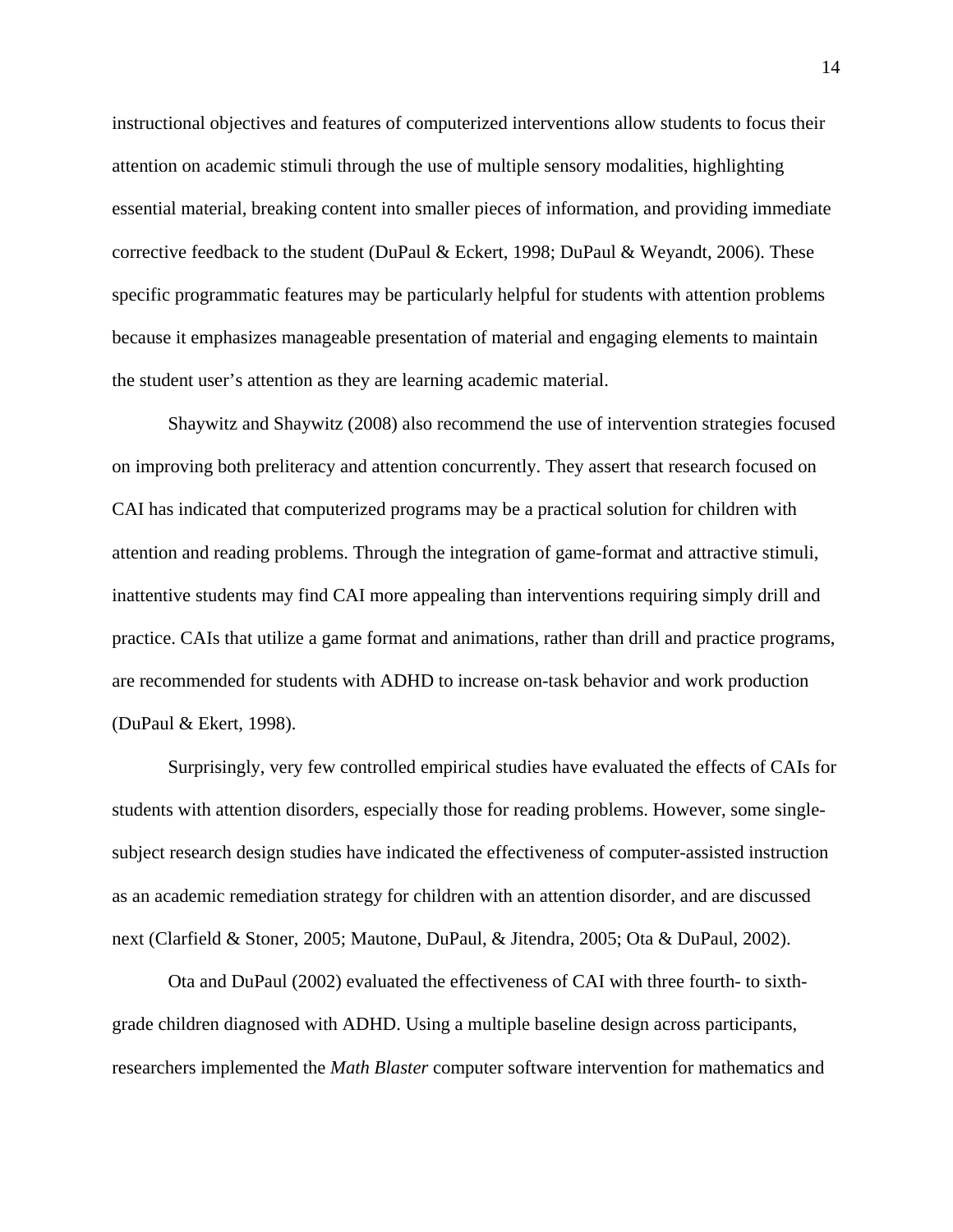instructional objectives and features of computerized interventions allow students to focus their attention on academic stimuli through the use of multiple sensory modalities, highlighting essential material, breaking content into smaller pieces of information, and providing immediate corrective feedback to the student (DuPaul & Eckert, 1998; DuPaul & Weyandt, 2006). These specific programmatic features may be particularly helpful for students with attention problems because it emphasizes manageable presentation of material and engaging elements to maintain the student user's attention as they are learning academic material.

Shaywitz and Shaywitz (2008) also recommend the use of intervention strategies focused on improving both preliteracy and attention concurrently. They assert that research focused on CAI has indicated that computerized programs may be a practical solution for children with attention and reading problems. Through the integration of game-format and attractive stimuli, inattentive students may find CAI more appealing than interventions requiring simply drill and practice. CAIs that utilize a game format and animations, rather than drill and practice programs, are recommended for students with ADHD to increase on-task behavior and work production (DuPaul & Ekert, 1998).

Surprisingly, very few controlled empirical studies have evaluated the effects of CAIs for students with attention disorders, especially those for reading problems. However, some single-subject research design studies have indicated the effectiveness of computer-assisted instruction as an academic remediation strategy for children with an attention disorder, and are discussed next (Clarfield & Stoner, 2005; Mautone, DuPaul, & Jitendra, 2005; Ota & DuPaul, 2002).

Ota and DuPaul (2002) evaluated the effectiveness of CAI with three fourth- to sixth-grade children diagnosed with ADHD. Using a multiple baseline design across participants, researchers implemented the *Math Blaster* computer software intervention for mathematics and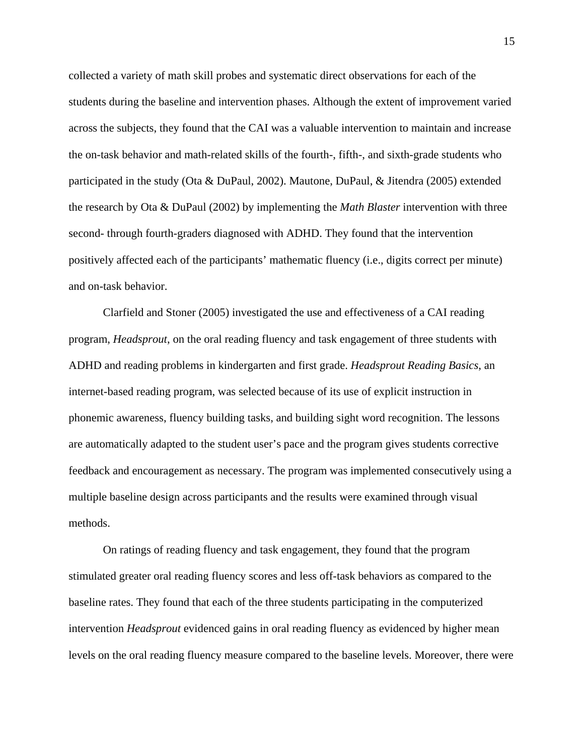collected a variety of math skill probes and systematic direct observations for each of the students during the baseline and intervention phases. Although the extent of improvement varied across the subjects, they found that the CAI was a valuable intervention to maintain and increase the on-task behavior and math-related skills of the fourth-, fifth-, and sixth-grade students who participated in the study (Ota & DuPaul, 2002). Mautone, DuPaul, & Jitendra (2005) extended the research by Ota & DuPaul (2002) by implementing the *Math Blaster* intervention with three second- through fourth-graders diagnosed with ADHD. They found that the intervention positively affected each of the participants' mathematic fluency (i.e., digits correct per minute) and on-task behavior.

Clarfield and Stoner (2005) investigated the use and effectiveness of a CAI reading program, *Headsprout*, on the oral reading fluency and task engagement of three students with ADHD and reading problems in kindergarten and first grade. *Headsprout Reading Basics*, an internet-based reading program, was selected because of its use of explicit instruction in phonemic awareness, fluency building tasks, and building sight word recognition. The lessons are automatically adapted to the student user's pace and the program gives students corrective feedback and encouragement as necessary. The program was implemented consecutively using a multiple baseline design across participants and the results were examined through visual methods.

On ratings of reading fluency and task engagement, they found that the program stimulated greater oral reading fluency scores and less off-task behaviors as compared to the baseline rates. They found that each of the three students participating in the computerized intervention *Headsprout* evidenced gains in oral reading fluency as evidenced by higher mean levels on the oral reading fluency measure compared to the baseline levels. Moreover, there were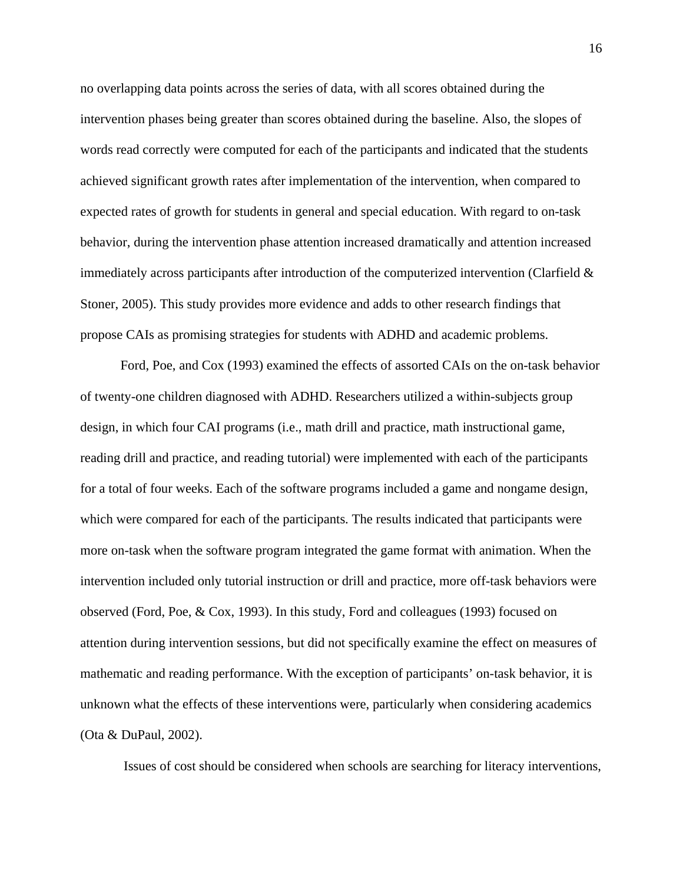no overlapping data points across the series of data, with all scores obtained during the intervention phases being greater than scores obtained during the baseline. Also, the slopes of words read correctly were computed for each of the participants and indicated that the students achieved significant growth rates after implementation of the intervention, when compared to expected rates of growth for students in general and special education. With regard to on-task behavior, during the intervention phase attention increased dramatically and attention increased immediately across participants after introduction of the computerized intervention (Clarfield & Stoner, 2005). This study provides more evidence and adds to other research findings that propose CAIs as promising strategies for students with ADHD and academic problems.

Ford, Poe, and Cox (1993) examined the effects of assorted CAIs on the on-task behavior of twenty-one children diagnosed with ADHD. Researchers utilized a within-subjects group design, in which four CAI programs (i.e., math drill and practice, math instructional game, reading drill and practice, and reading tutorial) were implemented with each of the participants for a total of four weeks. Each of the software programs included a game and nongame design, which were compared for each of the participants. The results indicated that participants were more on-task when the software program integrated the game format with animation. When the intervention included only tutorial instruction or drill and practice, more off-task behaviors were observed (Ford, Poe, & Cox, 1993). In this study, Ford and colleagues (1993) focused on attention during intervention sessions, but did not specifically examine the effect on measures of mathematic and reading performance. With the exception of participants' on-task behavior, it is unknown what the effects of these interventions were, particularly when considering academics (Ota & DuPaul, 2002).

Issues of cost should be considered when schools are searching for literacy interventions,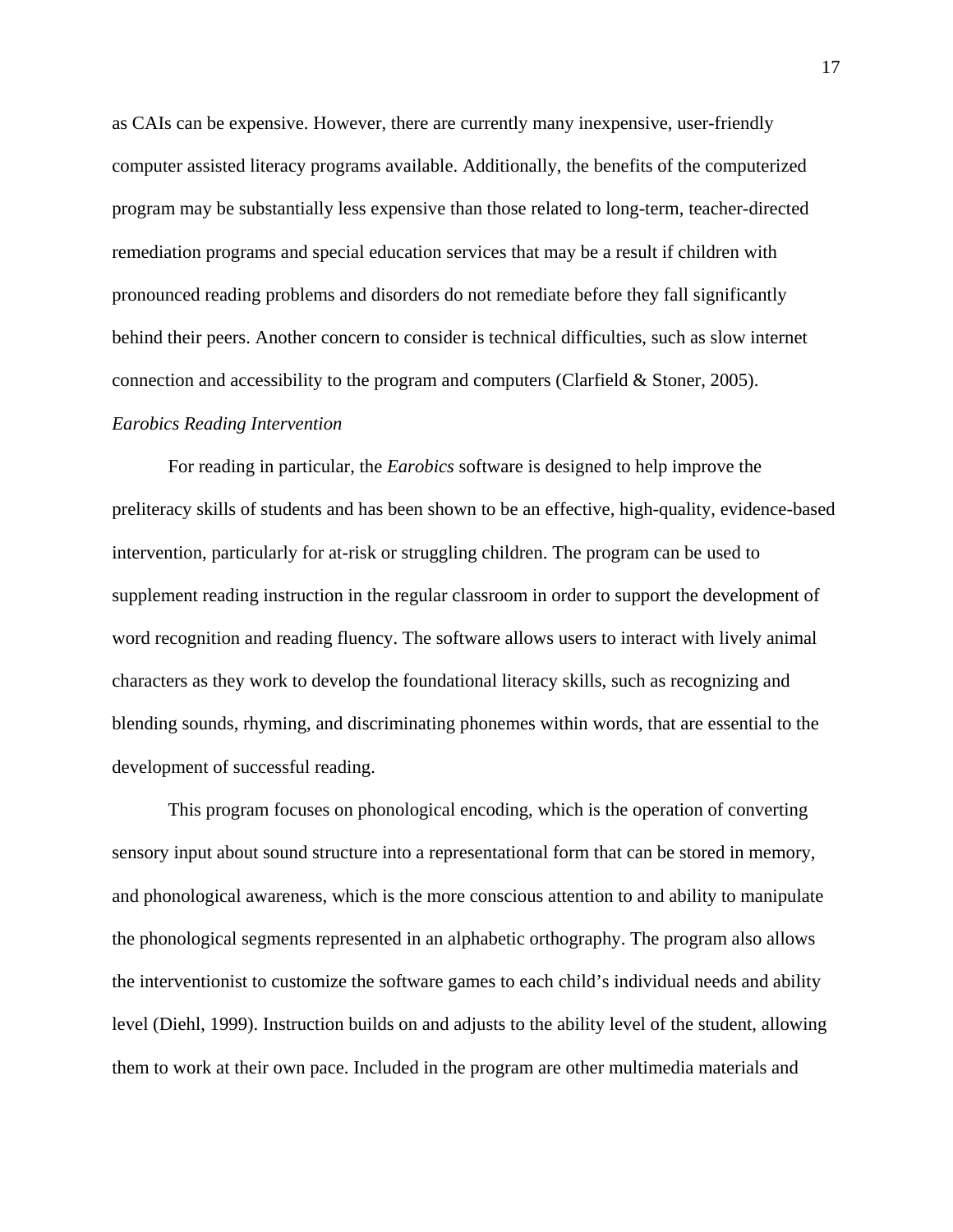as CAIs can be expensive. However, there are currently many inexpensive, user-friendly computer assisted literacy programs available. Additionally, the benefits of the computerized program may be substantially less expensive than those related to long-term, teacher-directed remediation programs and special education services that may be a result if children with pronounced reading problems and disorders do not remediate before they fall significantly behind their peers. Another concern to consider is technical difficulties, such as slow internet connection and accessibility to the program and computers (Clarfield & Stoner, 2005).

### *Earobics Reading Intervention*

For reading in particular, the *Earobics* software is designed to help improve the preliteracy skills of students and has been shown to be an effective, high-quality, evidence-based intervention, particularly for at-risk or struggling children. The program can be used to supplement reading instruction in the regular classroom in order to support the development of word recognition and reading fluency. The software allows users to interact with lively animal characters as they work to develop the foundational literacy skills, such as recognizing and blending sounds, rhyming, and discriminating phonemes within words, that are essential to the development of successful reading.

This program focuses on phonological encoding, which is the operation of converting sensory input about sound structure into a representational form that can be stored in memory, and phonological awareness, which is the more conscious attention to and ability to manipulate the phonological segments represented in an alphabetic orthography. The program also allows the interventionist to customize the software games to each child's individual needs and ability level (Diehl, 1999). Instruction builds on and adjusts to the ability level of the student, allowing them to work at their own pace. Included in the program are other multimedia materials and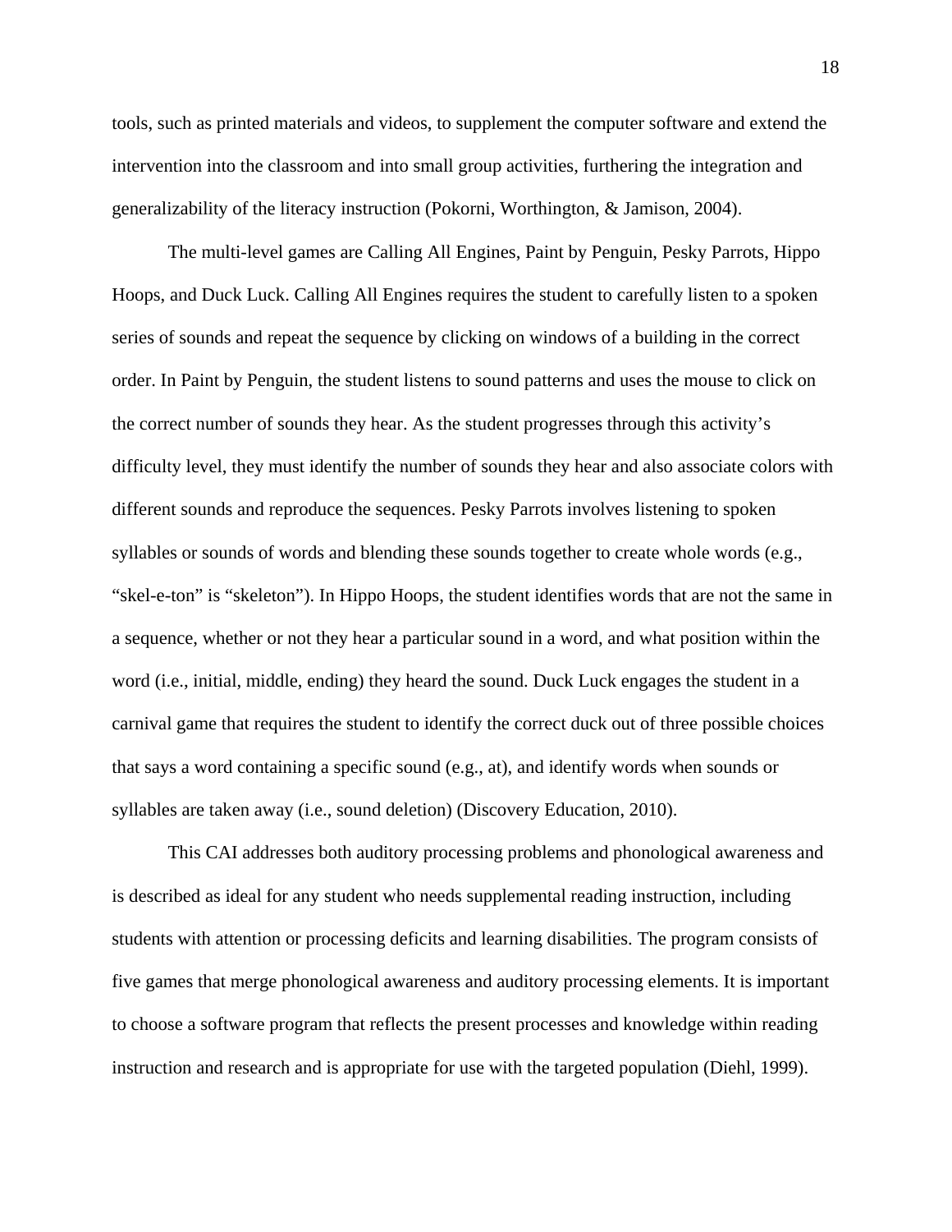tools, such as printed materials and videos, to supplement the computer software and extend the intervention into the classroom and into small group activities, furthering the integration and generalizability of the literacy instruction (Pokorni, Worthington, & Jamison, 2004).

The multi-level games are Calling All Engines, Paint by Penguin, Pesky Parrots, Hippo Hoops, and Duck Luck. Calling All Engines requires the student to carefully listen to a spoken series of sounds and repeat the sequence by clicking on windows of a building in the correct order. In Paint by Penguin, the student listens to sound patterns and uses the mouse to click on the correct number of sounds they hear. As the student progresses through this activity's difficulty level, they must identify the number of sounds they hear and also associate colors with different sounds and reproduce the sequences. Pesky Parrots involves listening to spoken syllables or sounds of words and blending these sounds together to create whole words (e.g., "skel-e-ton" is "skeleton"). In Hippo Hoops, the student identifies words that are not the same in a sequence, whether or not they hear a particular sound in a word, and what position within the word (i.e., initial, middle, ending) they heard the sound. Duck Luck engages the student in a carnival game that requires the student to identify the correct duck out of three possible choices that says a word containing a specific sound (e.g., at), and identify words when sounds or syllables are taken away (i.e., sound deletion) (Discovery Education, 2010).

This CAI addresses both auditory processing problems and phonological awareness and is described as ideal for any student who needs supplemental reading instruction, including students with attention or processing deficits and learning disabilities. The program consists of five games that merge phonological awareness and auditory processing elements. It is important to choose a software program that reflects the present processes and knowledge within reading instruction and research and is appropriate for use with the targeted population (Diehl, 1999).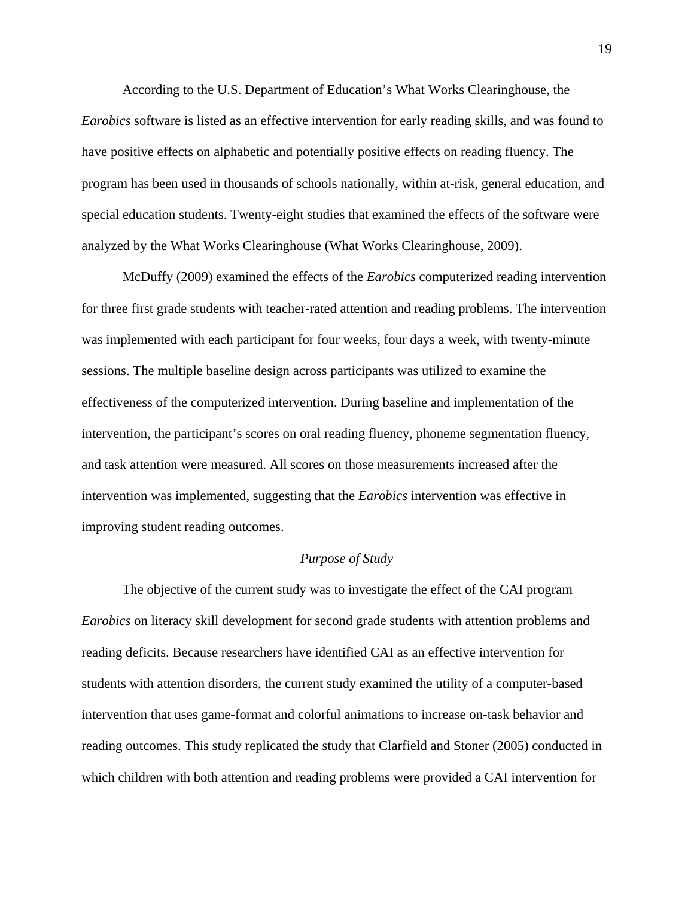According to the U.S. Department of Education's What Works Clearinghouse, the *Earobics* software is listed as an effective intervention for early reading skills, and was found to have positive effects on alphabetic and potentially positive effects on reading fluency. The program has been used in thousands of schools nationally, within at-risk, general education, and special education students. Twenty-eight studies that examined the effects of the software were analyzed by the What Works Clearinghouse (What Works Clearinghouse, 2009).

McDuffy (2009) examined the effects of the *Earobics* computerized reading intervention for three first grade students with teacher-rated attention and reading problems. The intervention was implemented with each participant for four weeks, four days a week, with twenty-minute sessions. The multiple baseline design across participants was utilized to examine the effectiveness of the computerized intervention. During baseline and implementation of the intervention, the participant's scores on oral reading fluency, phoneme segmentation fluency, and task attention were measured. All scores on those measurements increased after the intervention was implemented, suggesting that the *Earobics* intervention was effective in improving student reading outcomes.

### *Purpose of Study*

The objective of the current study was to investigate the effect of the CAI program *Earobics* on literacy skill development for second grade students with attention problems and reading deficits. Because researchers have identified CAI as an effective intervention for students with attention disorders, the current study examined the utility of a computer-based intervention that uses game-format and colorful animations to increase on-task behavior and reading outcomes. This study replicated the study that Clarfield and Stoner (2005) conducted in which children with both attention and reading problems were provided a CAI intervention for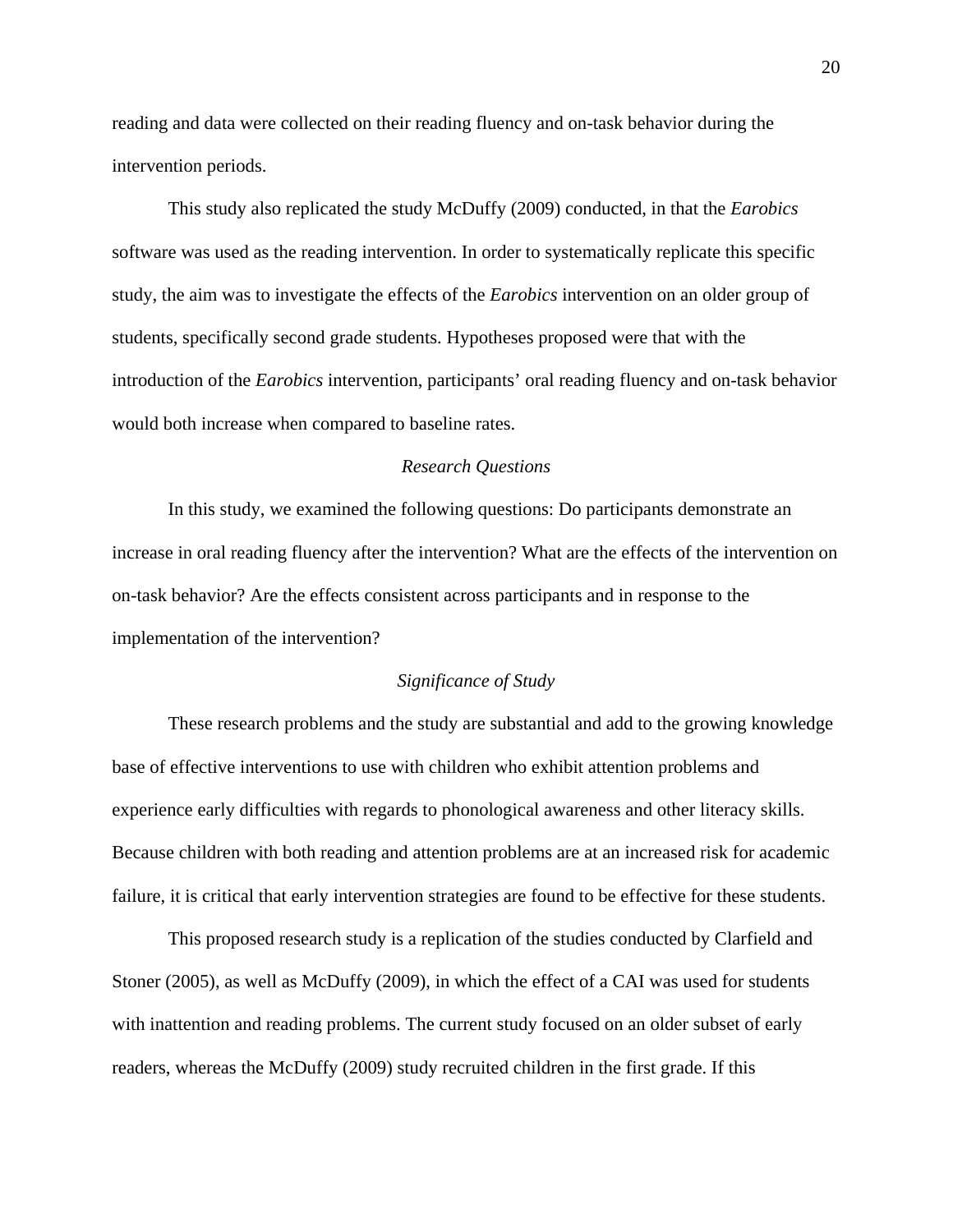reading and data were collected on their reading fluency and on-task behavior during the intervention periods.

This study also replicated the study McDuffy (2009) conducted, in that the *Earobics* software was used as the reading intervention. In order to systematically replicate this specific study, the aim was to investigate the effects of the *Earobics* intervention on an older group of students, specifically second grade students. Hypotheses proposed were that with the introduction of the *Earobics* intervention, participants' oral reading fluency and on-task behavior would both increase when compared to baseline rates.

### *Research Questions*

In this study, we examined the following questions: Do participants demonstrate an increase in oral reading fluency after the intervention? What are the effects of the intervention on on-task behavior? Are the effects consistent across participants and in response to the implementation of the intervention?

### *Significance of Study*

These research problems and the study are substantial and add to the growing knowledge base of effective interventions to use with children who exhibit attention problems and experience early difficulties with regards to phonological awareness and other literacy skills. Because children with both reading and attention problems are at an increased risk for academic failure, it is critical that early intervention strategies are found to be effective for these students.

This proposed research study is a replication of the studies conducted by Clarfield and Stoner (2005), as well as McDuffy (2009), in which the effect of a CAI was used for students with inattention and reading problems. The current study focused on an older subset of early readers, whereas the McDuffy (2009) study recruited children in the first grade. If this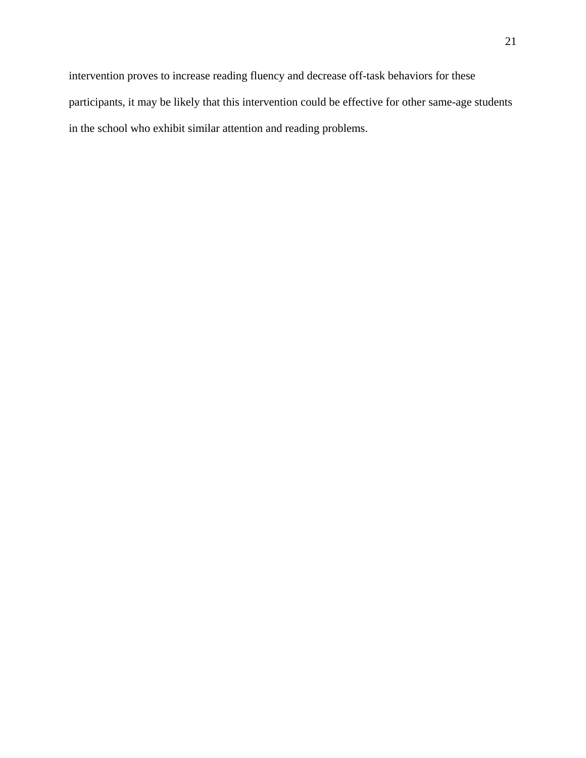intervention proves to increase reading fluency and decrease off-task behaviors for these participants, it may be likely that this intervention could be effective for other same-age students in the school who exhibit similar attention and reading problems.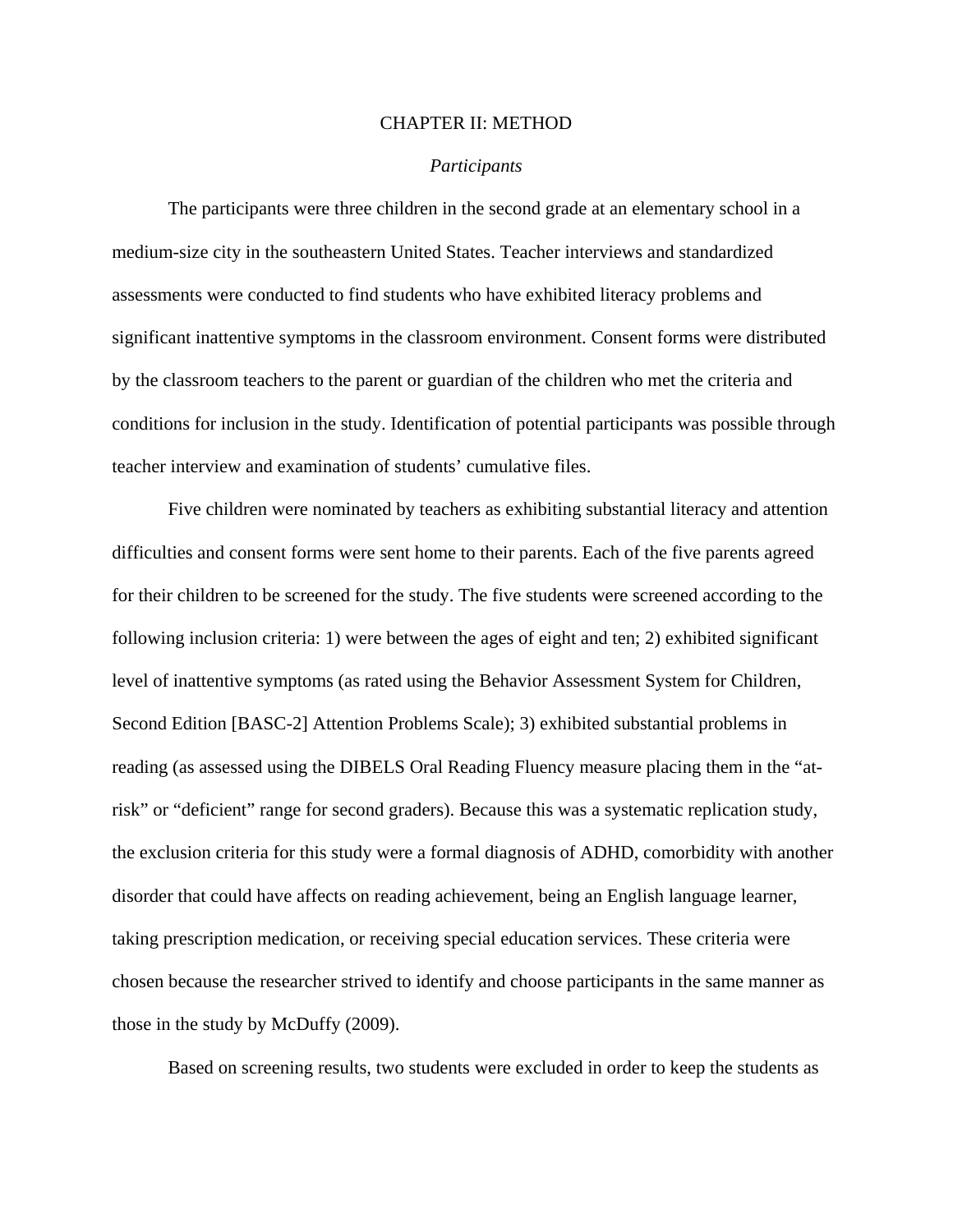# CHAPTER II: METHOD

## *Participants*

The participants were three children in the second grade at an elementary school in a medium-size city in the southeastern United States. Teacher interviews and standardized assessments were conducted to find students who have exhibited literacy problems and significant inattentive symptoms in the classroom environment. Consent forms were distributed by the classroom teachers to the parent or guardian of the children who met the criteria and conditions for inclusion in the study. Identification of potential participants was possible through teacher interview and examination of students' cumulative files.

Five children were nominated by teachers as exhibiting substantial literacy and attention difficulties and consent forms were sent home to their parents. Each of the five parents agreed for their children to be screened for the study. The five students were screened according to the following inclusion criteria: 1) were between the ages of eight and ten; 2) exhibited significant level of inattentive symptoms (as rated using the Behavior Assessment System for Children, Second Edition [BASC-2] Attention Problems Scale); 3) exhibited substantial problems in reading (as assessed using the DIBELS Oral Reading Fluency measure placing them in the "at-risk" or "deficient" range for second graders). Because this was a systematic replication study, the exclusion criteria for this study were a formal diagnosis of ADHD, comorbidity with another disorder that could have affects on reading achievement, being an English language learner, taking prescription medication, or receiving special education services. These criteria were chosen because the researcher strived to identify and choose participants in the same manner as those in the study by McDuffy (2009).

Based on screening results, two students were excluded in order to keep the students as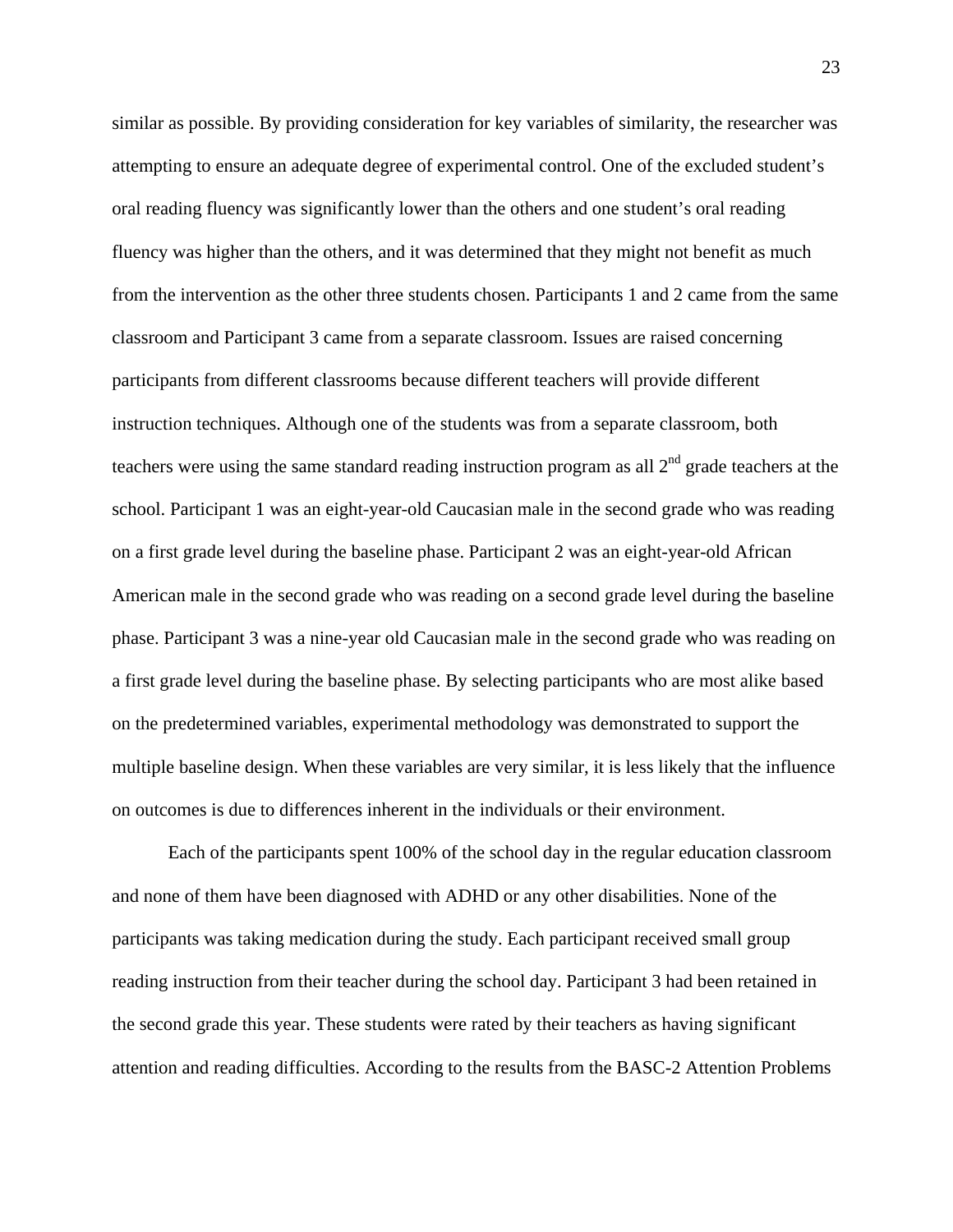similar as possible. By providing consideration for key variables of similarity, the researcher was attempting to ensure an adequate degree of experimental control. One of the excluded student's oral reading fluency was significantly lower than the others and one student's oral reading fluency was higher than the others, and it was determined that they might not benefit as much from the intervention as the other three students chosen. Participants 1 and 2 came from the same classroom and Participant 3 came from a separate classroom. Issues are raised concerning participants from different classrooms because different teachers will provide different instruction techniques. Although one of the students was from a separate classroom, both teachers were using the same standard reading instruction program as all 2nd grade teachers at the school. Participant 1 was an eight-year-old Caucasian male in the second grade who was reading on a first grade level during the baseline phase. Participant 2 was an eight-year-old African American male in the second grade who was reading on a second grade level during the baseline phase. Participant 3 was a nine-year old Caucasian male in the second grade who was reading on a first grade level during the baseline phase. By selecting participants who are most alike based on the predetermined variables, experimental methodology was demonstrated to support the multiple baseline design. When these variables are very similar, it is less likely that the influence on outcomes is due to differences inherent in the individuals or their environment.

Each of the participants spent 100% of the school day in the regular education classroom and none of them have been diagnosed with ADHD or any other disabilities. None of the participants was taking medication during the study. Each participant received small group reading instruction from their teacher during the school day. Participant 3 had been retained in the second grade this year. These students were rated by their teachers as having significant attention and reading difficulties. According to the results from the BASC-2 Attention Problems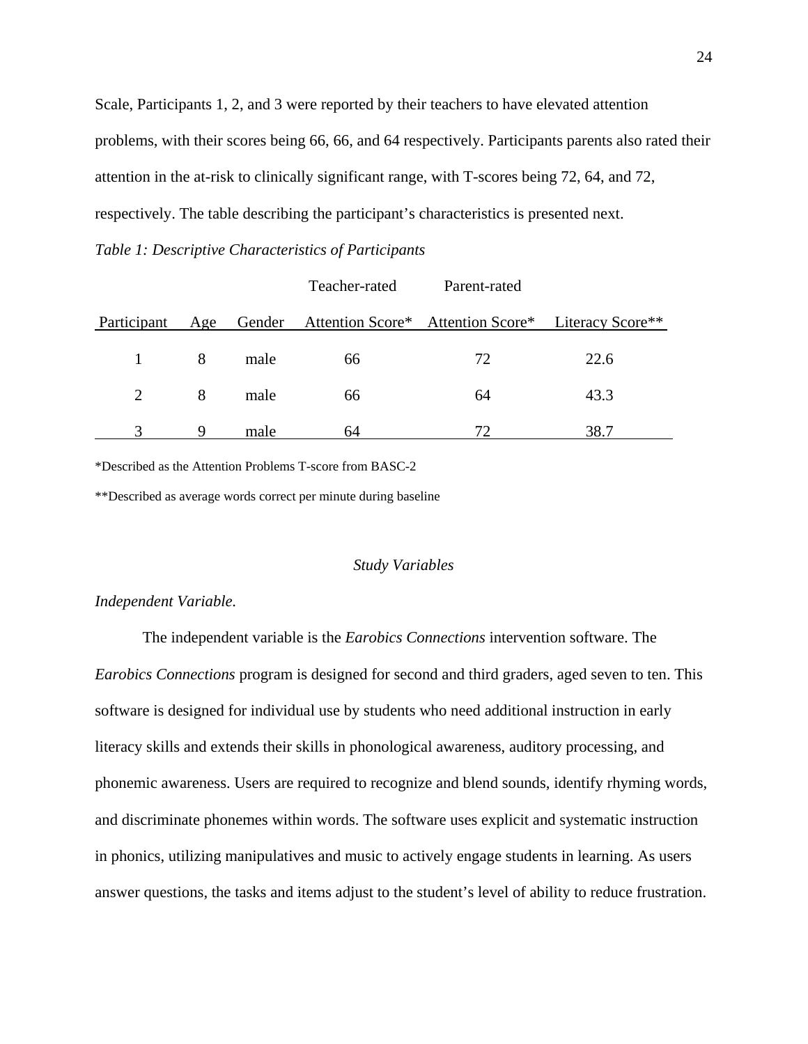Scale, Participants 1, 2, and 3 were reported by their teachers to have elevated attention problems, with their scores being 66, 66, and 64 respectively. Participants parents also rated their attention in the at-risk to clinically significant range, with T-scores being 72, 64, and 72, respectively. The table describing the participant's characteristics is presented next.

*Table 1: Descriptive Characteristics of Participants*

| Participant | Age | Gender | Teacher-rated Attention Score* | Parent-rated Attention Score* | Literacy Score** |
|---|---|---|---|---|---|
| 1 | 8 | male | 66 | 72 | 22.6 |
| 2 | 8 | male | 66 | 64 | 43.3 |
| 3 | 9 | male | 64 | 72 | 38.7 |

*Described as the Attention Problems T-score from BASC-2

**Described as average words correct per minute during baseline

## *Study Variables*

### *Independent Variable.*

The independent variable is the *Earobics Connections* intervention software. The *Earobics Connections* program is designed for second and third graders, aged seven to ten. This software is designed for individual use by students who need additional instruction in early literacy skills and extends their skills in phonological awareness, auditory processing, and phonemic awareness. Users are required to recognize and blend sounds, identify rhyming words, and discriminate phonemes within words. The software uses explicit and systematic instruction in phonics, utilizing manipulatives and music to actively engage students in learning. As users answer questions, the tasks and items adjust to the student's level of ability to reduce frustration.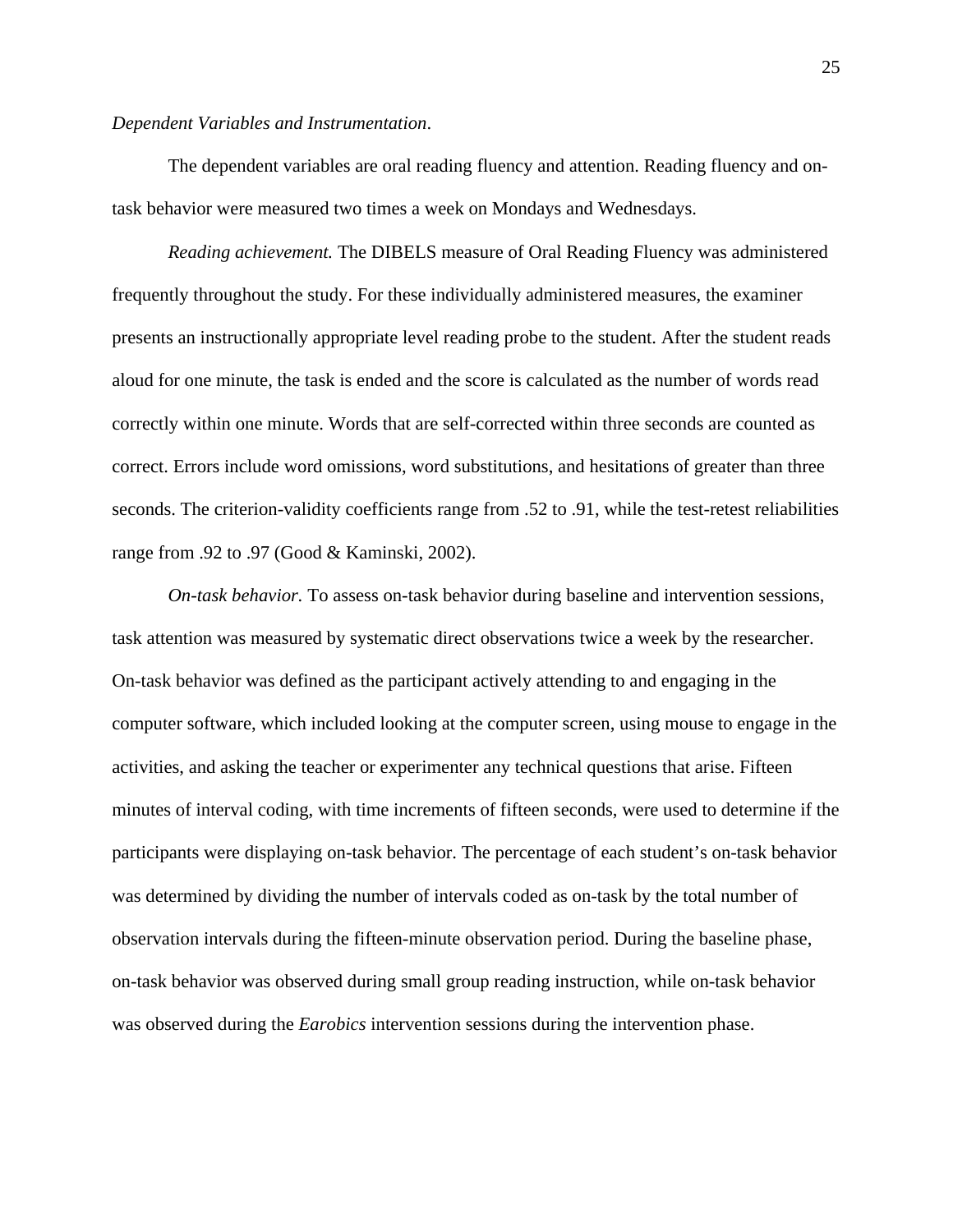*Dependent Variables and Instrumentation*.

The dependent variables are oral reading fluency and attention. Reading fluency and on-task behavior were measured two times a week on Mondays and Wednesdays.

*Reading achievement.* The DIBELS measure of Oral Reading Fluency was administered frequently throughout the study. For these individually administered measures, the examiner presents an instructionally appropriate level reading probe to the student. After the student reads aloud for one minute, the task is ended and the score is calculated as the number of words read correctly within one minute. Words that are self-corrected within three seconds are counted as correct. Errors include word omissions, word substitutions, and hesitations of greater than three seconds. The criterion-validity coefficients range from .52 to .91, while the test-retest reliabilities range from .92 to .97 (Good & Kaminski, 2002).

*On-task behavior.* To assess on-task behavior during baseline and intervention sessions, task attention was measured by systematic direct observations twice a week by the researcher. On-task behavior was defined as the participant actively attending to and engaging in the computer software, which included looking at the computer screen, using mouse to engage in the activities, and asking the teacher or experimenter any technical questions that arise. Fifteen minutes of interval coding, with time increments of fifteen seconds, were used to determine if the participants were displaying on-task behavior. The percentage of each student's on-task behavior was determined by dividing the number of intervals coded as on-task by the total number of observation intervals during the fifteen-minute observation period. During the baseline phase, on-task behavior was observed during small group reading instruction, while on-task behavior was observed during the *Earobics* intervention sessions during the intervention phase.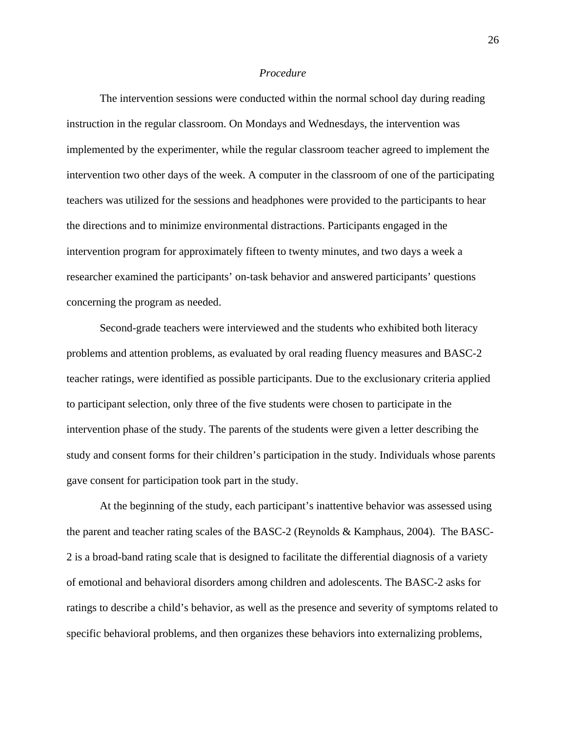*Procedure*

The intervention sessions were conducted within the normal school day during reading instruction in the regular classroom. On Mondays and Wednesdays, the intervention was implemented by the experimenter, while the regular classroom teacher agreed to implement the intervention two other days of the week. A computer in the classroom of one of the participating teachers was utilized for the sessions and headphones were provided to the participants to hear the directions and to minimize environmental distractions. Participants engaged in the intervention program for approximately fifteen to twenty minutes, and two days a week a researcher examined the participants' on-task behavior and answered participants' questions concerning the program as needed.

Second-grade teachers were interviewed and the students who exhibited both literacy problems and attention problems, as evaluated by oral reading fluency measures and BASC-2 teacher ratings, were identified as possible participants. Due to the exclusionary criteria applied to participant selection, only three of the five students were chosen to participate in the intervention phase of the study. The parents of the students were given a letter describing the study and consent forms for their children's participation in the study. Individuals whose parents gave consent for participation took part in the study.

At the beginning of the study, each participant's inattentive behavior was assessed using the parent and teacher rating scales of the BASC-2 (Reynolds & Kamphaus, 2004). The BASC-2 is a broad-band rating scale that is designed to facilitate the differential diagnosis of a variety of emotional and behavioral disorders among children and adolescents. The BASC-2 asks for ratings to describe a child's behavior, as well as the presence and severity of symptoms related to specific behavioral problems, and then organizes these behaviors into externalizing problems,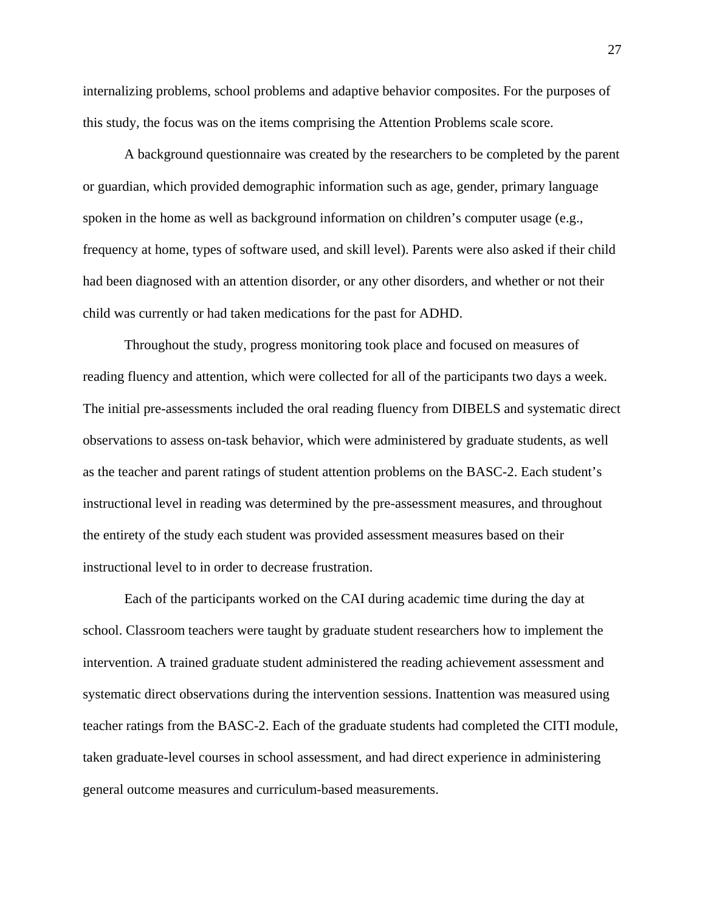internalizing problems, school problems and adaptive behavior composites. For the purposes of this study, the focus was on the items comprising the Attention Problems scale score.

A background questionnaire was created by the researchers to be completed by the parent or guardian, which provided demographic information such as age, gender, primary language spoken in the home as well as background information on children's computer usage (e.g., frequency at home, types of software used, and skill level). Parents were also asked if their child had been diagnosed with an attention disorder, or any other disorders, and whether or not their child was currently or had taken medications for the past for ADHD.

Throughout the study, progress monitoring took place and focused on measures of reading fluency and attention, which were collected for all of the participants two days a week. The initial pre-assessments included the oral reading fluency from DIBELS and systematic direct observations to assess on-task behavior, which were administered by graduate students, as well as the teacher and parent ratings of student attention problems on the BASC-2. Each student's instructional level in reading was determined by the pre-assessment measures, and throughout the entirety of the study each student was provided assessment measures based on their instructional level to in order to decrease frustration.

Each of the participants worked on the CAI during academic time during the day at school. Classroom teachers were taught by graduate student researchers how to implement the intervention. A trained graduate student administered the reading achievement assessment and systematic direct observations during the intervention sessions. Inattention was measured using teacher ratings from the BASC-2. Each of the graduate students had completed the CITI module, taken graduate-level courses in school assessment, and had direct experience in administering general outcome measures and curriculum-based measurements.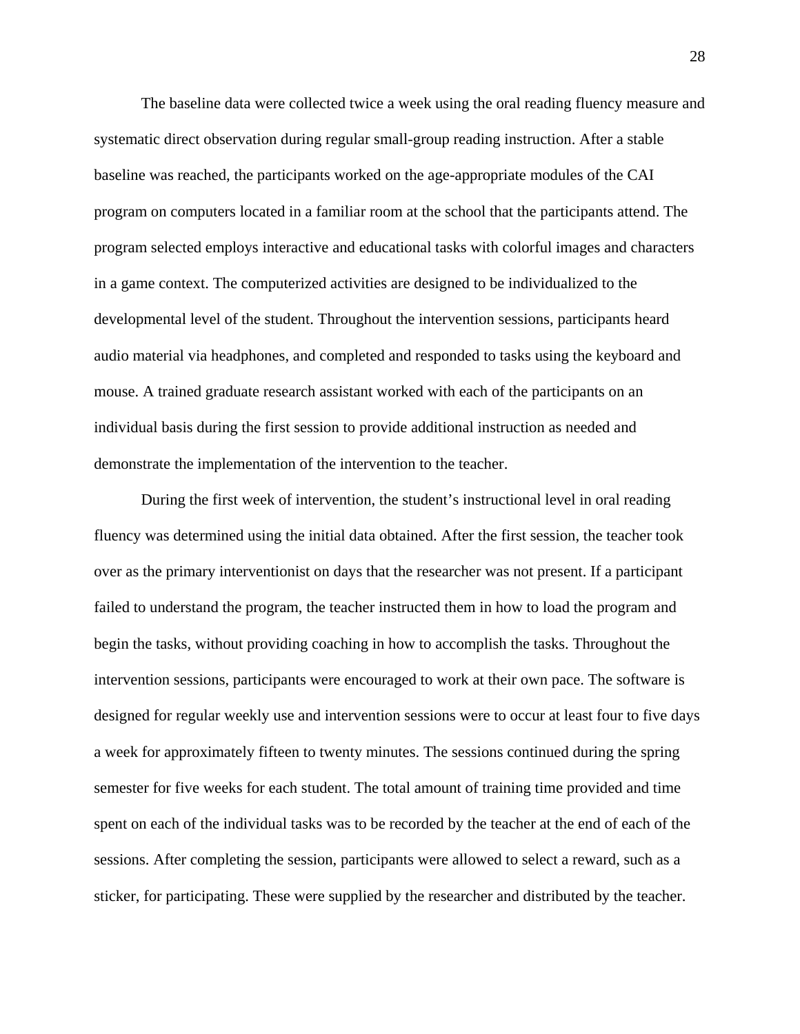The baseline data were collected twice a week using the oral reading fluency measure and systematic direct observation during regular small-group reading instruction. After a stable baseline was reached, the participants worked on the age-appropriate modules of the CAI program on computers located in a familiar room at the school that the participants attend. The program selected employs interactive and educational tasks with colorful images and characters in a game context. The computerized activities are designed to be individualized to the developmental level of the student. Throughout the intervention sessions, participants heard audio material via headphones, and completed and responded to tasks using the keyboard and mouse. A trained graduate research assistant worked with each of the participants on an individual basis during the first session to provide additional instruction as needed and demonstrate the implementation of the intervention to the teacher.

During the first week of intervention, the student's instructional level in oral reading fluency was determined using the initial data obtained. After the first session, the teacher took over as the primary interventionist on days that the researcher was not present. If a participant failed to understand the program, the teacher instructed them in how to load the program and begin the tasks, without providing coaching in how to accomplish the tasks. Throughout the intervention sessions, participants were encouraged to work at their own pace. The software is designed for regular weekly use and intervention sessions were to occur at least four to five days a week for approximately fifteen to twenty minutes. The sessions continued during the spring semester for five weeks for each student. The total amount of training time provided and time spent on each of the individual tasks was to be recorded by the teacher at the end of each of the sessions. After completing the session, participants were allowed to select a reward, such as a sticker, for participating. These were supplied by the researcher and distributed by the teacher.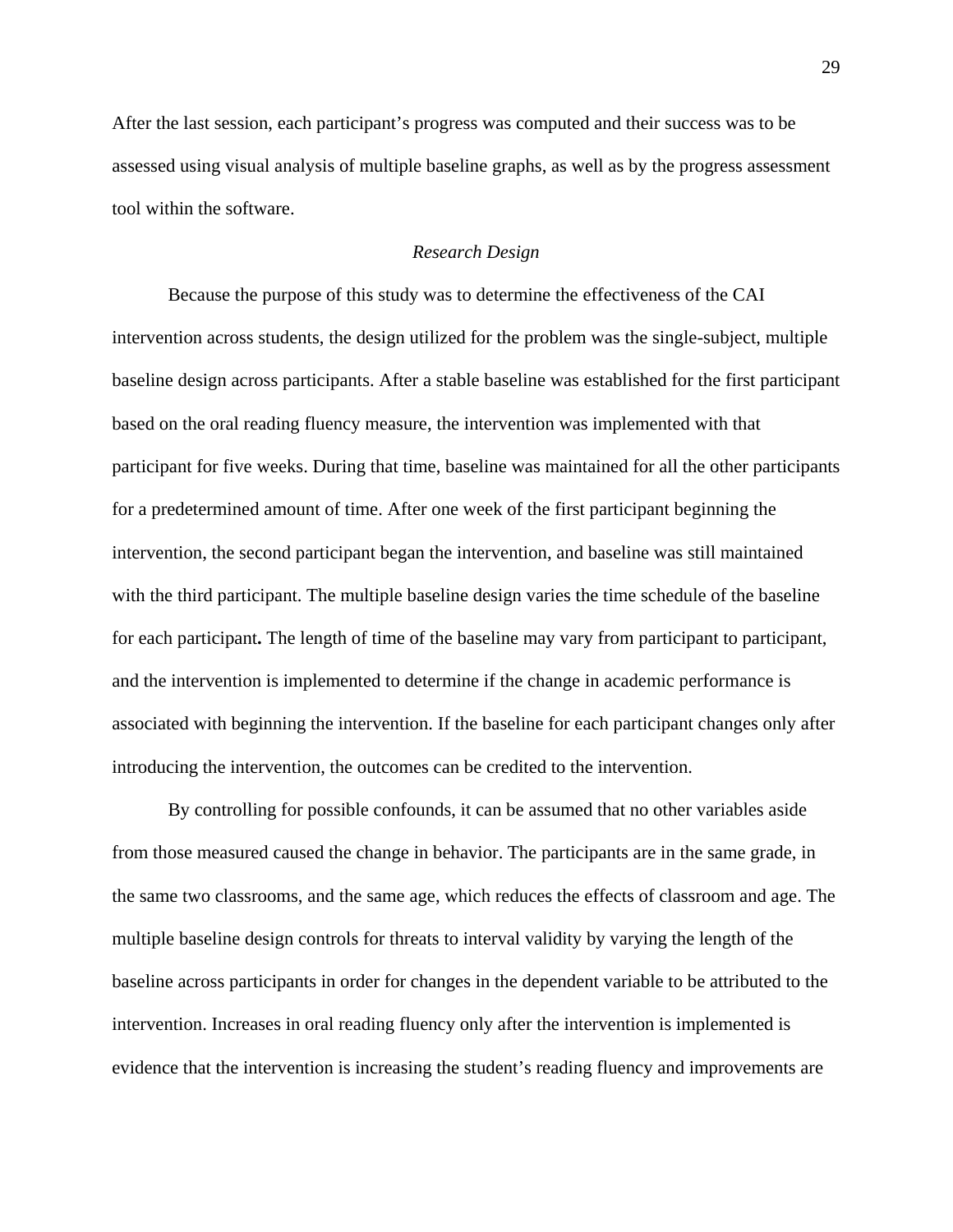After the last session, each participant's progress was computed and their success was to be assessed using visual analysis of multiple baseline graphs, as well as by the progress assessment tool within the software.

*Research Design*

Because the purpose of this study was to determine the effectiveness of the CAI intervention across students, the design utilized for the problem was the single-subject, multiple baseline design across participants. After a stable baseline was established for the first participant based on the oral reading fluency measure, the intervention was implemented with that participant for five weeks. During that time, baseline was maintained for all the other participants for a predetermined amount of time. After one week of the first participant beginning the intervention, the second participant began the intervention, and baseline was still maintained with the third participant. The multiple baseline design varies the time schedule of the baseline for each participant**.** The length of time of the baseline may vary from participant to participant, and the intervention is implemented to determine if the change in academic performance is associated with beginning the intervention. If the baseline for each participant changes only after introducing the intervention, the outcomes can be credited to the intervention.

By controlling for possible confounds, it can be assumed that no other variables aside from those measured caused the change in behavior. The participants are in the same grade, in the same two classrooms, and the same age, which reduces the effects of classroom and age. The multiple baseline design controls for threats to interval validity by varying the length of the baseline across participants in order for changes in the dependent variable to be attributed to the intervention. Increases in oral reading fluency only after the intervention is implemented is evidence that the intervention is increasing the student's reading fluency and improvements are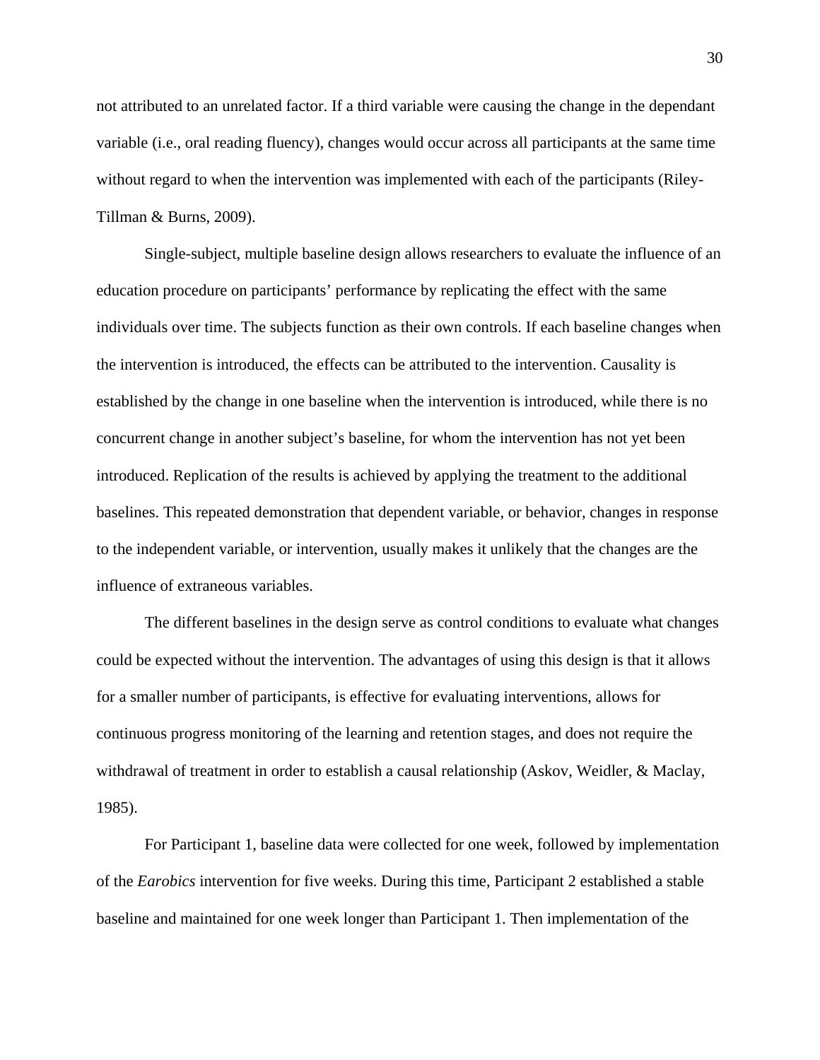not attributed to an unrelated factor. If a third variable were causing the change in the dependant variable (i.e., oral reading fluency), changes would occur across all participants at the same time without regard to when the intervention was implemented with each of the participants (Riley-Tillman & Burns, 2009).

Single-subject, multiple baseline design allows researchers to evaluate the influence of an education procedure on participants' performance by replicating the effect with the same individuals over time. The subjects function as their own controls. If each baseline changes when the intervention is introduced, the effects can be attributed to the intervention. Causality is established by the change in one baseline when the intervention is introduced, while there is no concurrent change in another subject's baseline, for whom the intervention has not yet been introduced. Replication of the results is achieved by applying the treatment to the additional baselines. This repeated demonstration that dependent variable, or behavior, changes in response to the independent variable, or intervention, usually makes it unlikely that the changes are the influence of extraneous variables.

The different baselines in the design serve as control conditions to evaluate what changes could be expected without the intervention. The advantages of using this design is that it allows for a smaller number of participants, is effective for evaluating interventions, allows for continuous progress monitoring of the learning and retention stages, and does not require the withdrawal of treatment in order to establish a causal relationship (Askov, Weidler, & Maclay, 1985).

For Participant 1, baseline data were collected for one week, followed by implementation of the *Earobics* intervention for five weeks. During this time, Participant 2 established a stable baseline and maintained for one week longer than Participant 1. Then implementation of the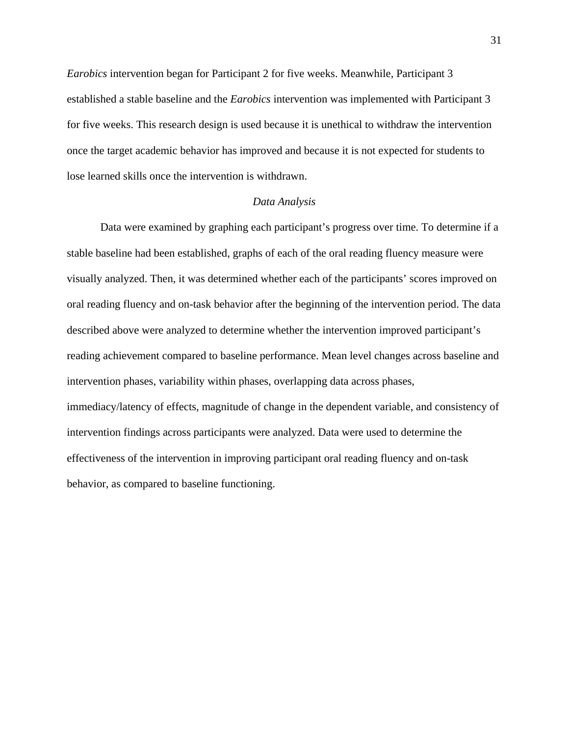*Earobics* intervention began for Participant 2 for five weeks. Meanwhile, Participant 3 established a stable baseline and the *Earobics* intervention was implemented with Participant 3 for five weeks. This research design is used because it is unethical to withdraw the intervention once the target academic behavior has improved and because it is not expected for students to lose learned skills once the intervention is withdrawn.

### *Data Analysis*

Data were examined by graphing each participant's progress over time. To determine if a stable baseline had been established, graphs of each of the oral reading fluency measure were visually analyzed. Then, it was determined whether each of the participants' scores improved on oral reading fluency and on-task behavior after the beginning of the intervention period. The data described above were analyzed to determine whether the intervention improved participant's reading achievement compared to baseline performance. Mean level changes across baseline and intervention phases, variability within phases, overlapping data across phases, immediacy/latency of effects, magnitude of change in the dependent variable, and consistency of intervention findings across participants were analyzed. Data were used to determine the effectiveness of the intervention in improving participant oral reading fluency and on-task behavior, as compared to baseline functioning.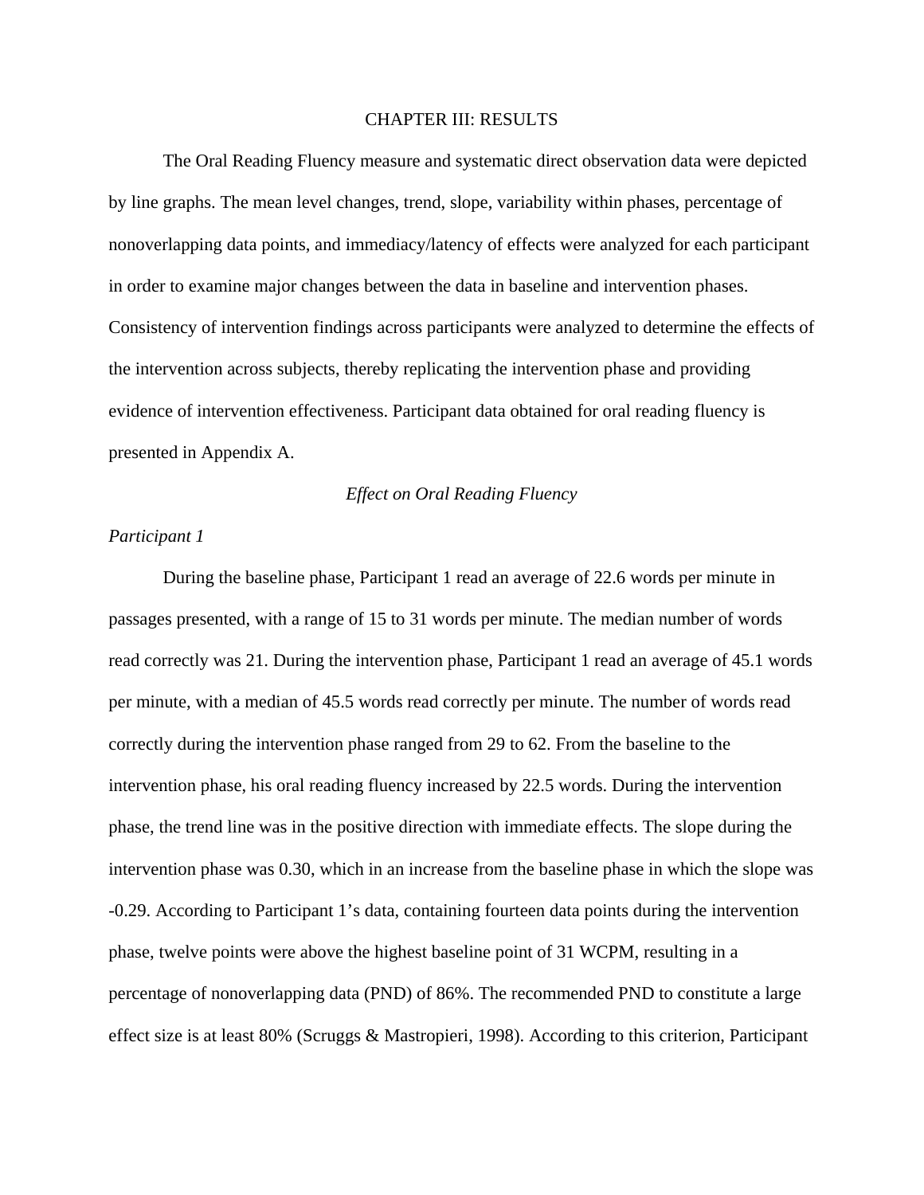# CHAPTER III: RESULTS

The Oral Reading Fluency measure and systematic direct observation data were depicted by line graphs. The mean level changes, trend, slope, variability within phases, percentage of nonoverlapping data points, and immediacy/latency of effects were analyzed for each participant in order to examine major changes between the data in baseline and intervention phases. Consistency of intervention findings across participants were analyzed to determine the effects of the intervention across subjects, thereby replicating the intervention phase and providing evidence of intervention effectiveness. Participant data obtained for oral reading fluency is presented in Appendix A.

## *Effect on Oral Reading Fluency*

### *Participant 1*

During the baseline phase, Participant 1 read an average of 22.6 words per minute in passages presented, with a range of 15 to 31 words per minute. The median number of words read correctly was 21. During the intervention phase, Participant 1 read an average of 45.1 words per minute, with a median of 45.5 words read correctly per minute. The number of words read correctly during the intervention phase ranged from 29 to 62. From the baseline to the intervention phase, his oral reading fluency increased by 22.5 words. During the intervention phase, the trend line was in the positive direction with immediate effects. The slope during the intervention phase was 0.30, which in an increase from the baseline phase in which the slope was -0.29. According to Participant 1's data, containing fourteen data points during the intervention phase, twelve points were above the highest baseline point of 31 WCPM, resulting in a percentage of nonoverlapping data (PND) of 86%. The recommended PND to constitute a large effect size is at least 80% (Scruggs & Mastropieri, 1998). According to this criterion, Participant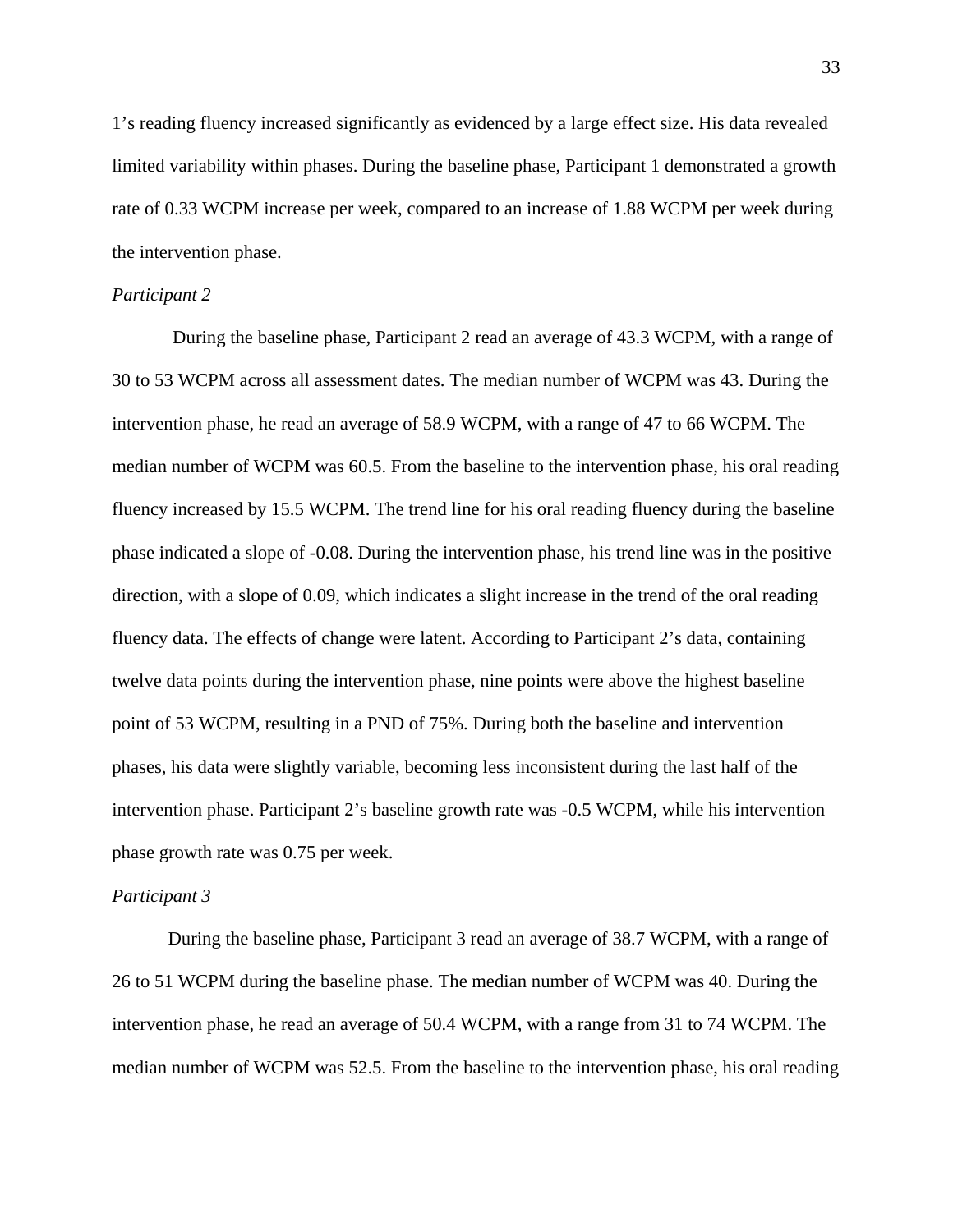1's reading fluency increased significantly as evidenced by a large effect size. His data revealed limited variability within phases. During the baseline phase, Participant 1 demonstrated a growth rate of 0.33 WCPM increase per week, compared to an increase of 1.88 WCPM per week during the intervention phase.

*Participant 2*

During the baseline phase, Participant 2 read an average of 43.3 WCPM, with a range of 30 to 53 WCPM across all assessment dates. The median number of WCPM was 43. During the intervention phase, he read an average of 58.9 WCPM, with a range of 47 to 66 WCPM. The median number of WCPM was 60.5. From the baseline to the intervention phase, his oral reading fluency increased by 15.5 WCPM. The trend line for his oral reading fluency during the baseline phase indicated a slope of -0.08. During the intervention phase, his trend line was in the positive direction, with a slope of 0.09, which indicates a slight increase in the trend of the oral reading fluency data. The effects of change were latent. According to Participant 2's data, containing twelve data points during the intervention phase, nine points were above the highest baseline point of 53 WCPM, resulting in a PND of 75%. During both the baseline and intervention phases, his data were slightly variable, becoming less inconsistent during the last half of the intervention phase. Participant 2's baseline growth rate was -0.5 WCPM, while his intervention phase growth rate was 0.75 per week.

*Participant 3*

During the baseline phase, Participant 3 read an average of 38.7 WCPM, with a range of 26 to 51 WCPM during the baseline phase. The median number of WCPM was 40. During the intervention phase, he read an average of 50.4 WCPM, with a range from 31 to 74 WCPM. The median number of WCPM was 52.5. From the baseline to the intervention phase, his oral reading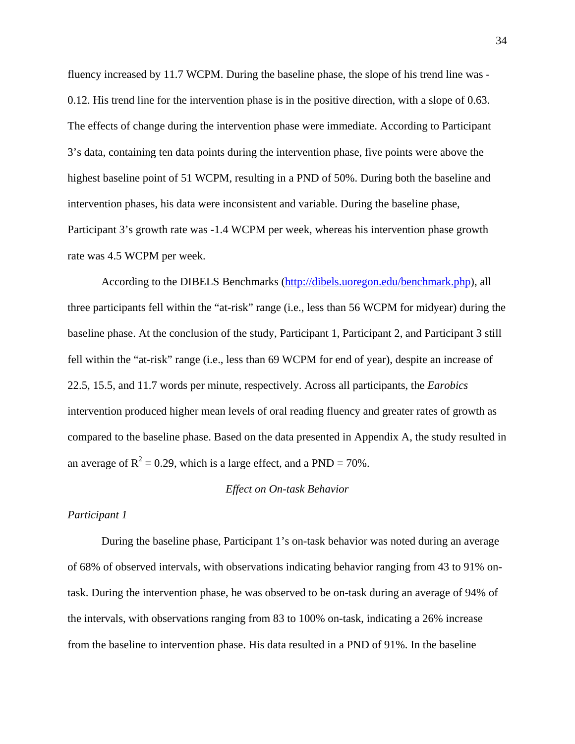fluency increased by 11.7 WCPM. During the baseline phase, the slope of his trend line was -0.12. His trend line for the intervention phase is in the positive direction, with a slope of 0.63. The effects of change during the intervention phase were immediate. According to Participant 3's data, containing ten data points during the intervention phase, five points were above the highest baseline point of 51 WCPM, resulting in a PND of 50%. During both the baseline and intervention phases, his data were inconsistent and variable. During the baseline phase, Participant 3's growth rate was -1.4 WCPM per week, whereas his intervention phase growth rate was 4.5 WCPM per week.

According to the DIBELS Benchmarks (http://dibels.uoregon.edu/benchmark.php), all three participants fell within the "at-risk" range (i.e., less than 56 WCPM for midyear) during the baseline phase. At the conclusion of the study, Participant 1, Participant 2, and Participant 3 still fell within the "at-risk" range (i.e., less than 69 WCPM for end of year), despite an increase of 22.5, 15.5, and 11.7 words per minute, respectively. Across all participants, the *Earobics* intervention produced higher mean levels of oral reading fluency and greater rates of growth as compared to the baseline phase. Based on the data presented in Appendix A, the study resulted in an average of $R^2 = 0.29$, which is a large effect, and a PND = 70%.

## *Effect on On-task Behavior*

### *Participant 1*

During the baseline phase, Participant 1's on-task behavior was noted during an average of 68% of observed intervals, with observations indicating behavior ranging from 43 to 91% on-task. During the intervention phase, he was observed to be on-task during an average of 94% of the intervals, with observations ranging from 83 to 100% on-task, indicating a 26% increase from the baseline to intervention phase. His data resulted in a PND of 91%. In the baseline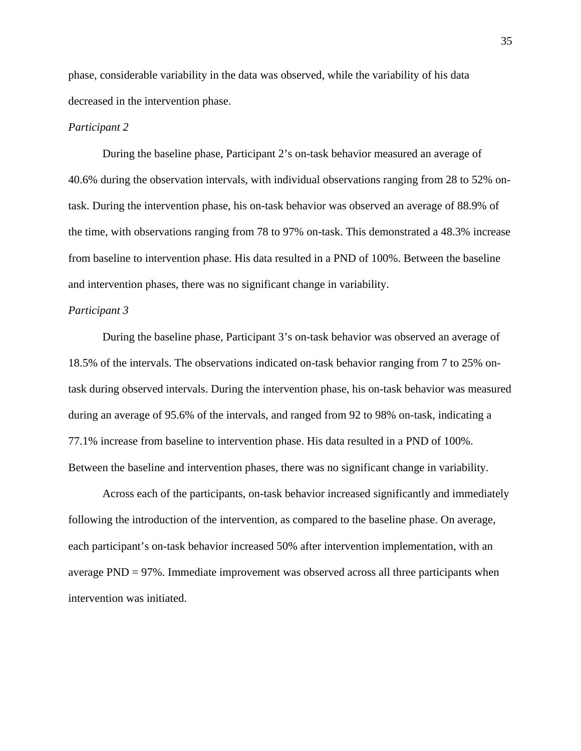phase, considerable variability in the data was observed, while the variability of his data decreased in the intervention phase.

*Participant 2*

During the baseline phase, Participant 2's on-task behavior measured an average of 40.6% during the observation intervals, with individual observations ranging from 28 to 52% on-task. During the intervention phase, his on-task behavior was observed an average of 88.9% of the time, with observations ranging from 78 to 97% on-task. This demonstrated a 48.3% increase from baseline to intervention phase. His data resulted in a PND of 100%. Between the baseline and intervention phases, there was no significant change in variability.

*Participant 3*

During the baseline phase, Participant 3's on-task behavior was observed an average of 18.5% of the intervals. The observations indicated on-task behavior ranging from 7 to 25% on-task during observed intervals. During the intervention phase, his on-task behavior was measured during an average of 95.6% of the intervals, and ranged from 92 to 98% on-task, indicating a 77.1% increase from baseline to intervention phase. His data resulted in a PND of 100%. Between the baseline and intervention phases, there was no significant change in variability.

Across each of the participants, on-task behavior increased significantly and immediately following the introduction of the intervention, as compared to the baseline phase. On average, each participant's on-task behavior increased 50% after intervention implementation, with an average PND = 97%. Immediate improvement was observed across all three participants when intervention was initiated.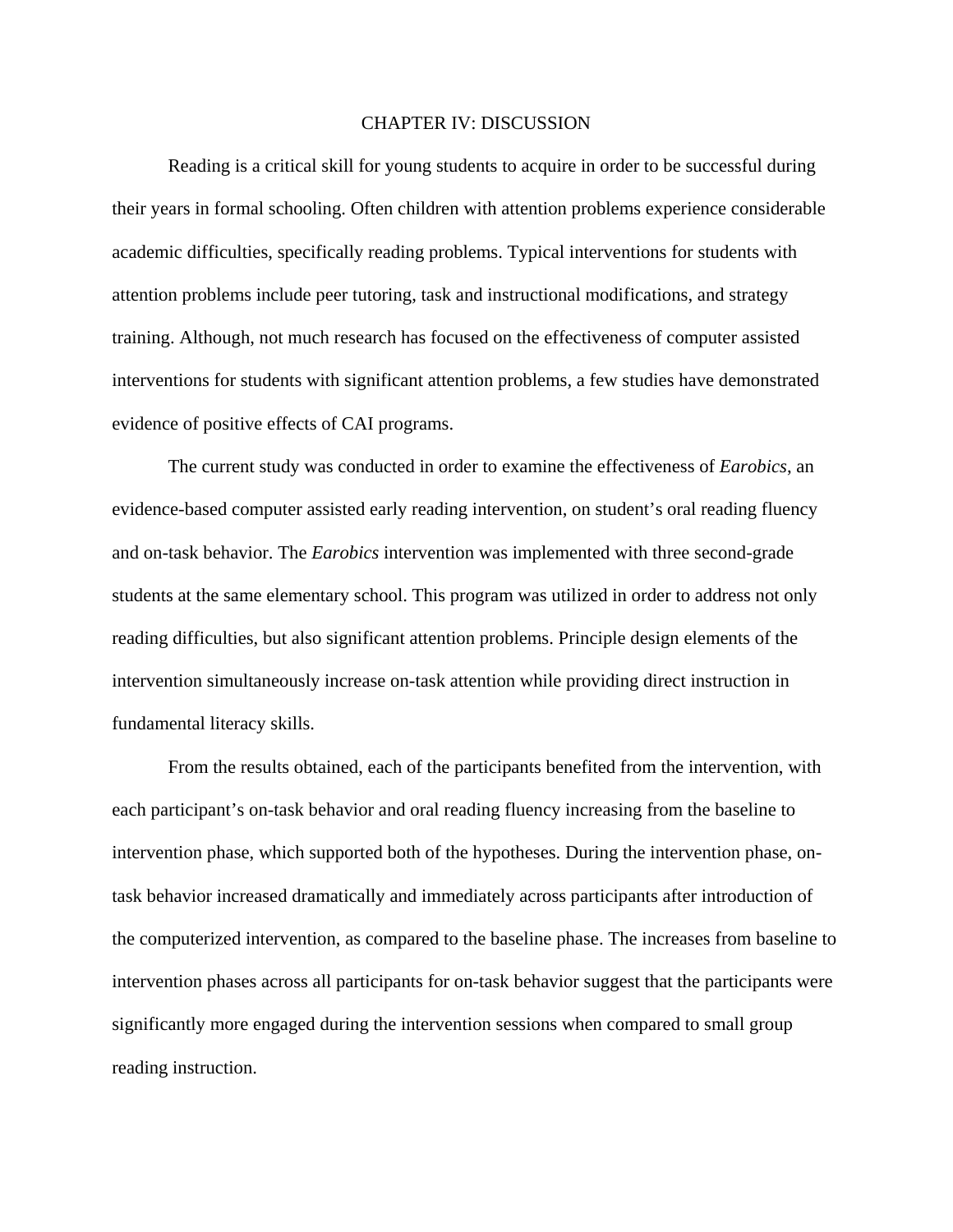# CHAPTER IV: DISCUSSION

Reading is a critical skill for young students to acquire in order to be successful during their years in formal schooling. Often children with attention problems experience considerable academic difficulties, specifically reading problems. Typical interventions for students with attention problems include peer tutoring, task and instructional modifications, and strategy training. Although, not much research has focused on the effectiveness of computer assisted interventions for students with significant attention problems, a few studies have demonstrated evidence of positive effects of CAI programs.

The current study was conducted in order to examine the effectiveness of *Earobics*, an evidence-based computer assisted early reading intervention, on student's oral reading fluency and on-task behavior. The *Earobics* intervention was implemented with three second-grade students at the same elementary school. This program was utilized in order to address not only reading difficulties, but also significant attention problems. Principle design elements of the intervention simultaneously increase on-task attention while providing direct instruction in fundamental literacy skills.

From the results obtained, each of the participants benefited from the intervention, with each participant's on-task behavior and oral reading fluency increasing from the baseline to intervention phase, which supported both of the hypotheses. During the intervention phase, on-task behavior increased dramatically and immediately across participants after introduction of the computerized intervention, as compared to the baseline phase. The increases from baseline to intervention phases across all participants for on-task behavior suggest that the participants were significantly more engaged during the intervention sessions when compared to small group reading instruction.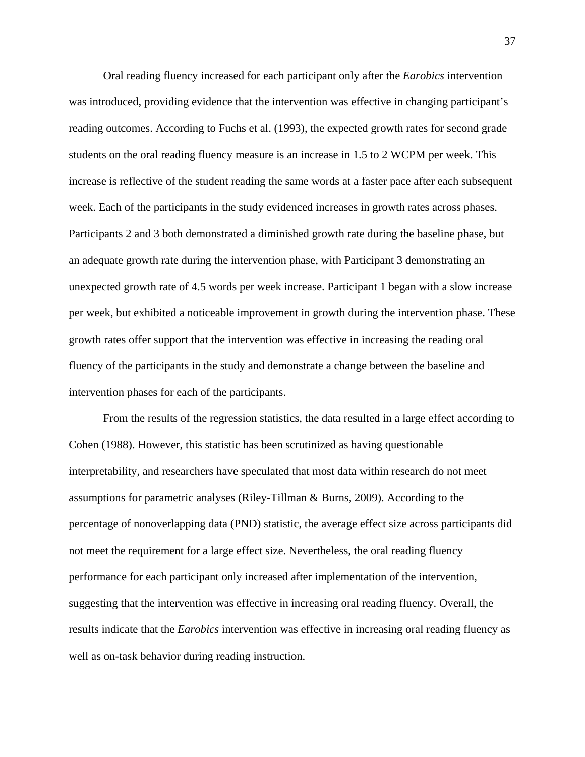Oral reading fluency increased for each participant only after the *Earobics* intervention was introduced, providing evidence that the intervention was effective in changing participant's reading outcomes. According to Fuchs et al. (1993), the expected growth rates for second grade students on the oral reading fluency measure is an increase in 1.5 to 2 WCPM per week. This increase is reflective of the student reading the same words at a faster pace after each subsequent week. Each of the participants in the study evidenced increases in growth rates across phases. Participants 2 and 3 both demonstrated a diminished growth rate during the baseline phase, but an adequate growth rate during the intervention phase, with Participant 3 demonstrating an unexpected growth rate of 4.5 words per week increase. Participant 1 began with a slow increase per week, but exhibited a noticeable improvement in growth during the intervention phase. These growth rates offer support that the intervention was effective in increasing the reading oral fluency of the participants in the study and demonstrate a change between the baseline and intervention phases for each of the participants.

From the results of the regression statistics, the data resulted in a large effect according to Cohen (1988). However, this statistic has been scrutinized as having questionable interpretability, and researchers have speculated that most data within research do not meet assumptions for parametric analyses (Riley-Tillman & Burns, 2009). According to the percentage of nonoverlapping data (PND) statistic, the average effect size across participants did not meet the requirement for a large effect size. Nevertheless, the oral reading fluency performance for each participant only increased after implementation of the intervention, suggesting that the intervention was effective in increasing oral reading fluency. Overall, the results indicate that the *Earobics* intervention was effective in increasing oral reading fluency as well as on-task behavior during reading instruction.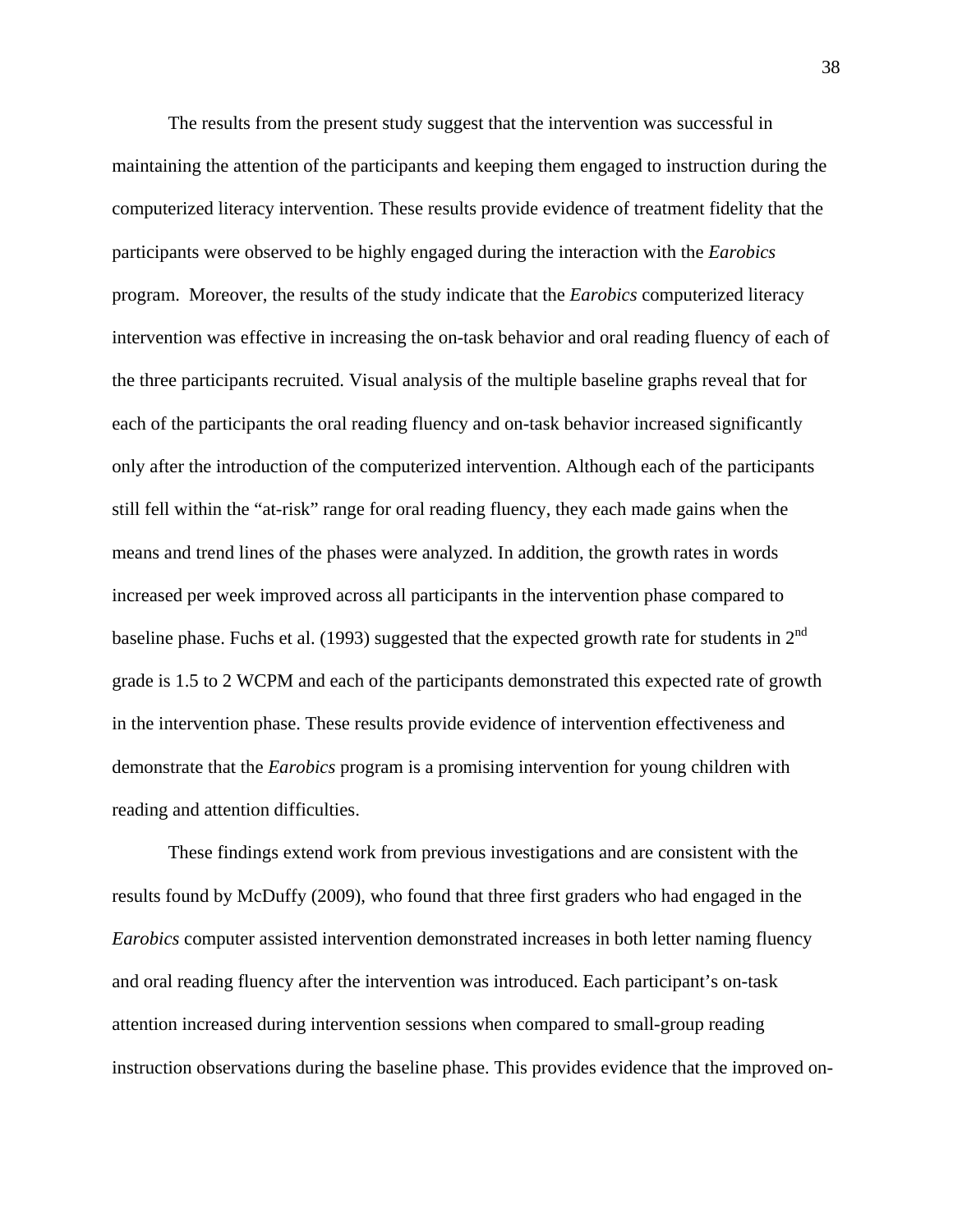The results from the present study suggest that the intervention was successful in maintaining the attention of the participants and keeping them engaged to instruction during the computerized literacy intervention. These results provide evidence of treatment fidelity that the participants were observed to be highly engaged during the interaction with the *Earobics* program.  Moreover, the results of the study indicate that the *Earobics* computerized literacy intervention was effective in increasing the on-task behavior and oral reading fluency of each of the three participants recruited. Visual analysis of the multiple baseline graphs reveal that for each of the participants the oral reading fluency and on-task behavior increased significantly only after the introduction of the computerized intervention. Although each of the participants still fell within the “at-risk” range for oral reading fluency, they each made gains when the means and trend lines of the phases were analyzed. In addition, the growth rates in words increased per week improved across all participants in the intervention phase compared to baseline phase. Fuchs et al. (1993) suggested that the expected growth rate for students in 2nd grade is 1.5 to 2 WCPM and each of the participants demonstrated this expected rate of growth in the intervention phase. These results provide evidence of intervention effectiveness and demonstrate that the *Earobics* program is a promising intervention for young children with reading and attention difficulties.

These findings extend work from previous investigations and are consistent with the results found by McDuffy (2009), who found that three first graders who had engaged in the *Earobics* computer assisted intervention demonstrated increases in both letter naming fluency and oral reading fluency after the intervention was introduced. Each participant’s on-task attention increased during intervention sessions when compared to small-group reading instruction observations during the baseline phase. This provides evidence that the improved on-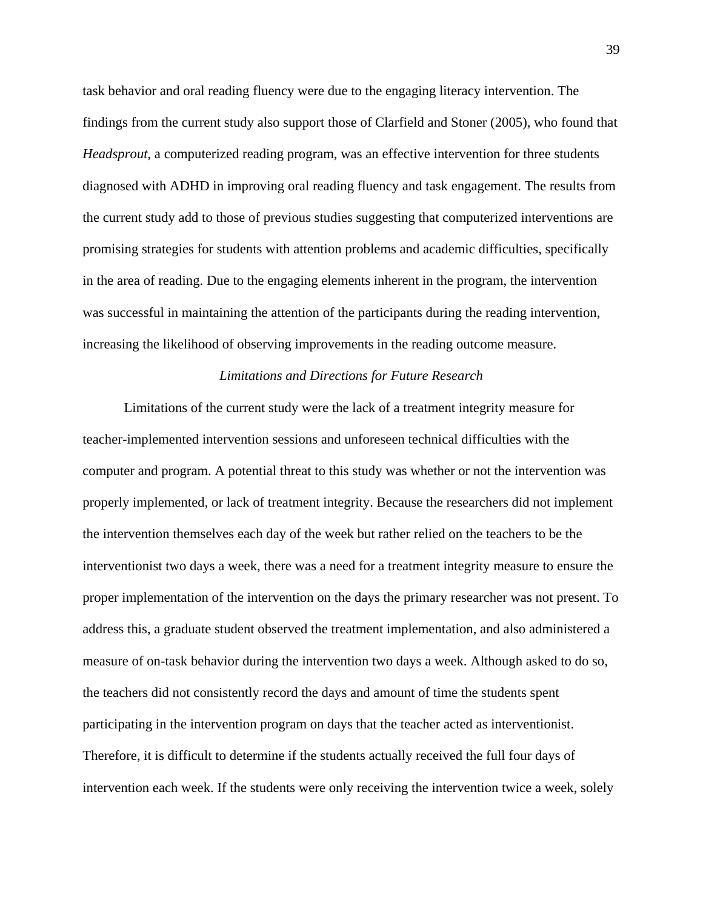task behavior and oral reading fluency were due to the engaging literacy intervention. The findings from the current study also support those of Clarfield and Stoner (2005), who found that *Headsprout*, a computerized reading program, was an effective intervention for three students diagnosed with ADHD in improving oral reading fluency and task engagement. The results from the current study add to those of previous studies suggesting that computerized interventions are promising strategies for students with attention problems and academic difficulties, specifically in the area of reading. Due to the engaging elements inherent in the program, the intervention was successful in maintaining the attention of the participants during the reading intervention, increasing the likelihood of observing improvements in the reading outcome measure.

### *Limitations and Directions for Future Research*

Limitations of the current study were the lack of a treatment integrity measure for teacher-implemented intervention sessions and unforeseen technical difficulties with the computer and program. A potential threat to this study was whether or not the intervention was properly implemented, or lack of treatment integrity. Because the researchers did not implement the intervention themselves each day of the week but rather relied on the teachers to be the interventionist two days a week, there was a need for a treatment integrity measure to ensure the proper implementation of the intervention on the days the primary researcher was not present. To address this, a graduate student observed the treatment implementation, and also administered a measure of on-task behavior during the intervention two days a week. Although asked to do so, the teachers did not consistently record the days and amount of time the students spent participating in the intervention program on days that the teacher acted as interventionist. Therefore, it is difficult to determine if the students actually received the full four days of intervention each week. If the students were only receiving the intervention twice a week, solely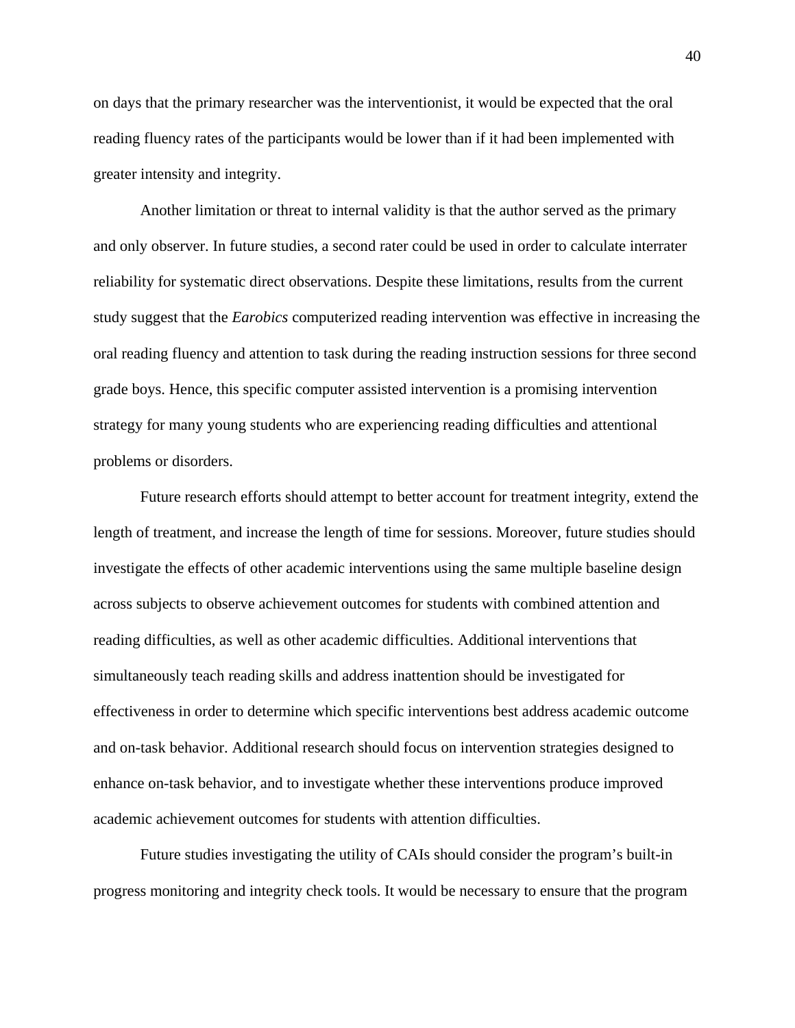on days that the primary researcher was the interventionist, it would be expected that the oral reading fluency rates of the participants would be lower than if it had been implemented with greater intensity and integrity.

Another limitation or threat to internal validity is that the author served as the primary and only observer. In future studies, a second rater could be used in order to calculate interrater reliability for systematic direct observations. Despite these limitations, results from the current study suggest that the *Earobics* computerized reading intervention was effective in increasing the oral reading fluency and attention to task during the reading instruction sessions for three second grade boys. Hence, this specific computer assisted intervention is a promising intervention strategy for many young students who are experiencing reading difficulties and attentional problems or disorders.

Future research efforts should attempt to better account for treatment integrity, extend the length of treatment, and increase the length of time for sessions. Moreover, future studies should investigate the effects of other academic interventions using the same multiple baseline design across subjects to observe achievement outcomes for students with combined attention and reading difficulties, as well as other academic difficulties. Additional interventions that simultaneously teach reading skills and address inattention should be investigated for effectiveness in order to determine which specific interventions best address academic outcome and on-task behavior. Additional research should focus on intervention strategies designed to enhance on-task behavior, and to investigate whether these interventions produce improved academic achievement outcomes for students with attention difficulties.

Future studies investigating the utility of CAIs should consider the program's built-in progress monitoring and integrity check tools. It would be necessary to ensure that the program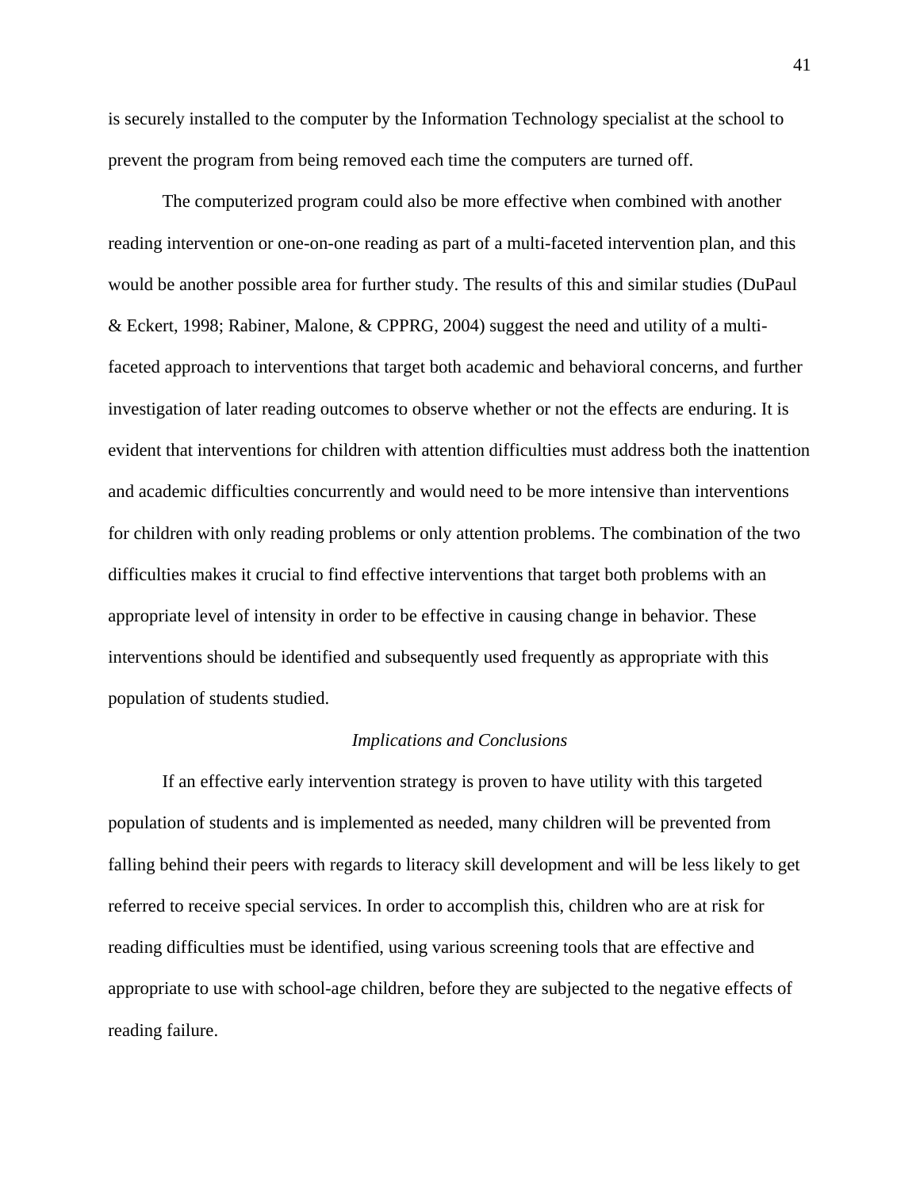is securely installed to the computer by the Information Technology specialist at the school to prevent the program from being removed each time the computers are turned off.

The computerized program could also be more effective when combined with another reading intervention or one-on-one reading as part of a multi-faceted intervention plan, and this would be another possible area for further study. The results of this and similar studies (DuPaul & Eckert, 1998; Rabiner, Malone, & CPPRG, 2004) suggest the need and utility of a multi-faceted approach to interventions that target both academic and behavioral concerns, and further investigation of later reading outcomes to observe whether or not the effects are enduring. It is evident that interventions for children with attention difficulties must address both the inattention and academic difficulties concurrently and would need to be more intensive than interventions for children with only reading problems or only attention problems. The combination of the two difficulties makes it crucial to find effective interventions that target both problems with an appropriate level of intensity in order to be effective in causing change in behavior. These interventions should be identified and subsequently used frequently as appropriate with this population of students studied.

### *Implications and Conclusions*

If an effective early intervention strategy is proven to have utility with this targeted population of students and is implemented as needed, many children will be prevented from falling behind their peers with regards to literacy skill development and will be less likely to get referred to receive special services. In order to accomplish this, children who are at risk for reading difficulties must be identified, using various screening tools that are effective and appropriate to use with school-age children, before they are subjected to the negative effects of reading failure.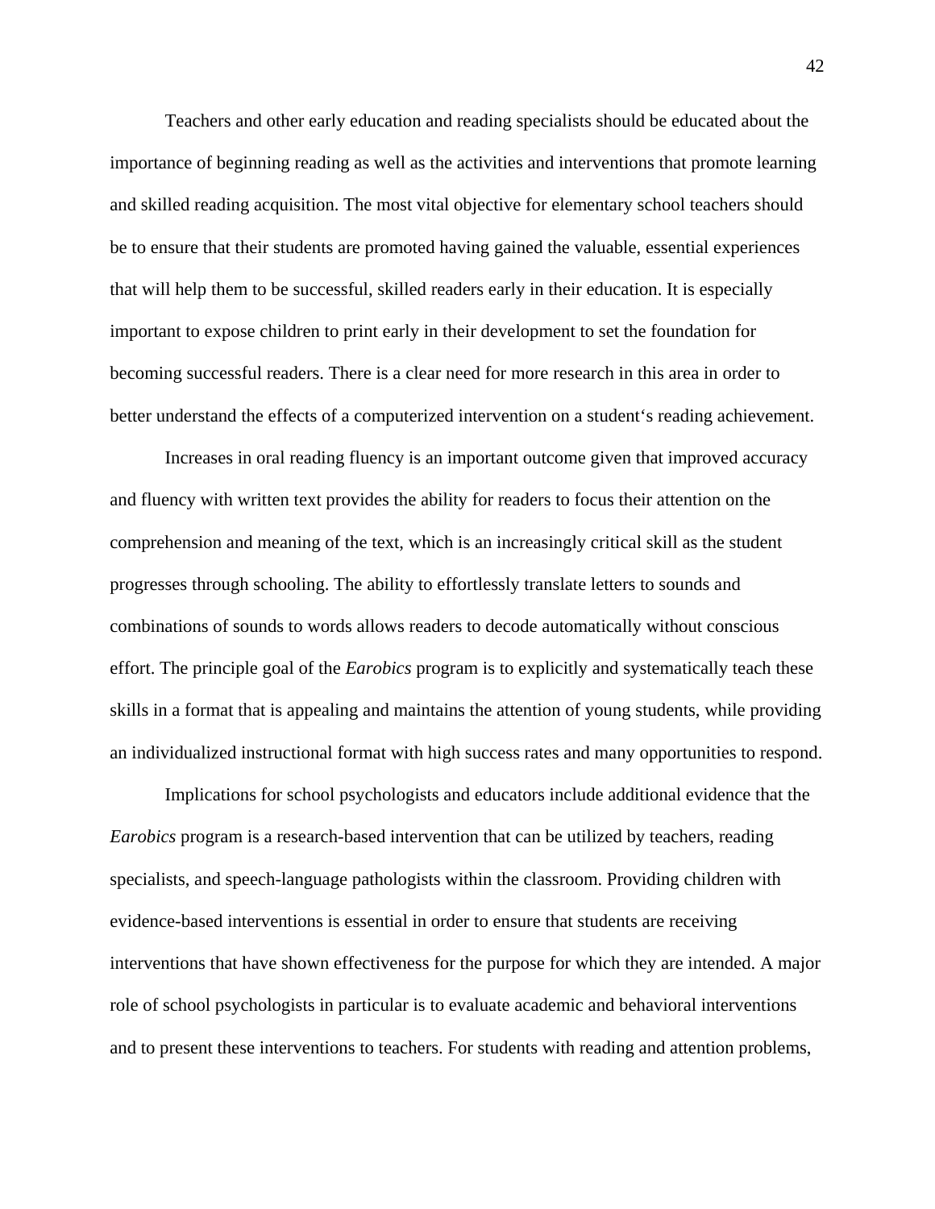Teachers and other early education and reading specialists should be educated about the importance of beginning reading as well as the activities and interventions that promote learning and skilled reading acquisition. The most vital objective for elementary school teachers should be to ensure that their students are promoted having gained the valuable, essential experiences that will help them to be successful, skilled readers early in their education. It is especially important to expose children to print early in their development to set the foundation for becoming successful readers. There is a clear need for more research in this area in order to better understand the effects of a computerized intervention on a student‘s reading achievement.

Increases in oral reading fluency is an important outcome given that improved accuracy and fluency with written text provides the ability for readers to focus their attention on the comprehension and meaning of the text, which is an increasingly critical skill as the student progresses through schooling. The ability to effortlessly translate letters to sounds and combinations of sounds to words allows readers to decode automatically without conscious effort. The principle goal of the *Earobics* program is to explicitly and systematically teach these skills in a format that is appealing and maintains the attention of young students, while providing an individualized instructional format with high success rates and many opportunities to respond.

Implications for school psychologists and educators include additional evidence that the *Earobics* program is a research-based intervention that can be utilized by teachers, reading specialists, and speech-language pathologists within the classroom. Providing children with evidence-based interventions is essential in order to ensure that students are receiving interventions that have shown effectiveness for the purpose for which they are intended. A major role of school psychologists in particular is to evaluate academic and behavioral interventions and to present these interventions to teachers. For students with reading and attention problems,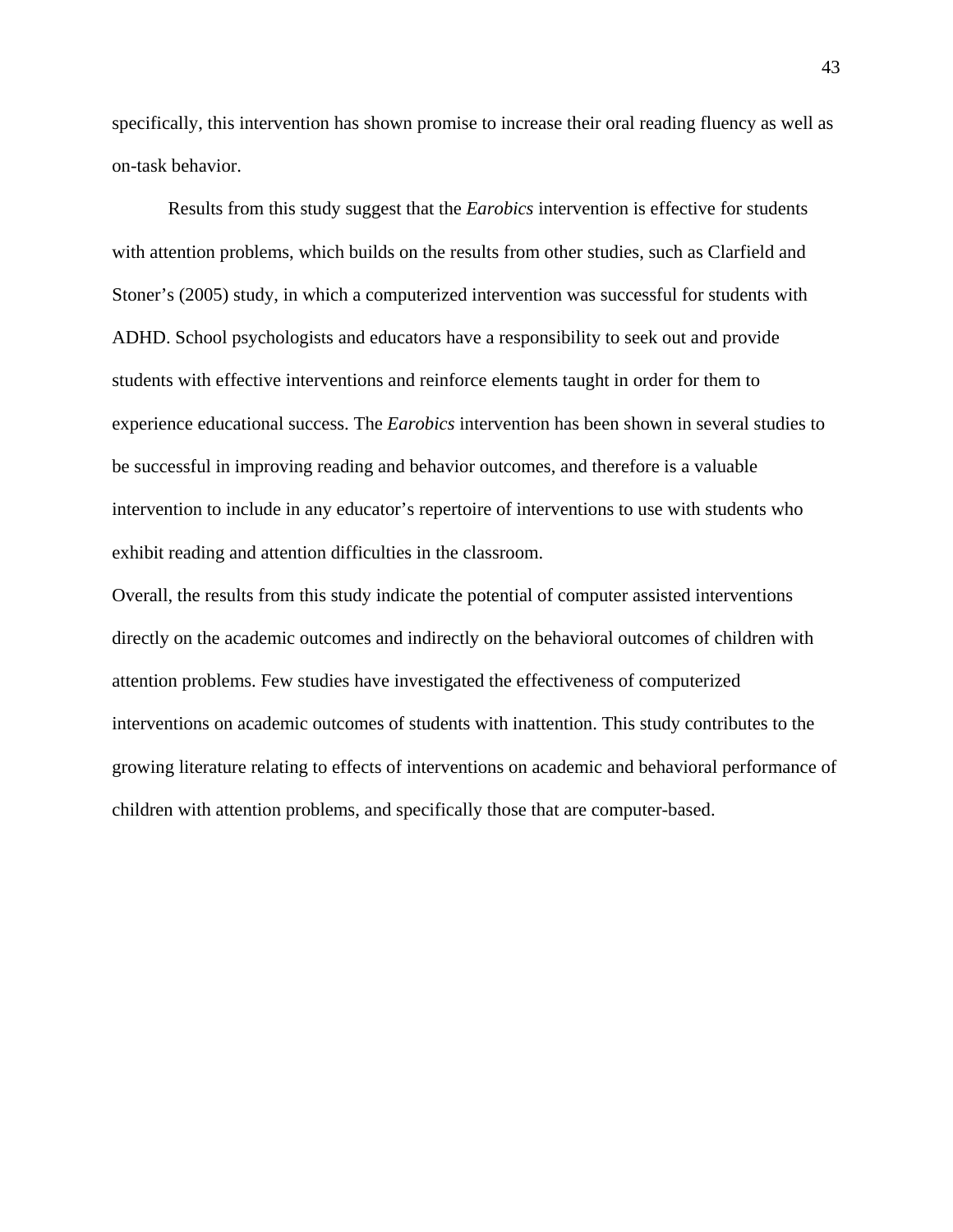specifically, this intervention has shown promise to increase their oral reading fluency as well as on-task behavior.

Results from this study suggest that the *Earobics* intervention is effective for students with attention problems, which builds on the results from other studies, such as Clarfield and Stoner's (2005) study, in which a computerized intervention was successful for students with ADHD. School psychologists and educators have a responsibility to seek out and provide students with effective interventions and reinforce elements taught in order for them to experience educational success. The *Earobics* intervention has been shown in several studies to be successful in improving reading and behavior outcomes, and therefore is a valuable intervention to include in any educator's repertoire of interventions to use with students who exhibit reading and attention difficulties in the classroom.

Overall, the results from this study indicate the potential of computer assisted interventions directly on the academic outcomes and indirectly on the behavioral outcomes of children with attention problems. Few studies have investigated the effectiveness of computerized interventions on academic outcomes of students with inattention. This study contributes to the growing literature relating to effects of interventions on academic and behavioral performance of children with attention problems, and specifically those that are computer-based.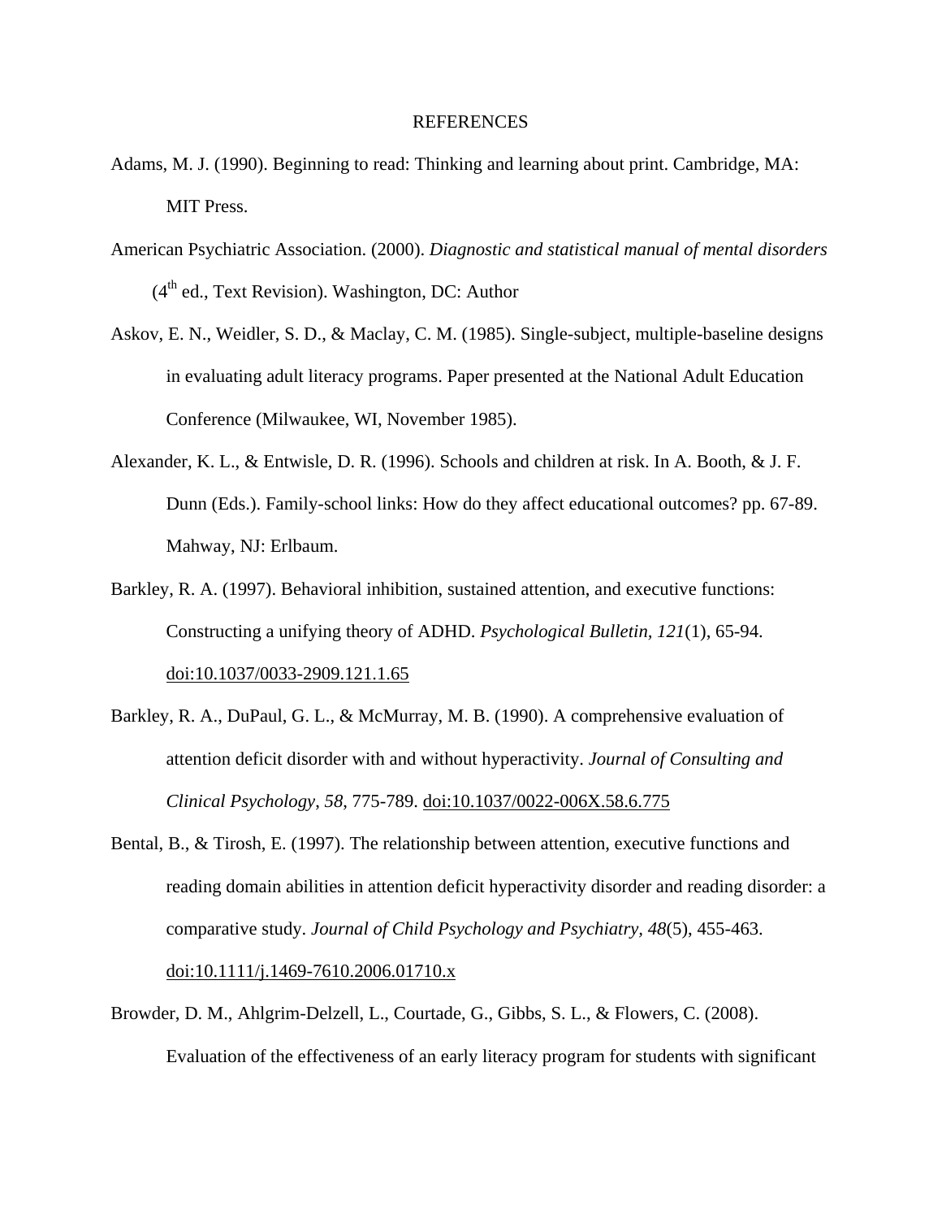# REFERENCES

Adams, M. J. (1990). Beginning to read: Thinking and learning about print. Cambridge, MA: MIT Press.

American Psychiatric Association. (2000). *Diagnostic and statistical manual of mental disorders* (4th ed., Text Revision). Washington, DC: Author

Askov, E. N., Weidler, S. D., & Maclay, C. M. (1985). Single-subject, multiple-baseline designs in evaluating adult literacy programs. Paper presented at the National Adult Education Conference (Milwaukee, WI, November 1985).

Alexander, K. L., & Entwisle, D. R. (1996). Schools and children at risk. In A. Booth, & J. F. Dunn (Eds.). Family-school links: How do they affect educational outcomes? pp. 67-89. Mahway, NJ: Erlbaum.

Barkley, R. A. (1997). Behavioral inhibition, sustained attention, and executive functions: Constructing a unifying theory of ADHD. *Psychological Bulletin, 121*(1), 65-94. doi:10.1037/0033-2909.121.1.65

Barkley, R. A., DuPaul, G. L., & McMurray, M. B. (1990). A comprehensive evaluation of attention deficit disorder with and without hyperactivity. *Journal of Consulting and Clinical Psychology, 58*, 775-789. doi:10.1037/0022-006X.58.6.775

Bental, B., & Tirosh, E. (1997). The relationship between attention, executive functions and reading domain abilities in attention deficit hyperactivity disorder and reading disorder: a comparative study. *Journal of Child Psychology and Psychiatry, 48*(5), 455-463. doi:10.1111/j.1469-7610.2006.01710.x

Browder, D. M., Ahlgrim-Delzell, L., Courtade, G., Gibbs, S. L., & Flowers, C. (2008). Evaluation of the effectiveness of an early literacy program for students with significant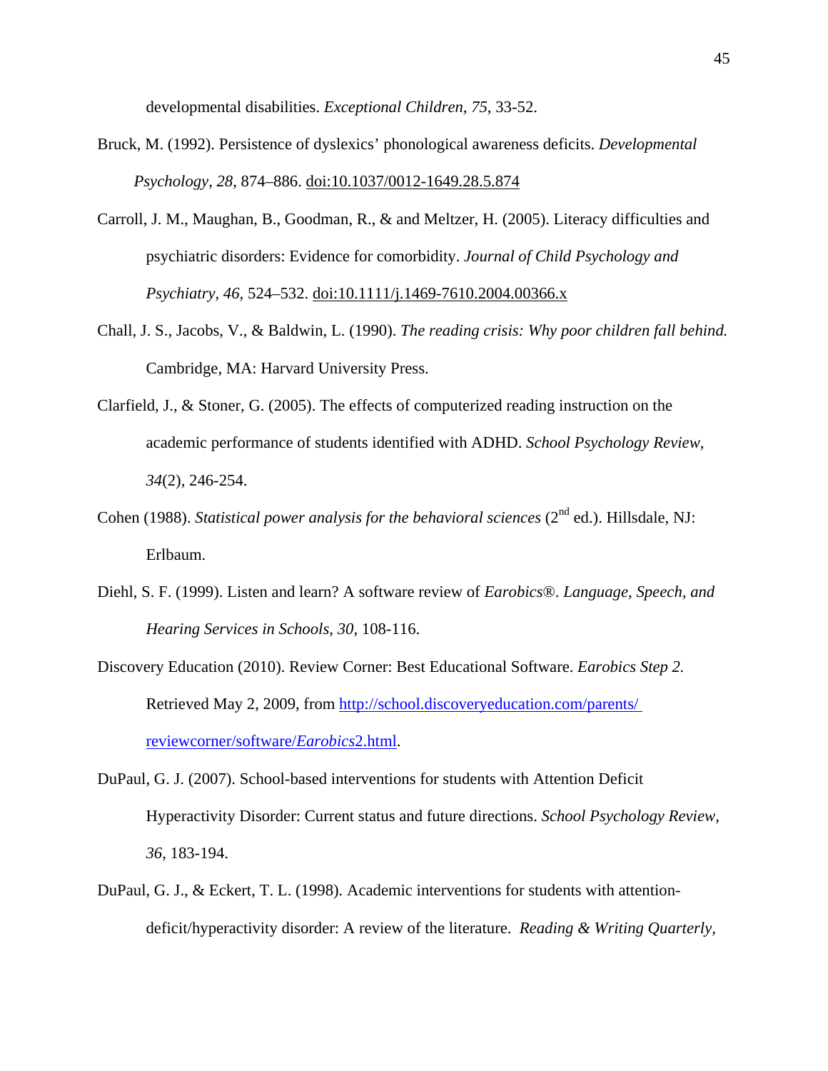developmental disabilities. *Exceptional Children, 75*, 33-52.

Bruck, M. (1992). Persistence of dyslexics' phonological awareness deficits. *Developmental Psychology, 28*, 874–886. doi:10.1037/0012-1649.28.5.874

Carroll, J. M., Maughan, B., Goodman, R., & and Meltzer, H. (2005). Literacy difficulties and psychiatric disorders: Evidence for comorbidity. *Journal of Child Psychology and Psychiatry, 46*, 524–532. doi:10.1111/j.1469-7610.2004.00366.x

Chall, J. S., Jacobs, V., & Baldwin, L. (1990). *The reading crisis: Why poor children fall behind.* Cambridge, MA: Harvard University Press.

Clarfield, J., & Stoner, G. (2005). The effects of computerized reading instruction on the academic performance of students identified with ADHD. *School Psychology Review, 34*(2), 246-254.

Cohen (1988). *Statistical power analysis for the behavioral sciences* (2nd ed.). Hillsdale, NJ: Erlbaum.

Diehl, S. F. (1999). Listen and learn? A software review of *Earobics*®. *Language, Speech, and Hearing Services in Schools, 30*, 108-116.

Discovery Education (2010). Review Corner: Best Educational Software. *Earobics Step 2*. Retrieved May 2, 2009, from http://school.discoveryeducation.com/parents/reviewcorner/software/*Earobics*2.html.

DuPaul, G. J. (2007). School-based interventions for students with Attention Deficit Hyperactivity Disorder: Current status and future directions. *School Psychology Review, 36*, 183-194.

DuPaul, G. J., & Eckert, T. L. (1998). Academic interventions for students with attention-deficit/hyperactivity disorder: A review of the literature. *Reading & Writing Quarterly,*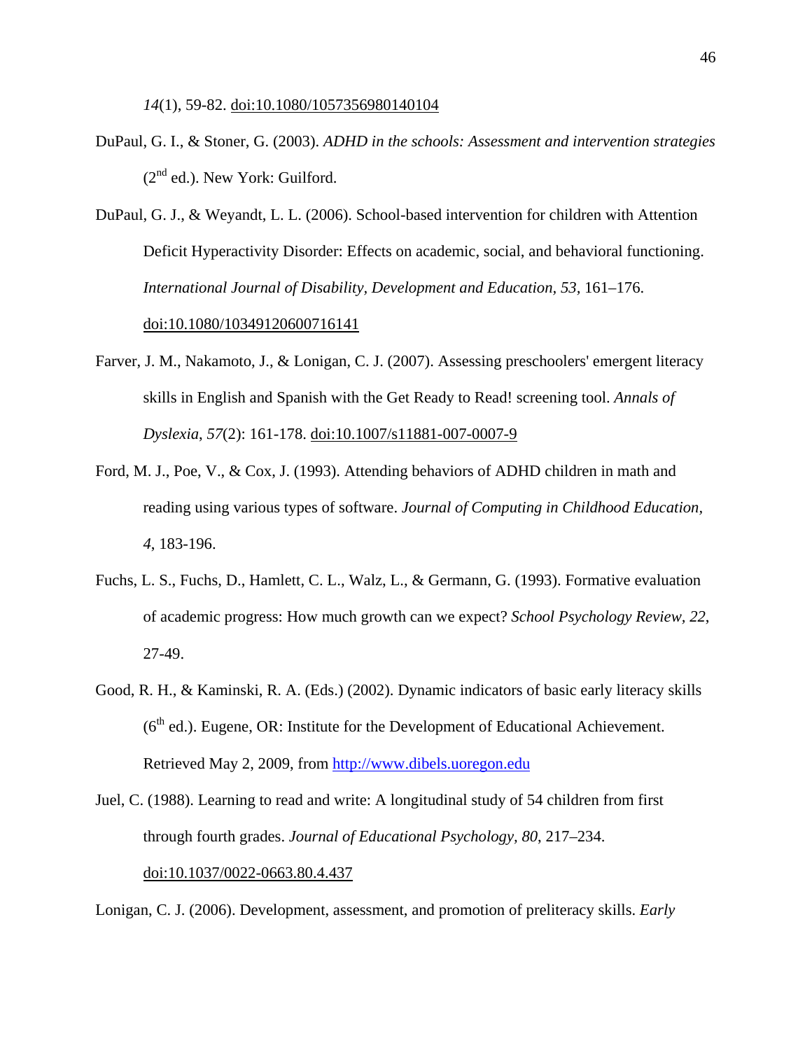*14*(1), 59-82. doi:10.1080/1057356980140104

DuPaul, G. I., & Stoner, G. (2003). *ADHD in the schools: Assessment and intervention strategies* (2nd ed.). New York: Guilford.

DuPaul, G. J., & Weyandt, L. L. (2006). School-based intervention for children with Attention Deficit Hyperactivity Disorder: Effects on academic, social, and behavioral functioning. *International Journal of Disability, Development and Education, 53*, 161–176. doi:10.1080/10349120600716141

Farver, J. M., Nakamoto, J., & Lonigan, C. J. (2007). Assessing preschoolers' emergent literacy skills in English and Spanish with the Get Ready to Read! screening tool. *Annals of Dyslexia, 57*(2): 161-178. doi:10.1007/s11881-007-0007-9

Ford, M. J., Poe, V., & Cox, J. (1993). Attending behaviors of ADHD children in math and reading using various types of software. *Journal of Computing in Childhood Education, 4*, 183-196.

Fuchs, L. S., Fuchs, D., Hamlett, C. L., Walz, L., & Germann, G. (1993). Formative evaluation of academic progress: How much growth can we expect? *School Psychology Review, 22*, 27-49.

Good, R. H., & Kaminski, R. A. (Eds.) (2002). Dynamic indicators of basic early literacy skills (6th ed.). Eugene, OR: Institute for the Development of Educational Achievement. Retrieved May 2, 2009, from http://www.dibels.uoregon.edu

Juel, C. (1988). Learning to read and write: A longitudinal study of 54 children from first through fourth grades. *Journal of Educational Psychology, 80*, 217–234. doi:10.1037/0022-0663.80.4.437

Lonigan, C. J. (2006). Development, assessment, and promotion of preliteracy skills. *Early*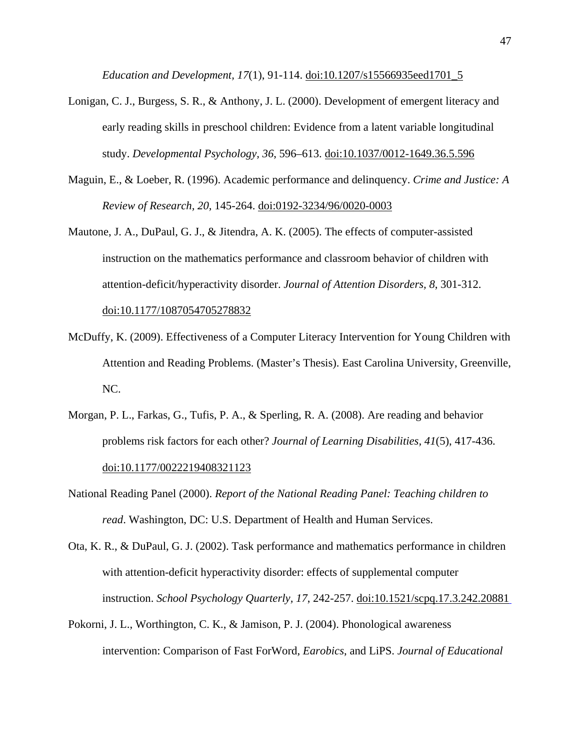*Education and Development*, *17*(1), 91-114. doi:10.1207/s15566935eed1701_5

Lonigan, C. J., Burgess, S. R., & Anthony, J. L. (2000). Development of emergent literacy and early reading skills in preschool children: Evidence from a latent variable longitudinal study. *Developmental Psychology, 36*, 596–613. doi:10.1037/0012-1649.36.5.596

Maguin, E., & Loeber, R. (1996). Academic performance and delinquency. *Crime and Justice: A Review of Research, 20*, 145-264. doi:0192-3234/96/0020-0003

Mautone, J. A., DuPaul, G. J., & Jitendra, A. K. (2005). The effects of computer-assisted instruction on the mathematics performance and classroom behavior of children with attention-deficit/hyperactivity disorder. *Journal of Attention Disorders, 8*, 301-312. doi:10.1177/1087054705278832

McDuffy, K. (2009). Effectiveness of a Computer Literacy Intervention for Young Children with Attention and Reading Problems. (Master's Thesis). East Carolina University, Greenville, NC.

Morgan, P. L., Farkas, G., Tufis, P. A., & Sperling, R. A. (2008). Are reading and behavior problems risk factors for each other? *Journal of Learning Disabilities, 41*(5), 417-436. doi:10.1177/0022219408321123

National Reading Panel (2000). *Report of the National Reading Panel: Teaching children to read*. Washington, DC: U.S. Department of Health and Human Services.

Ota, K. R., & DuPaul, G. J. (2002). Task performance and mathematics performance in children with attention-deficit hyperactivity disorder: effects of supplemental computer instruction. *School Psychology Quarterly, 17*, 242-257. doi:10.1521/scpq.17.3.242.20881

Pokorni, J. L., Worthington, C. K., & Jamison, P. J. (2004). Phonological awareness intervention: Comparison of Fast ForWord, *Earobics*, and LiPS. *Journal of Educational*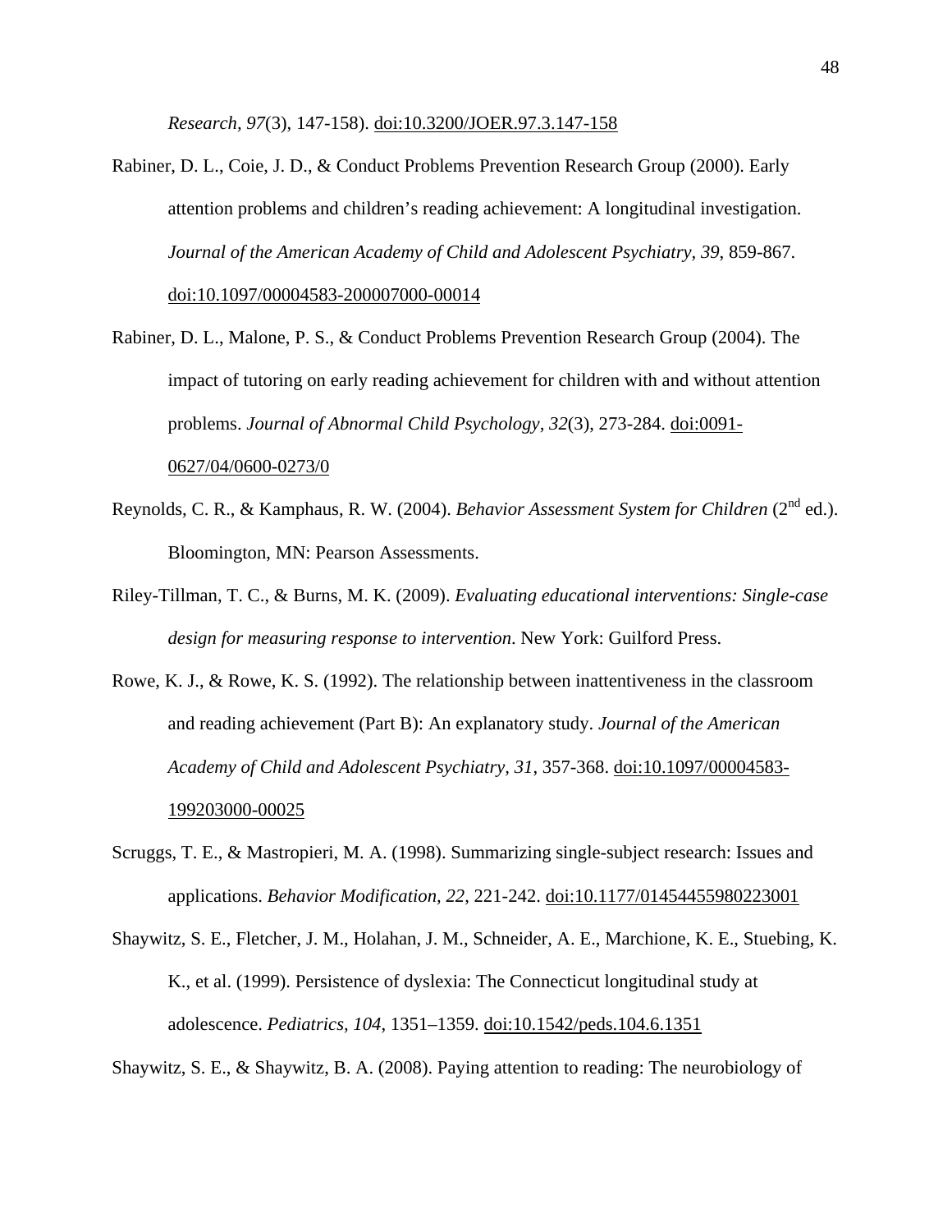*Research, 97*(3), 147-158). doi:10.3200/JOER.97.3.147-158

Rabiner, D. L., Coie, J. D., & Conduct Problems Prevention Research Group (2000). Early attention problems and children's reading achievement: A longitudinal investigation. *Journal of the American Academy of Child and Adolescent Psychiatry, 39*, 859-867. doi:10.1097/00004583-200007000-00014

Rabiner, D. L., Malone, P. S., & Conduct Problems Prevention Research Group (2004). The impact of tutoring on early reading achievement for children with and without attention problems. *Journal of Abnormal Child Psychology, 32*(3), 273-284. doi:0091-0627/04/0600-0273/0

Reynolds, C. R., & Kamphaus, R. W. (2004). *Behavior Assessment System for Children* (2nd ed.). Bloomington, MN: Pearson Assessments.

Riley-Tillman, T. C., & Burns, M. K. (2009). *Evaluating educational interventions: Single-case design for measuring response to intervention*. New York: Guilford Press.

Rowe, K. J., & Rowe, K. S. (1992). The relationship between inattentiveness in the classroom and reading achievement (Part B): An explanatory study. *Journal of the American Academy of Child and Adolescent Psychiatry, 31*, 357-368. doi:10.1097/00004583-199203000-00025

Scruggs, T. E., & Mastropieri, M. A. (1998). Summarizing single-subject research: Issues and applications. *Behavior Modification, 22*, 221-242. doi:10.1177/01454455980223001

Shaywitz, S. E., Fletcher, J. M., Holahan, J. M., Schneider, A. E., Marchione, K. E., Stuebing, K. K., et al. (1999). Persistence of dyslexia: The Connecticut longitudinal study at adolescence. *Pediatrics, 104*, 1351–1359. doi:10.1542/peds.104.6.1351

Shaywitz, S. E., & Shaywitz, B. A. (2008). Paying attention to reading: The neurobiology of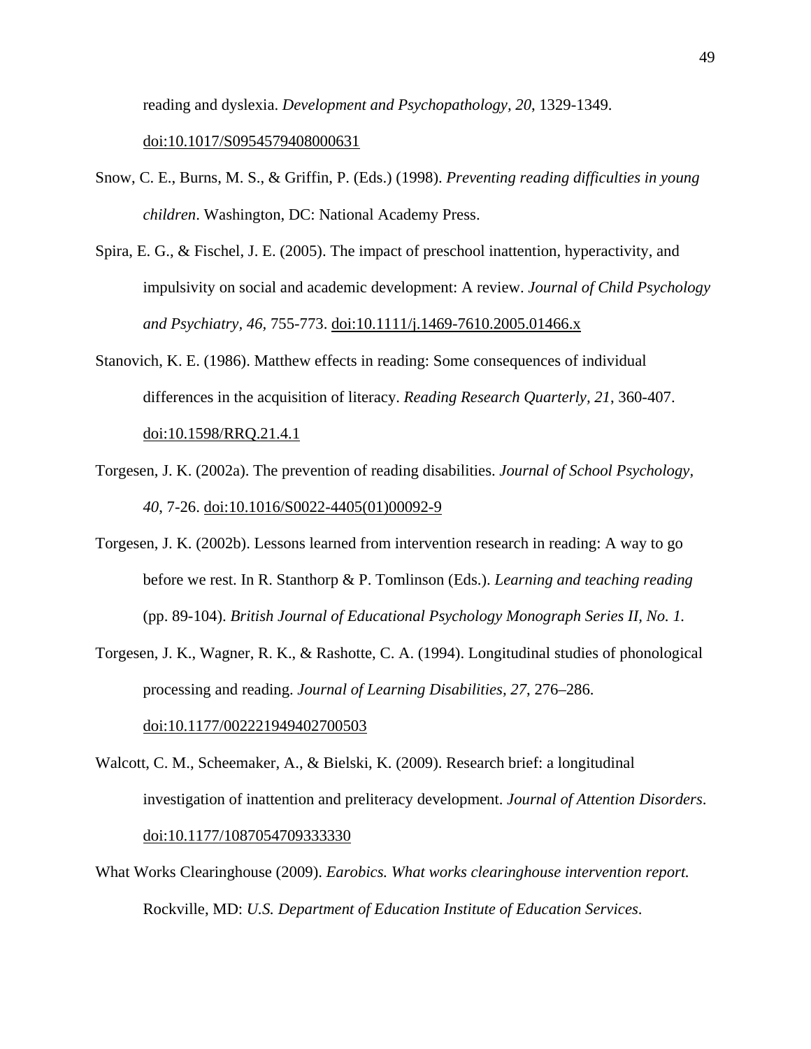reading and dyslexia. *Development and Psychopathology*, *20*, 1329-1349. doi:10.1017/S0954579408000631

Snow, C. E., Burns, M. S., & Griffin, P. (Eds.) (1998). *Preventing reading difficulties in young children*. Washington, DC: National Academy Press.

Spira, E. G., & Fischel, J. E. (2005). The impact of preschool inattention, hyperactivity, and impulsivity on social and academic development: A review. *Journal of Child Psychology and Psychiatry*, *46*, 755-773. doi:10.1111/j.1469-7610.2005.01466.x

Stanovich, K. E. (1986). Matthew effects in reading: Some consequences of individual differences in the acquisition of literacy. *Reading Research Quarterly, 21*, 360-407. doi:10.1598/RRQ.21.4.1

Torgesen, J. K. (2002a). The prevention of reading disabilities. *Journal of School Psychology, 40*, 7-26. doi:10.1016/S0022-4405(01)00092-9

Torgesen, J. K. (2002b). Lessons learned from intervention research in reading: A way to go before we rest. In R. Stanthorp & P. Tomlinson (Eds.). *Learning and teaching reading* (pp. 89-104). *British Journal of Educational Psychology Monograph Series II, No. 1.*

Torgesen, J. K., Wagner, R. K., & Rashotte, C. A. (1994). Longitudinal studies of phonological processing and reading. *Journal of Learning Disabilities, 27*, 276–286. doi:10.1177/002221949402700503

Walcott, C. M., Scheemaker, A., & Bielski, K. (2009). Research brief: a longitudinal investigation of inattention and preliteracy development. *Journal of Attention Disorders*. doi:10.1177/1087054709333330

What Works Clearinghouse (2009). *Earobics. What works clearinghouse intervention report.* Rockville, MD: *U.S. Department of Education Institute of Education Services*.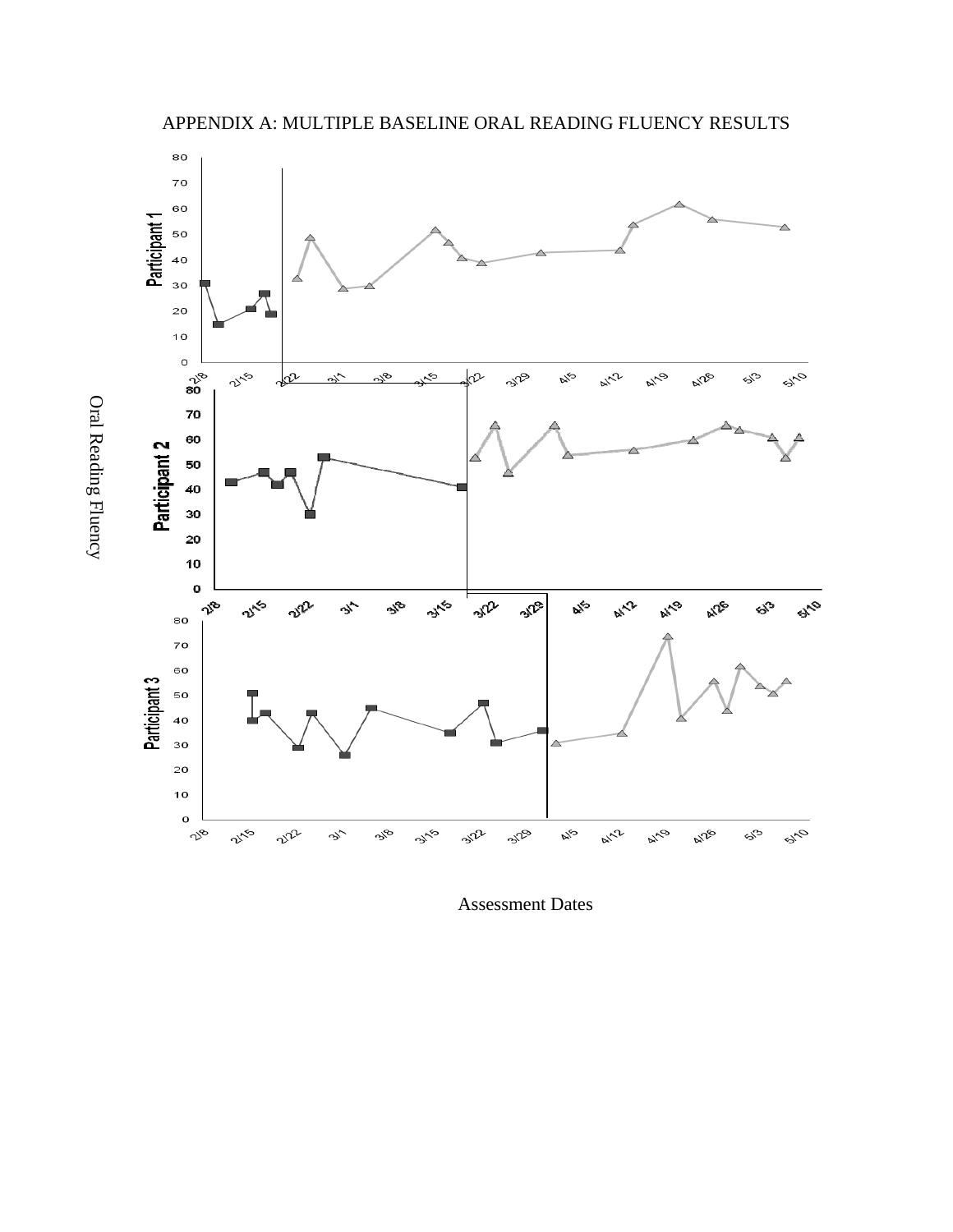APPENDIX A: MULTIPLE BASELINE ORAL READING FLUENCY RESULTS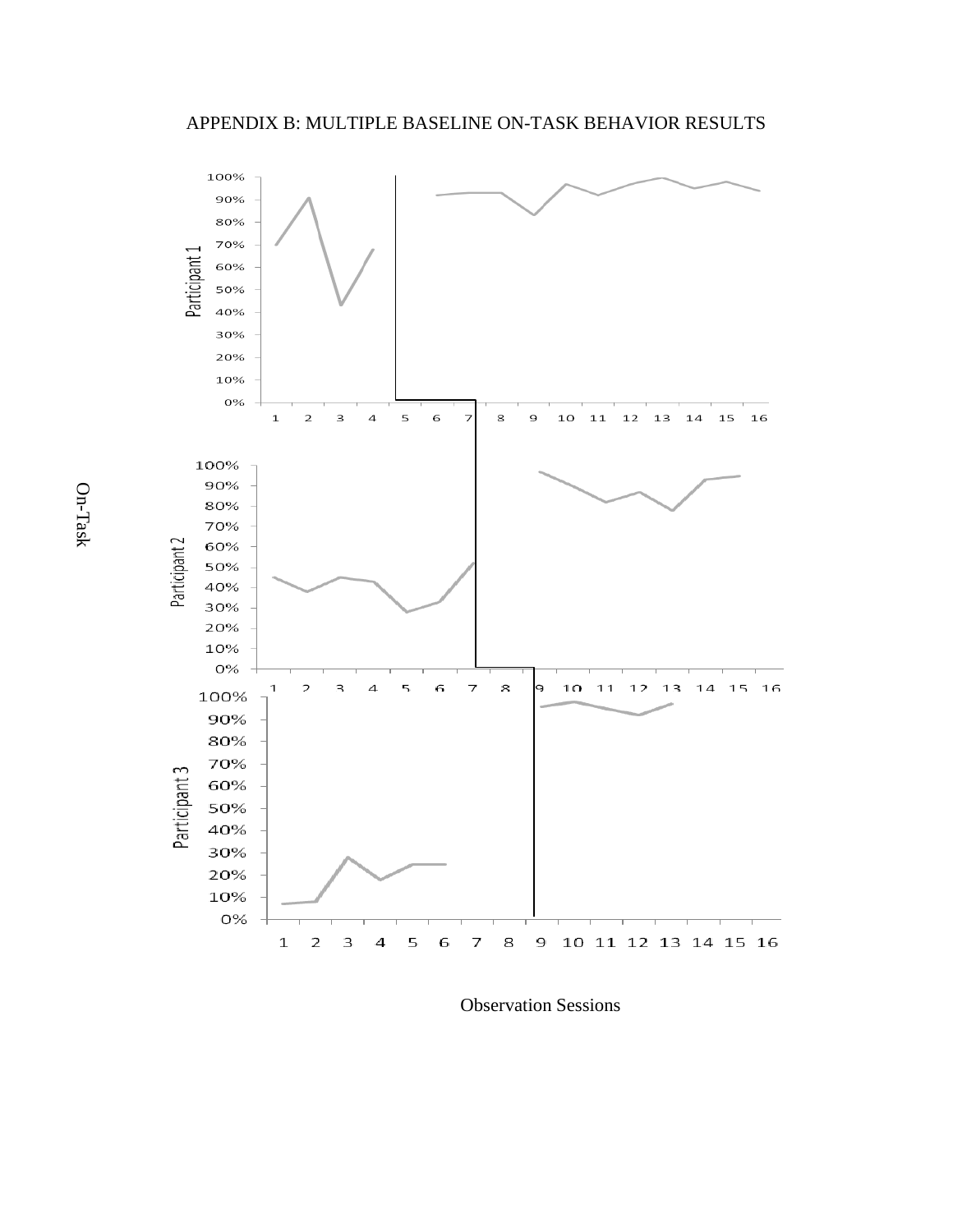# APPENDIX B: MULTIPLE BASELINE ON-TASK BEHAVIOR RESULTS

On-Task

Participant 1

Participant 2

Participant 3

Observation Sessions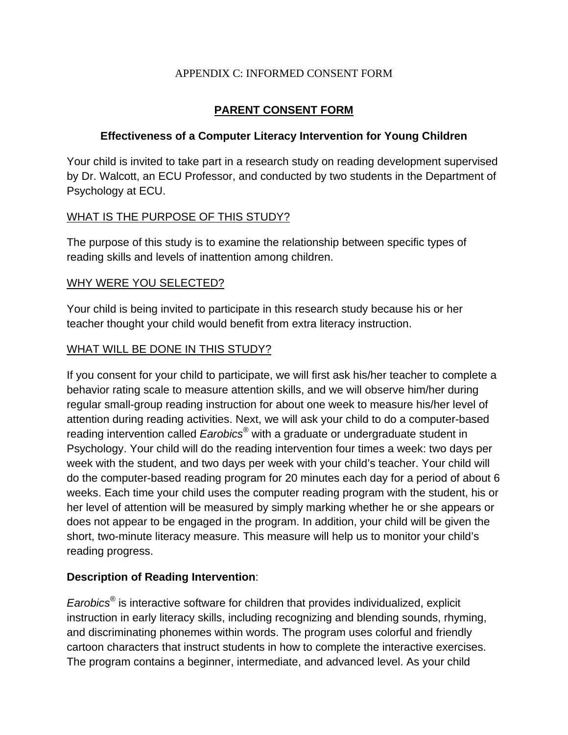APPENDIX C: INFORMED CONSENT FORM

# PARENT CONSENT FORM

## Effectiveness of a Computer Literacy Intervention for Young Children

Your child is invited to take part in a research study on reading development supervised by Dr. Walcott, an ECU Professor, and conducted by two students in the Department of Psychology at ECU.

WHAT IS THE PURPOSE OF THIS STUDY?

The purpose of this study is to examine the relationship between specific types of reading skills and levels of inattention among children.

WHY WERE YOU SELECTED?

Your child is being invited to participate in this research study because his or her teacher thought your child would benefit from extra literacy instruction.

WHAT WILL BE DONE IN THIS STUDY?

If you consent for your child to participate, we will first ask his/her teacher to complete a behavior rating scale to measure attention skills, and we will observe him/her during regular small-group reading instruction for about one week to measure his/her level of attention during reading activities. Next, we will ask your child to do a computer-based reading intervention called *Earobics*® with a graduate or undergraduate student in Psychology. Your child will do the reading intervention four times a week: two days per week with the student, and two days per week with your child's teacher. Your child will do the computer-based reading program for 20 minutes each day for a period of about 6 weeks. Each time your child uses the computer reading program with the student, his or her level of attention will be measured by simply marking whether he or she appears or does not appear to be engaged in the program. In addition, your child will be given the short, two-minute literacy measure. This measure will help us to monitor your child's reading progress.

**Description of Reading Intervention**:

*Earobics*® is interactive software for children that provides individualized, explicit instruction in early literacy skills, including recognizing and blending sounds, rhyming, and discriminating phonemes within words. The program uses colorful and friendly cartoon characters that instruct students in how to complete the interactive exercises. The program contains a beginner, intermediate, and advanced level. As your child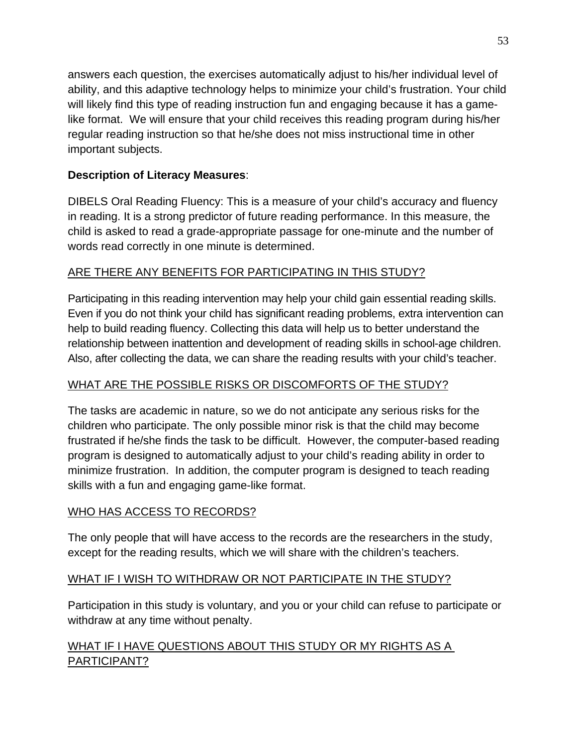answers each question, the exercises automatically adjust to his/her individual level of ability, and this adaptive technology helps to minimize your child's frustration. Your child will likely find this type of reading instruction fun and engaging because it has a game-like format. We will ensure that your child receives this reading program during his/her regular reading instruction so that he/she does not miss instructional time in other important subjects.

**Description of Literacy Measures**:

DIBELS Oral Reading Fluency: This is a measure of your child's accuracy and fluency in reading. It is a strong predictor of future reading performance. In this measure, the child is asked to read a grade-appropriate passage for one-minute and the number of words read correctly in one minute is determined.

<u>ARE THERE ANY BENEFITS FOR PARTICIPATING IN THIS STUDY?</u>

Participating in this reading intervention may help your child gain essential reading skills. Even if you do not think your child has significant reading problems, extra intervention can help to build reading fluency. Collecting this data will help us to better understand the relationship between inattention and development of reading skills in school-age children. Also, after collecting the data, we can share the reading results with your child's teacher.

<u>WHAT ARE THE POSSIBLE RISKS OR DISCOMFORTS OF THE STUDY?</u>

The tasks are academic in nature, so we do not anticipate any serious risks for the children who participate. The only possible minor risk is that the child may become frustrated if he/she finds the task to be difficult. However, the computer-based reading program is designed to automatically adjust to your child's reading ability in order to minimize frustration. In addition, the computer program is designed to teach reading skills with a fun and engaging game-like format.

<u>WHO HAS ACCESS TO RECORDS?</u>

The only people that will have access to the records are the researchers in the study, except for the reading results, which we will share with the children's teachers.

<u>WHAT IF I WISH TO WITHDRAW OR NOT PARTICIPATE IN THE STUDY?</u>

Participation in this study is voluntary, and you or your child can refuse to participate or withdraw at any time without penalty.

<u>WHAT IF I HAVE QUESTIONS ABOUT THIS STUDY OR MY RIGHTS AS A PARTICIPANT?</u>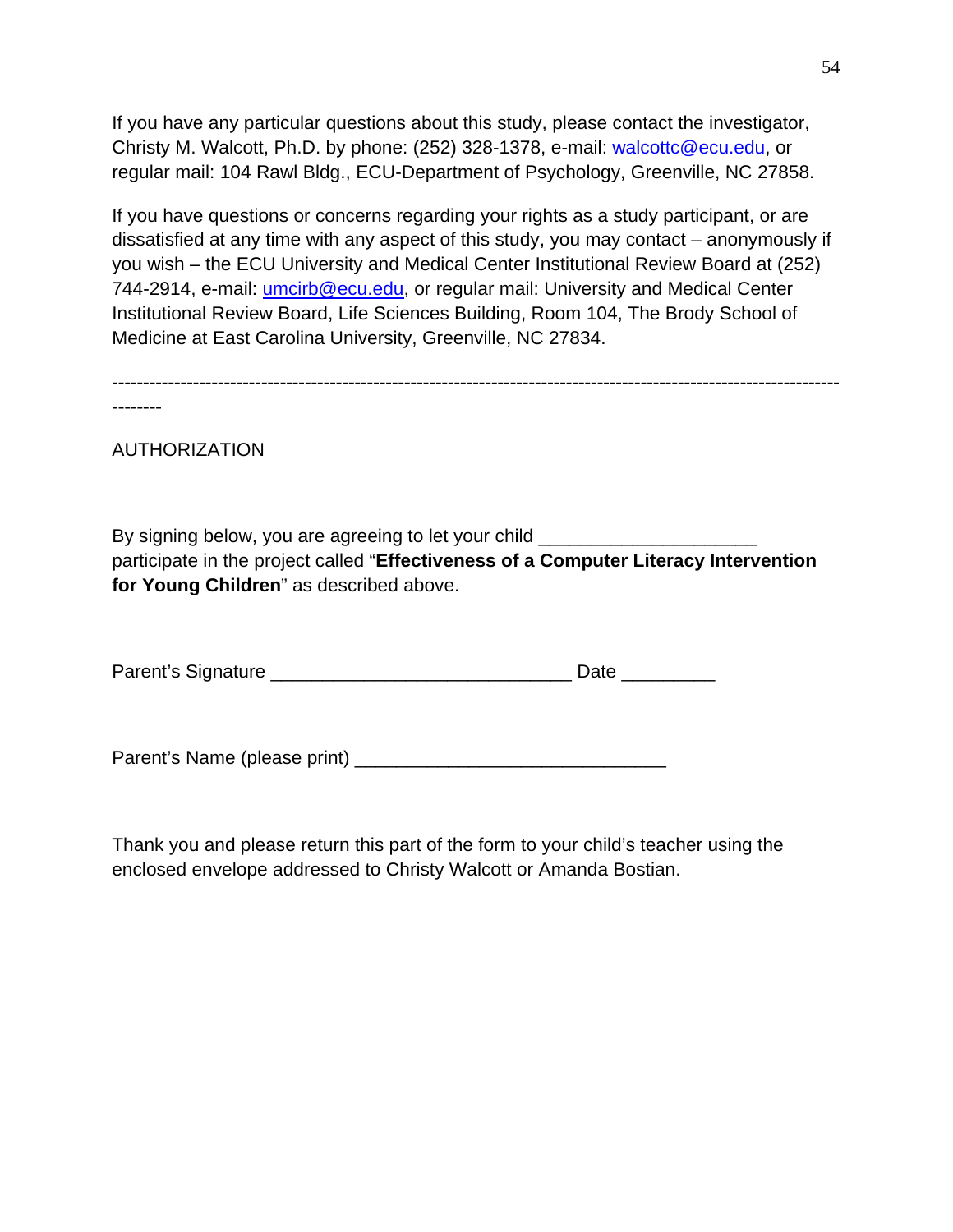If you have any particular questions about this study, please contact the investigator, Christy M. Walcott, Ph.D. by phone: (252) 328-1378, e-mail: walcottc@ecu.edu, or regular mail: 104 Rawl Bldg., ECU-Department of Psychology, Greenville, NC 27858.

If you have questions or concerns regarding your rights as a study participant, or are dissatisfied at any time with any aspect of this study, you may contact – anonymously if you wish – the ECU University and Medical Center Institutional Review Board at (252) 744-2914, e-mail: umcirb@ecu.edu, or regular mail: University and Medical Center Institutional Review Board, Life Sciences Building, Room 104, The Brody School of Medicine at East Carolina University, Greenville, NC 27834.

------------------------------------------------------------------------------------------------------------------------

AUTHORIZATION

By signing below, you are agreeing to let your child ____________________ participate in the project called "**Effectiveness of a Computer Literacy Intervention for Young Children**" as described above.

Parent's Signature ____________________________ Date _________

Parent's Name (please print) _____________________________

Thank you and please return this part of the form to your child's teacher using the enclosed envelope addressed to Christy Walcott or Amanda Bostian.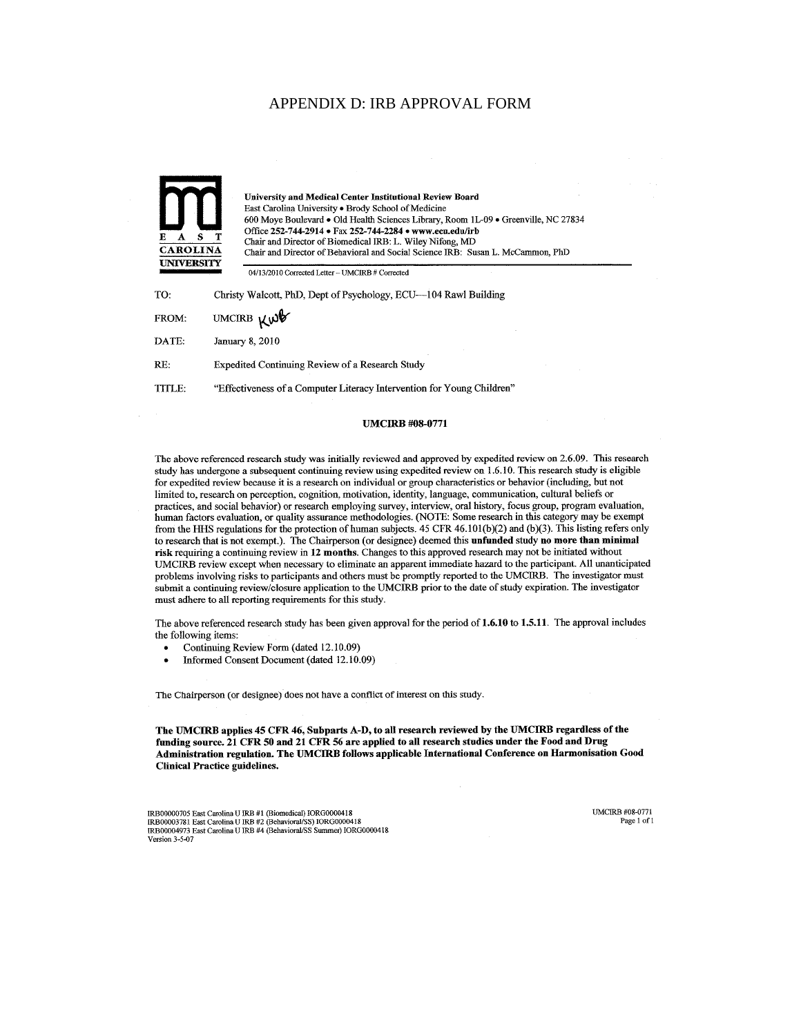# APPENDIX D: IRB APPROVAL FORM

EAST CAROLINA UNIVERSITY

**University and Medical Center Institutional Review Board**
East Carolina University • Brody School of Medicine
600 Moye Boulevard • Old Health Sciences Library, Room 1L-09 • Greenville, NC 27834
Office **252-744-2914** • Fax **252-744-2284** • **www.ecu.edu/irb**
Chair and Director of Biomedical IRB: L. Wiley Nifong, MD
Chair and Director of Behavioral and Social Science IRB: Susan L. McCammon, PhD

04/13/2010 Corrected Letter – UMCIRB # Corrected

TO: Christy Walcott, PhD, Dept of Psychology, ECU—104 Rawl Building

FROM: UMCIRB KWB

DATE: January 8, 2010

RE: Expedited Continuing Review of a Research Study

TITLE: "Effectiveness of a Computer Literacy Intervention for Young Children"

**UMCIRB #08-0771**

The above referenced research study was initially reviewed and approved by expedited review on 2.6.09. This research study has undergone a subsequent continuing review using expedited review on 1.6.10. This research study is eligible for expedited review because it is a research on individual or group characteristics or behavior (including, but not limited to, research on perception, cognition, motivation, identity, language, communication, cultural beliefs or practices, and social behavior) or research employing survey, interview, oral history, focus group, program evaluation, human factors evaluation, or quality assurance methodologies. (NOTE: Some research in this category may be exempt from the HHS regulations for the protection of human subjects. 45 CFR 46.101(b)(2) and (b)(3). This listing refers only to research that is not exempt.). The Chairperson (or designee) deemed this **unfunded** study **no more than minimal risk** requiring a continuing review in **12 months**. Changes to this approved research may not be initiated without UMCIRB review except when necessary to eliminate an apparent immediate hazard to the participant. All unanticipated problems involving risks to participants and others must be promptly reported to the UMCIRB. The investigator must submit a continuing review/closure application to the UMCIRB prior to the date of study expiration. The investigator must adhere to all reporting requirements for this study.

The above referenced research study has been given approval for the period of **1.6.10** to **1.5.11**. The approval includes the following items:

- Continuing Review Form (dated 12.10.09)
- Informed Consent Document (dated 12.10.09)

The Chairperson (or designee) does not have a conflict of interest on this study.

**The UMCIRB applies 45 CFR 46, Subparts A-D, to all research reviewed by the UMCIRB regardless of the funding source. 21 CFR 50 and 21 CFR 56 are applied to all research studies under the Food and Drug Administration regulation. The UMCIRB follows applicable International Conference on Harmonisation Good Clinical Practice guidelines.**

IRB00000705 East Carolina U IRB #1 (Biomedical) IORG0000418
IRB00003781 East Carolina U IRB #2 (Behavioral/SS) IORG0000418
IRB00004973 East Carolina U IRB #4 (Behavioral/SS Summer) IORG0000418
Version 3-5-07

UMCIRB #08-0771